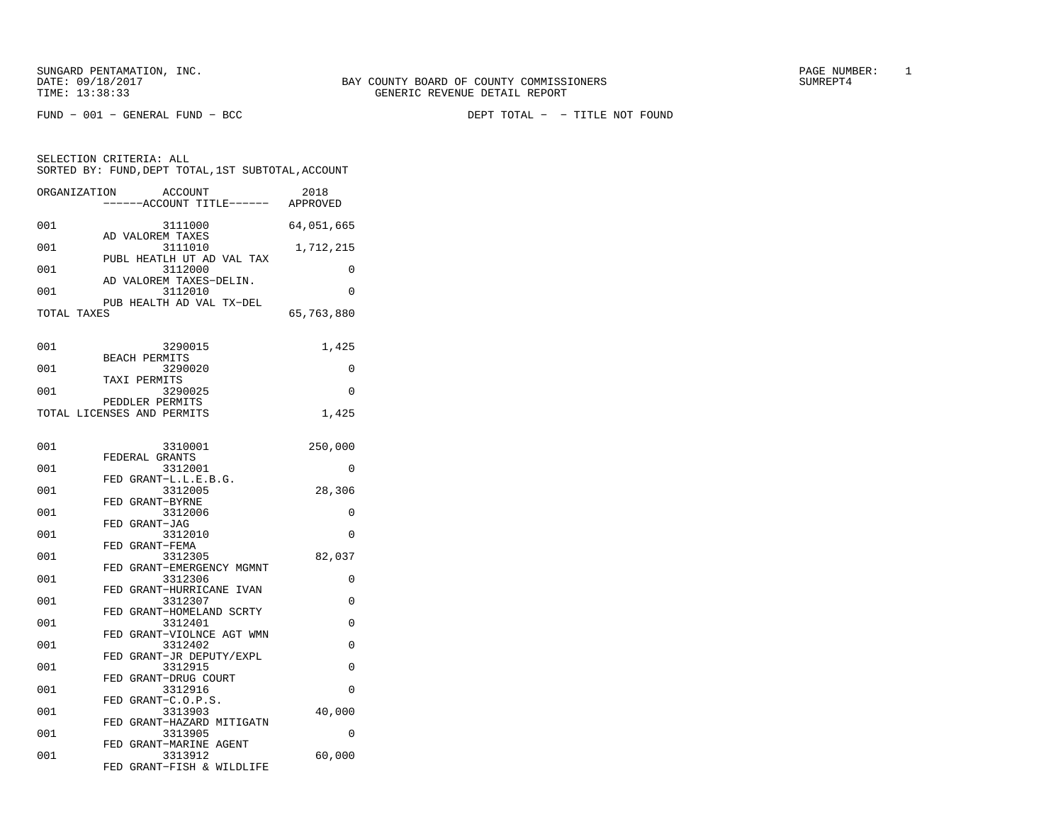SUNGARD PENTAMATION, INC.
DATE: 09/18/2017
TIME: 13:38:33

BAY COUNTY BOARD OF COUNTY COMMISSIONERS
GENERIC REVENUE DETAIL REPORT

SUMREPT4

FUND - 001 - GENERAL FUND - BCC

DEPT TOTAL - - TITLE NOT FOUND

SELECTION CRITERIA: ALL
SORTED BY: FUND,DEPT TOTAL,1ST SUBTOTAL,ACCOUNT

| ORGANIZATION | ACCOUNT | ------ACCOUNT TITLE------ | 2018 APPROVED |
|---|---|---|---|
| 001 | 3111000 | AD VALOREM TAXES | 64,051,665 |
| 001 | 3111010 | PUBL HEATLH UT AD VAL TAX | 1,712,215 |
| 001 | 3112000 | AD VALOREM TAXES-DELIN. | 0 |
| 001 | 3112010 | PUB HEALTH AD VAL TX-DEL | 0 |
| TOTAL TAXES | | | 65,763,880 |
| | | | |
| 001 | 3290015 | BEACH PERMITS | 1,425 |
| 001 | 3290020 | TAXI PERMITS | 0 |
| 001 | 3290025 | PEDDLER PERMITS | 0 |
| TOTAL LICENSES AND PERMITS | | | 1,425 |
| | | | |
| 001 | 3310001 | FEDERAL GRANTS | 250,000 |
| 001 | 3312001 | FED GRANT-L.L.E.B.G. | 0 |
| 001 | 3312005 | FED GRANT-BYRNE | 28,306 |
| 001 | 3312006 | FED GRANT-JAG | 0 |
| 001 | 3312010 | FED GRANT-FEMA | 0 |
| 001 | 3312305 | FED GRANT-EMERGENCY MGMNT | 82,037 |
| 001 | 3312306 | FED GRANT-HURRICANE IVAN | 0 |
| 001 | 3312307 | FED GRANT-HOMELAND SCRTY | 0 |
| 001 | 3312401 | FED GRANT-VIOLNCE AGT WMN | 0 |
| 001 | 3312402 | FED GRANT-JR DEPUTY/EXPL | 0 |
| 001 | 3312915 | FED GRANT-DRUG COURT | 0 |
| 001 | 3312916 | FED GRANT-C.O.P.S. | 0 |
| 001 | 3313903 | FED GRANT-HAZARD MITIGATN | 40,000 |
| 001 | 3313905 | FED GRANT-MARINE AGENT | 0 |
| 001 | 3313912 | FED GRANT-FISH & WILDLIFE | 60,000 |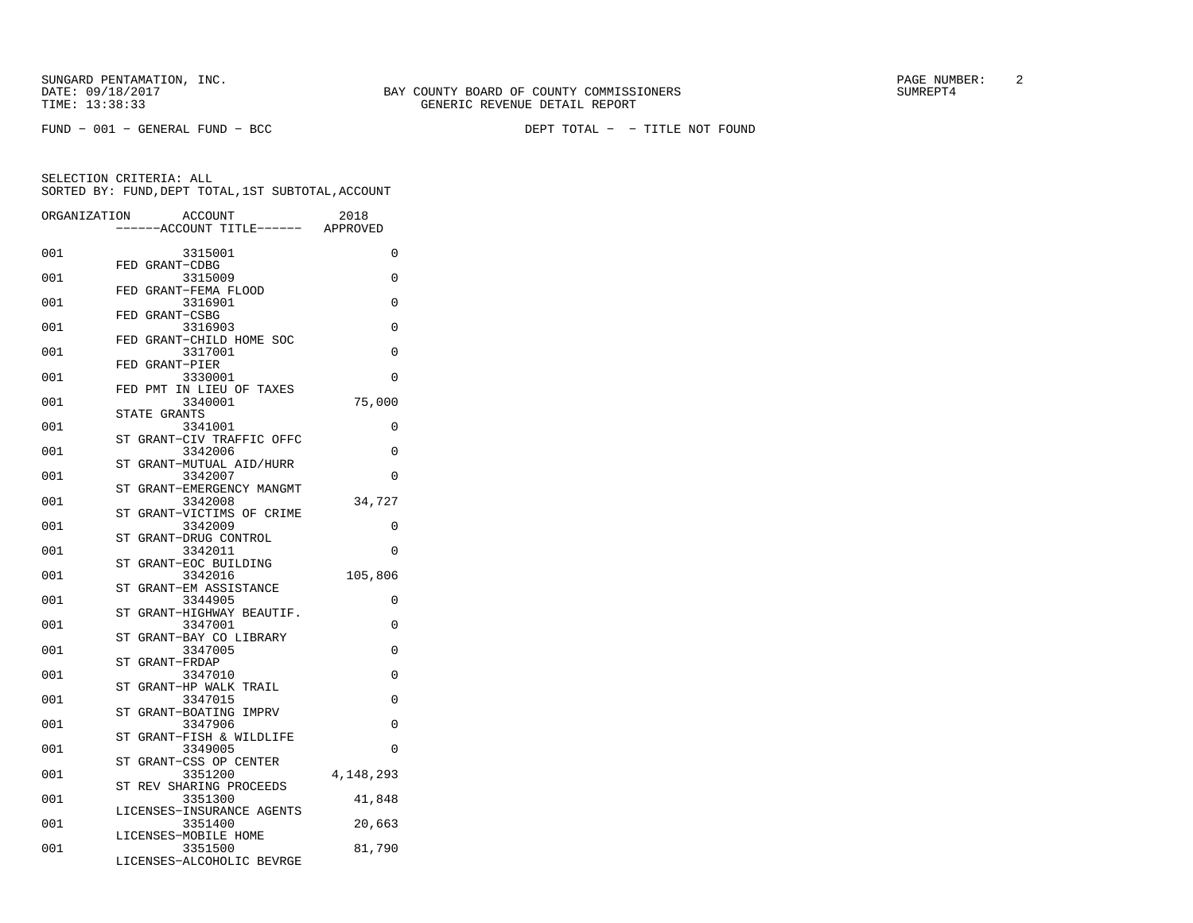SUNGARD PENTAMATION, INC.
DATE: 09/18/2017
TIME: 13:38:33

BAY COUNTY BOARD OF COUNTY COMMISSIONERS
GENERIC REVENUE DETAIL REPORT

SUMREPT4

FUND - 001 - GENERAL FUND - BCC

DEPT TOTAL - - TITLE NOT FOUND

SELECTION CRITERIA: ALL
SORTED BY: FUND,DEPT TOTAL,1ST SUBTOTAL,ACCOUNT

| ORGANIZATION | ACCOUNT / ------ACCOUNT TITLE------ | 2018 APPROVED |
|---|---|---|
| 001 | 3315001 FED GRANT-CDBG | 0 |
| 001 | 3315009 FED GRANT-FEMA FLOOD | 0 |
| 001 | 3316901 FED GRANT-CSBG | 0 |
| 001 | 3316903 FED GRANT-CHILD HOME SOC | 0 |
| 001 | 3317001 FED GRANT-PIER | 0 |
| 001 | 3330001 FED PMT IN LIEU OF TAXES | 0 |
| 001 | 3340001 STATE GRANTS | 75,000 |
| 001 | 3341001 ST GRANT-CIV TRAFFIC OFFC | 0 |
| 001 | 3342006 ST GRANT-MUTUAL AID/HURR | 0 |
| 001 | 3342007 ST GRANT-EMERGENCY MANGMT | 0 |
| 001 | 3342008 ST GRANT-VICTIMS OF CRIME | 34,727 |
| 001 | 3342009 ST GRANT-DRUG CONTROL | 0 |
| 001 | 3342011 ST GRANT-EOC BUILDING | 0 |
| 001 | 3342016 ST GRANT-EM ASSISTANCE | 105,806 |
| 001 | 3344905 ST GRANT-HIGHWAY BEAUTIF. | 0 |
| 001 | 3347001 ST GRANT-BAY CO LIBRARY | 0 |
| 001 | 3347005 ST GRANT-FRDAP | 0 |
| 001 | 3347010 ST GRANT-HP WALK TRAIL | 0 |
| 001 | 3347015 ST GRANT-BOATING IMPRV | 0 |
| 001 | 3347906 ST GRANT-FISH & WILDLIFE | 0 |
| 001 | 3349005 ST GRANT-CSS OP CENTER | 0 |
| 001 | 3351200 ST REV SHARING PROCEEDS | 4,148,293 |
| 001 | 3351300 LICENSES-INSURANCE AGENTS | 41,848 |
| 001 | 3351400 LICENSES-MOBILE HOME | 20,663 |
| 001 | 3351500 LICENSES-ALCOHOLIC BEVRGE | 81,790 |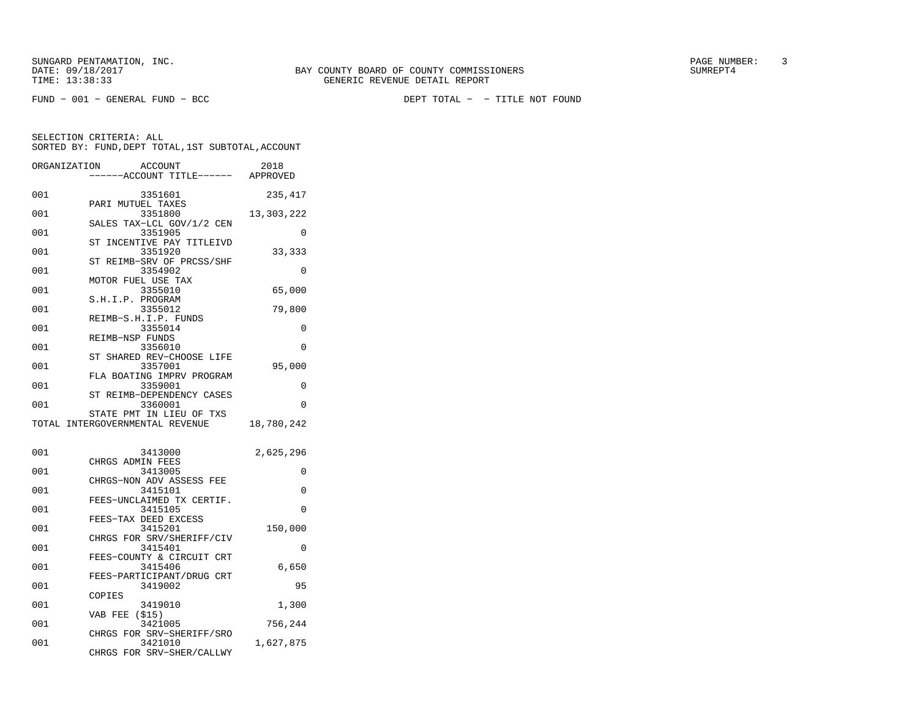BAY COUNTY BOARD OF COUNTY COMMISSIONERS
GENERIC REVENUE DETAIL REPORT

FUND - 001 - GENERAL FUND - BCC

DEPT TOTAL - - TITLE NOT FOUND

SELECTION CRITERIA: ALL
SORTED BY: FUND,DEPT TOTAL,1ST SUBTOTAL,ACCOUNT

| ORGANIZATION | ACCOUNT / ------ACCOUNT TITLE------ | 2018 APPROVED |
|---|---|---|
| 001 | 3351601 PARI MUTUEL TAXES | 235,417 |
| 001 | 3351800 SALES TAX-LCL GOV/1/2 CEN | 13,303,222 |
| 001 | 3351905 ST INCENTIVE PAY TITLEIVD | 0 |
| 001 | 3351920 ST REIMB-SRV OF PRCSS/SHF | 33,333 |
| 001 | 3354902 MOTOR FUEL USE TAX | 0 |
| 001 | 3355010 S.H.I.P. PROGRAM | 65,000 |
| 001 | 3355012 REIMB-S.H.I.P. FUNDS | 79,800 |
| 001 | 3355014 REIMB-NSP FUNDS | 0 |
| 001 | 3356010 ST SHARED REV-CHOOSE LIFE | 0 |
| 001 | 3357001 FLA BOATING IMPRV PROGRAM | 95,000 |
| 001 | 3359001 ST REIMB-DEPENDENCY CASES | 0 |
| 001 | 3360001 STATE PMT IN LIEU OF TXS | 0 |
| TOTAL INTERGOVERNMENTAL REVENUE | | 18,780,242 |
| 001 | 3413000 CHRGS ADMIN FEES | 2,625,296 |
| 001 | 3413005 CHRGS-NON ADV ASSESS FEE | 0 |
| 001 | 3415101 FEES-UNCLAIMED TX CERTIF. | 0 |
| 001 | 3415105 FEES-TAX DEED EXCESS | 0 |
| 001 | 3415201 CHRGS FOR SRV/SHERIFF/CIV | 150,000 |
| 001 | 3415401 FEES-COUNTY & CIRCUIT CRT | 0 |
| 001 | 3415406 FEES-PARTICIPANT/DRUG CRT | 6,650 |
| 001 | 3419002 COPIES | 95 |
| 001 | 3419010 VAB FEE ($15) | 1,300 |
| 001 | 3421005 CHRGS FOR SRV-SHERIFF/SRO | 756,244 |
| 001 | 3421010 CHRGS FOR SRV-SHER/CALLWY | 1,627,875 |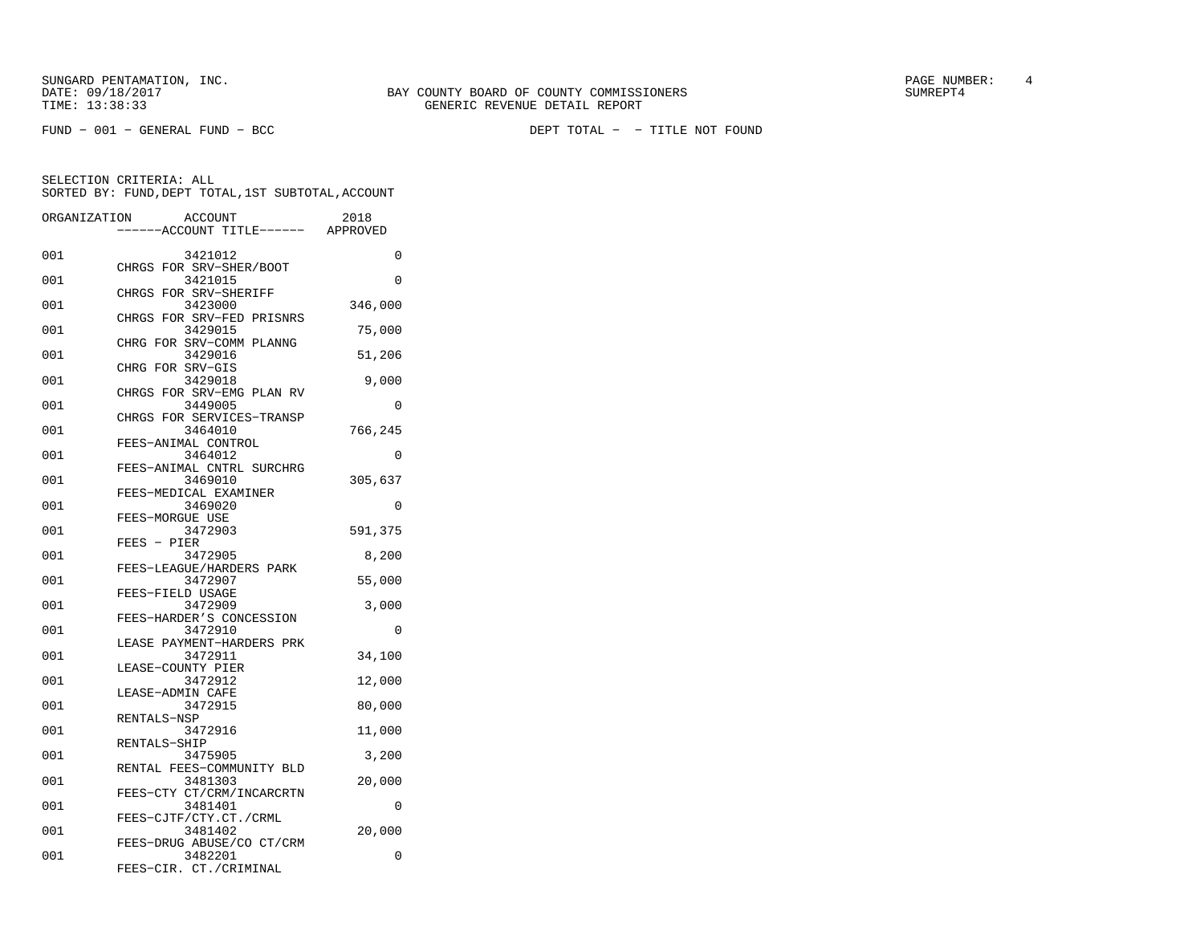SUNGARD PENTAMATION, INC.
DATE: 09/18/2017
TIME: 13:38:33

BAY COUNTY BOARD OF COUNTY COMMISSIONERS
GENERIC REVENUE DETAIL REPORT

SUMREPT4

FUND - 001 - GENERAL FUND - BCC

DEPT TOTAL - - TITLE NOT FOUND

SELECTION CRITERIA: ALL
SORTED BY: FUND,DEPT TOTAL,1ST SUBTOTAL,ACCOUNT

| ORGANIZATION | ACCOUNT | ------ACCOUNT TITLE------ | 2018 APPROVED |
|---|---|---|---|
| 001 | 3421012 | CHRGS FOR SRV-SHER/BOOT | 0 |
| 001 | 3421015 | CHRGS FOR SRV-SHERIFF | 0 |
| 001 | 3423000 | CHRGS FOR SRV-FED PRISNRS | 346,000 |
| 001 | 3429015 | CHRG FOR SRV-COMM PLANNG | 75,000 |
| 001 | 3429016 | CHRG FOR SRV-GIS | 51,206 |
| 001 | 3429018 | CHRGS FOR SRV-EMG PLAN RV | 9,000 |
| 001 | 3449005 | CHRGS FOR SERVICES-TRANSP | 0 |
| 001 | 3464010 | FEES-ANIMAL CONTROL | 766,245 |
| 001 | 3464012 | FEES-ANIMAL CNTRL SURCHRG | 0 |
| 001 | 3469010 | FEES-MEDICAL EXAMINER | 305,637 |
| 001 | 3469020 | FEES-MORGUE USE | 0 |
| 001 | 3472903 | FEES - PIER | 591,375 |
| 001 | 3472905 | FEES-LEAGUE/HARDERS PARK | 8,200 |
| 001 | 3472907 | FEES-FIELD USAGE | 55,000 |
| 001 | 3472909 | FEES-HARDER'S CONCESSION | 3,000 |
| 001 | 3472910 | LEASE PAYMENT-HARDERS PRK | 0 |
| 001 | 3472911 | LEASE-COUNTY PIER | 34,100 |
| 001 | 3472912 | LEASE-ADMIN CAFE | 12,000 |
| 001 | 3472915 | RENTALS-NSP | 80,000 |
| 001 | 3472916 | RENTALS-SHIP | 11,000 |
| 001 | 3475905 | RENTAL FEES-COMMUNITY BLD | 3,200 |
| 001 | 3481303 | FEES-CTY CT/CRM/INCARCRTN | 20,000 |
| 001 | 3481401 | FEES-CJTF/CTY.CT./CRML | 0 |
| 001 | 3481402 | FEES-DRUG ABUSE/CO CT/CRM | 20,000 |
| 001 | 3482201 | FEES-CIR. CT./CRIMINAL | 0 |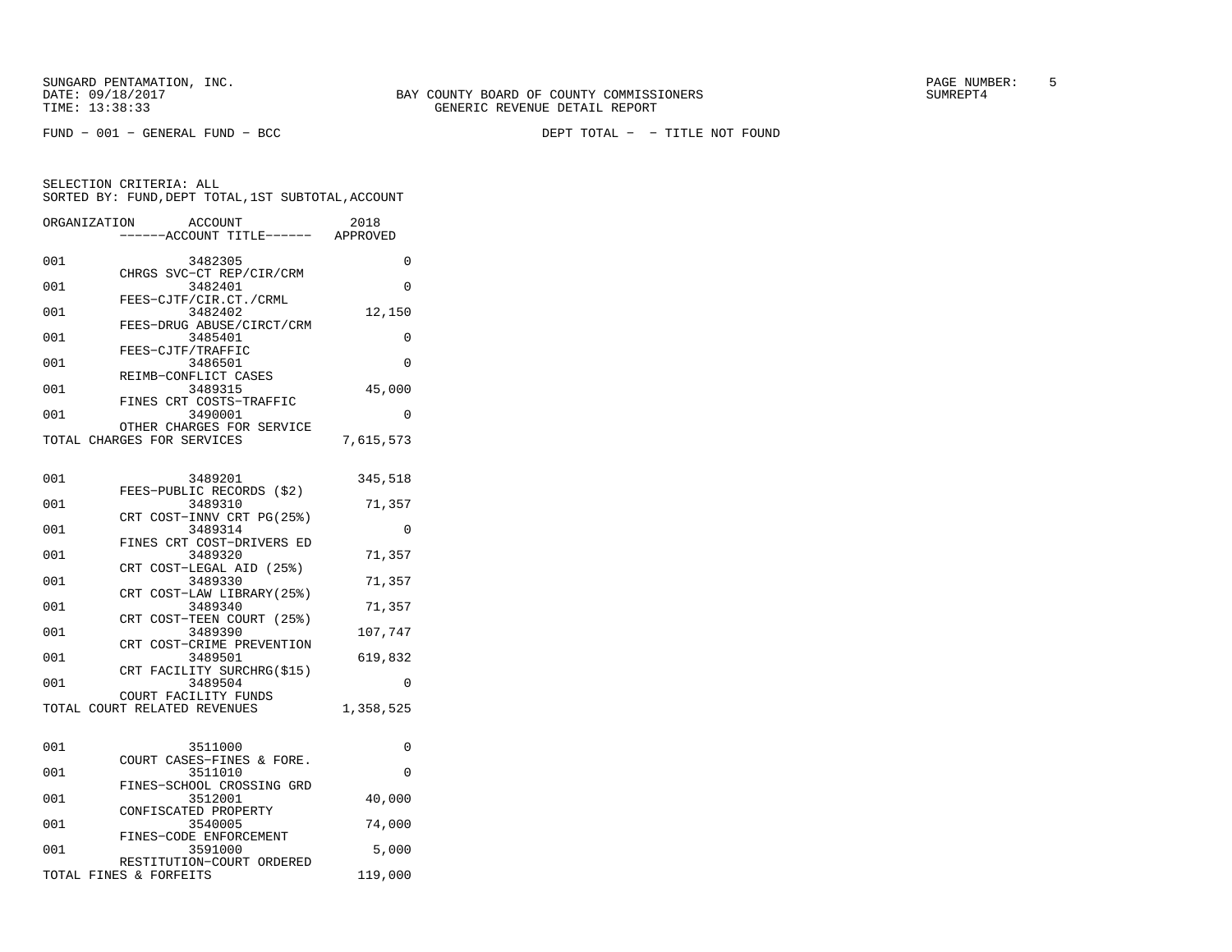FUND − 001 − GENERAL FUND − BCC    DEPT TOTAL − − TITLE NOT FOUND

SELECTION CRITERIA: ALL
SORTED BY: FUND,DEPT TOTAL,1ST SUBTOTAL,ACCOUNT

| ORGANIZATION | ACCOUNT ------ACCOUNT TITLE------ | 2018 APPROVED |
|---|---|---|
| 001 | 3482305 CHRGS SVC−CT REP/CIR/CRM | 0 |
| 001 | 3482401 FEES−CJTF/CIR.CT./CRML | 0 |
| 001 | 3482402 FEES−DRUG ABUSE/CIRCT/CRM | 12,150 |
| 001 | 3485401 FEES−CJTF/TRAFFIC | 0 |
| 001 | 3486501 REIMB−CONFLICT CASES | 0 |
| 001 | 3489315 FINES CRT COSTS−TRAFFIC | 45,000 |
| 001 | 3490001 OTHER CHARGES FOR SERVICE | 0 |
| TOTAL CHARGES FOR SERVICES | | 7,615,573 |
| | | |
| 001 | 3489201 FEES−PUBLIC RECORDS ($2) | 345,518 |
| 001 | 3489310 CRT COST−INNV CRT PG(25%) | 71,357 |
| 001 | 3489314 FINES CRT COST−DRIVERS ED | 0 |
| 001 | 3489320 CRT COST−LEGAL AID (25%) | 71,357 |
| 001 | 3489330 CRT COST−LAW LIBRARY(25%) | 71,357 |
| 001 | 3489340 CRT COST−TEEN COURT (25%) | 71,357 |
| 001 | 3489390 CRT COST−CRIME PREVENTION | 107,747 |
| 001 | 3489501 CRT FACILITY SURCHRG($15) | 619,832 |
| 001 | 3489504 COURT FACILITY FUNDS | 0 |
| TOTAL COURT RELATED REVENUES | | 1,358,525 |
| | | |
| 001 | 3511000 COURT CASES−FINES & FORE. | 0 |
| 001 | 3511010 FINES−SCHOOL CROSSING GRD | 0 |
| 001 | 3512001 CONFISCATED PROPERTY | 40,000 |
| 001 | 3540005 FINES−CODE ENFORCEMENT | 74,000 |
| 001 | 3591000 RESTITUTION−COURT ORDERED | 5,000 |
| TOTAL FINES & FORFEITS | | 119,000 |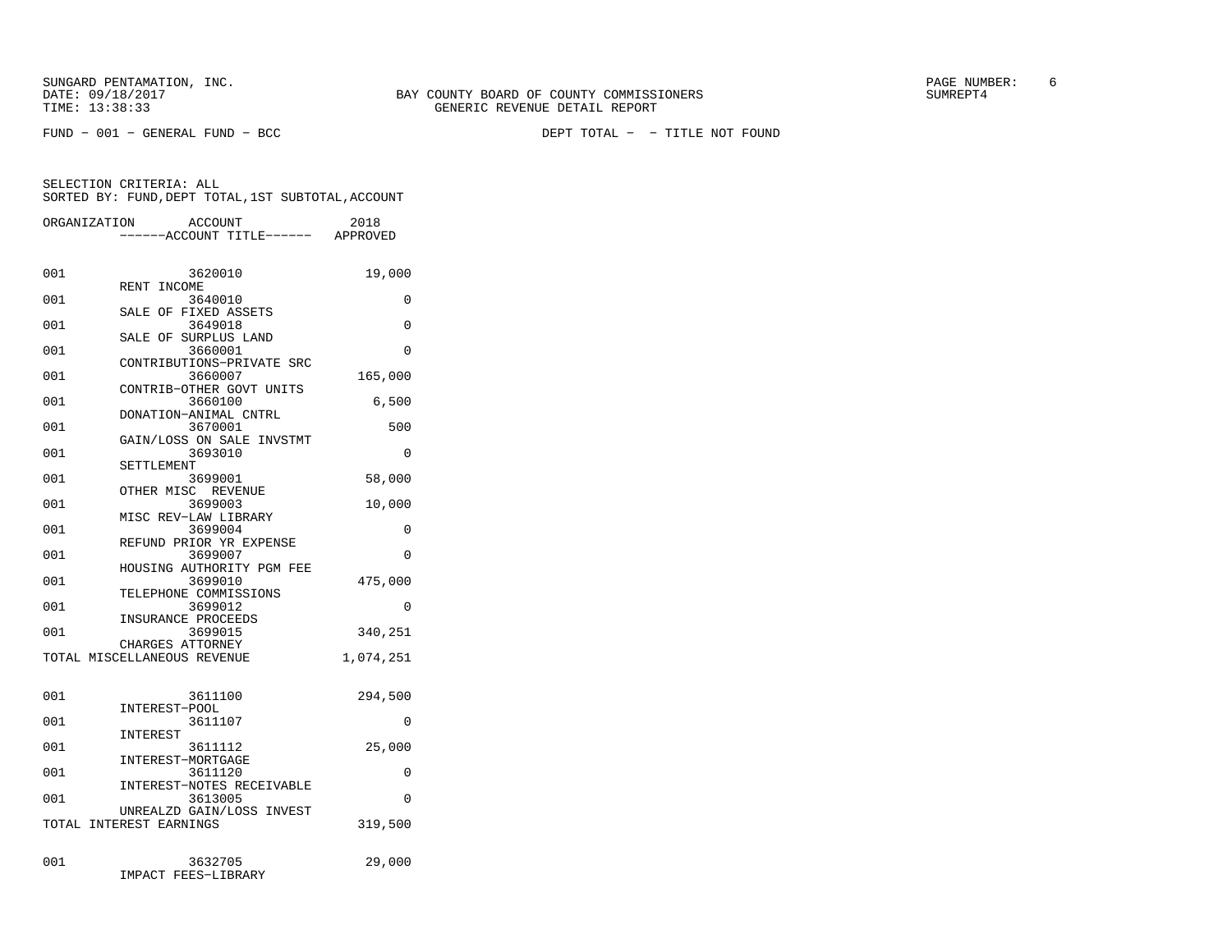SUNGARD PENTAMATION, INC.
DATE: 09/18/2017
TIME: 13:38:33

BAY COUNTY BOARD OF COUNTY COMMISSIONERS
GENERIC REVENUE DETAIL REPORT

SUMREPT4

FUND − 001 − GENERAL FUND − BCC

DEPT TOTAL − − TITLE NOT FOUND

SELECTION CRITERIA: ALL
SORTED BY: FUND,DEPT TOTAL,1ST SUBTOTAL,ACCOUNT

| ORGANIZATION | ACCOUNT / ------ACCOUNT TITLE------ | 2018 APPROVED |
|---|---|---|
| 001 | 3620010 RENT INCOME | 19,000 |
| 001 | 3640010 SALE OF FIXED ASSETS | 0 |
| 001 | 3649018 SALE OF SURPLUS LAND | 0 |
| 001 | 3660001 CONTRIBUTIONS−PRIVATE SRC | 0 |
| 001 | 3660007 CONTRIB−OTHER GOVT UNITS | 165,000 |
| 001 | 3660100 DONATION−ANIMAL CNTRL | 6,500 |
| 001 | 3670001 GAIN/LOSS ON SALE INVSTMT | 500 |
| 001 | 3693010 SETTLEMENT | 0 |
| 001 | 3699001 OTHER MISC REVENUE | 58,000 |
| 001 | 3699003 MISC REV−LAW LIBRARY | 10,000 |
| 001 | 3699004 REFUND PRIOR YR EXPENSE | 0 |
| 001 | 3699007 HOUSING AUTHORITY PGM FEE | 0 |
| 001 | 3699010 TELEPHONE COMMISSIONS | 475,000 |
| 001 | 3699012 INSURANCE PROCEEDS | 0 |
| 001 | 3699015 CHARGES ATTORNEY | 340,251 |
| TOTAL MISCELLANEOUS REVENUE | | 1,074,251 |
| 001 | 3611100 INTEREST−POOL | 294,500 |
| 001 | 3611107 INTEREST | 0 |
| 001 | 3611112 INTEREST−MORTGAGE | 25,000 |
| 001 | 3611120 INTEREST−NOTES RECEIVABLE | 0 |
| 001 | 3613005 UNREALZD GAIN/LOSS INVEST | 0 |
| TOTAL INTEREST EARNINGS | | 319,500 |
| 001 | 3632705 IMPACT FEES−LIBRARY | 29,000 |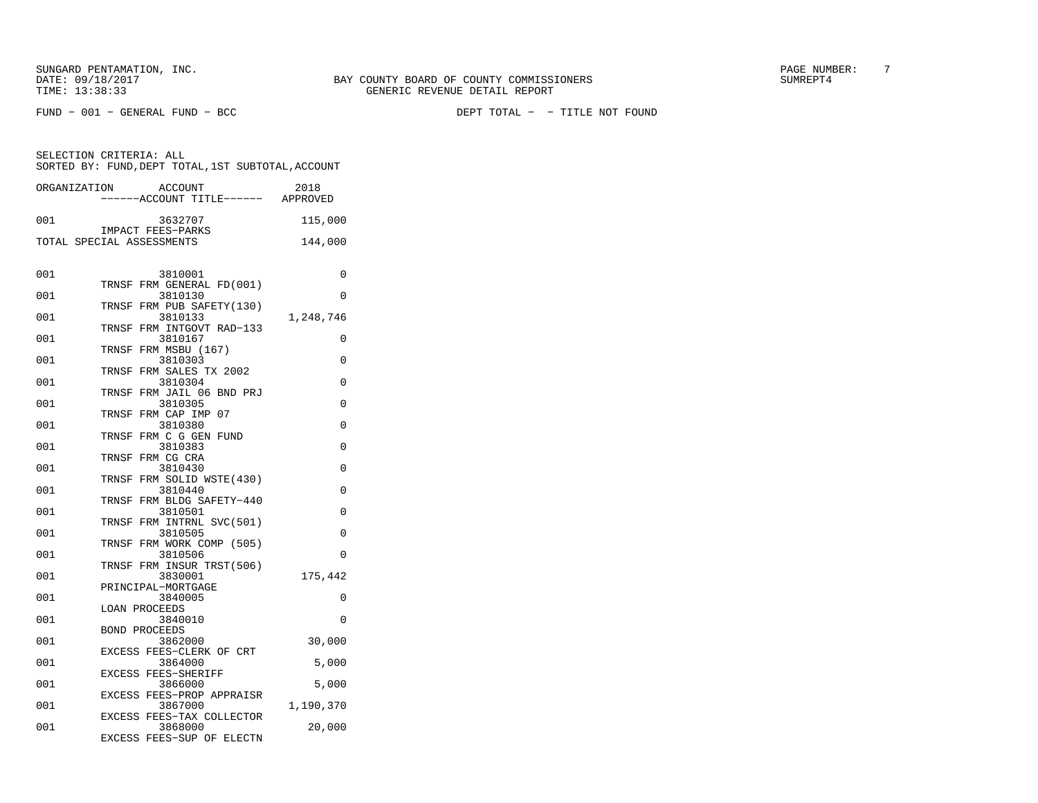SUNGARD PENTAMATION, INC.
DATE: 09/18/2017
TIME: 13:38:33

BAY COUNTY BOARD OF COUNTY COMMISSIONERS
GENERIC REVENUE DETAIL REPORT

SUMREPT4

FUND - 001 - GENERAL FUND - BCC

DEPT TOTAL - - TITLE NOT FOUND

SELECTION CRITERIA: ALL
SORTED BY: FUND,DEPT TOTAL,1ST SUBTOTAL,ACCOUNT

| ORGANIZATION | ACCOUNT / ------ACCOUNT TITLE------ | 2018 APPROVED |
|---|---|---|
| 001 | 3632707 IMPACT FEES-PARKS | 115,000 |
| TOTAL SPECIAL ASSESSMENTS | | 144,000 |
| 001 | 3810001 TRNSF FRM GENERAL FD(001) | 0 |
| 001 | 3810130 TRNSF FRM PUB SAFETY(130) | 0 |
| 001 | 3810133 TRNSF FRM INTGOVT RAD-133 | 1,248,746 |
| 001 | 3810167 TRNSF FRM MSBU (167) | 0 |
| 001 | 3810303 TRNSF FRM SALES TX 2002 | 0 |
| 001 | 3810304 TRNSF FRM JAIL 06 BND PRJ | 0 |
| 001 | 3810305 TRNSF FRM CAP IMP 07 | 0 |
| 001 | 3810380 TRNSF FRM C G GEN FUND | 0 |
| 001 | 3810383 TRNSF FRM CG CRA | 0 |
| 001 | 3810430 TRNSF FRM SOLID WSTE(430) | 0 |
| 001 | 3810440 TRNSF FRM BLDG SAFETY-440 | 0 |
| 001 | 3810501 TRNSF FRM INTRNL SVC(501) | 0 |
| 001 | 3810505 TRNSF FRM WORK COMP (505) | 0 |
| 001 | 3810506 TRNSF FRM INSUR TRST(506) | 0 |
| 001 | 3830001 PRINCIPAL-MORTGAGE | 175,442 |
| 001 | 3840005 LOAN PROCEEDS | 0 |
| 001 | 3840010 BOND PROCEEDS | 0 |
| 001 | 3862000 EXCESS FEES-CLERK OF CRT | 30,000 |
| 001 | 3864000 EXCESS FEES-SHERIFF | 5,000 |
| 001 | 3866000 EXCESS FEES-PROP APPRAISR | 5,000 |
| 001 | 3867000 EXCESS FEES-TAX COLLECTOR | 1,190,370 |
| 001 | 3868000 EXCESS FEES-SUP OF ELECTN | 20,000 |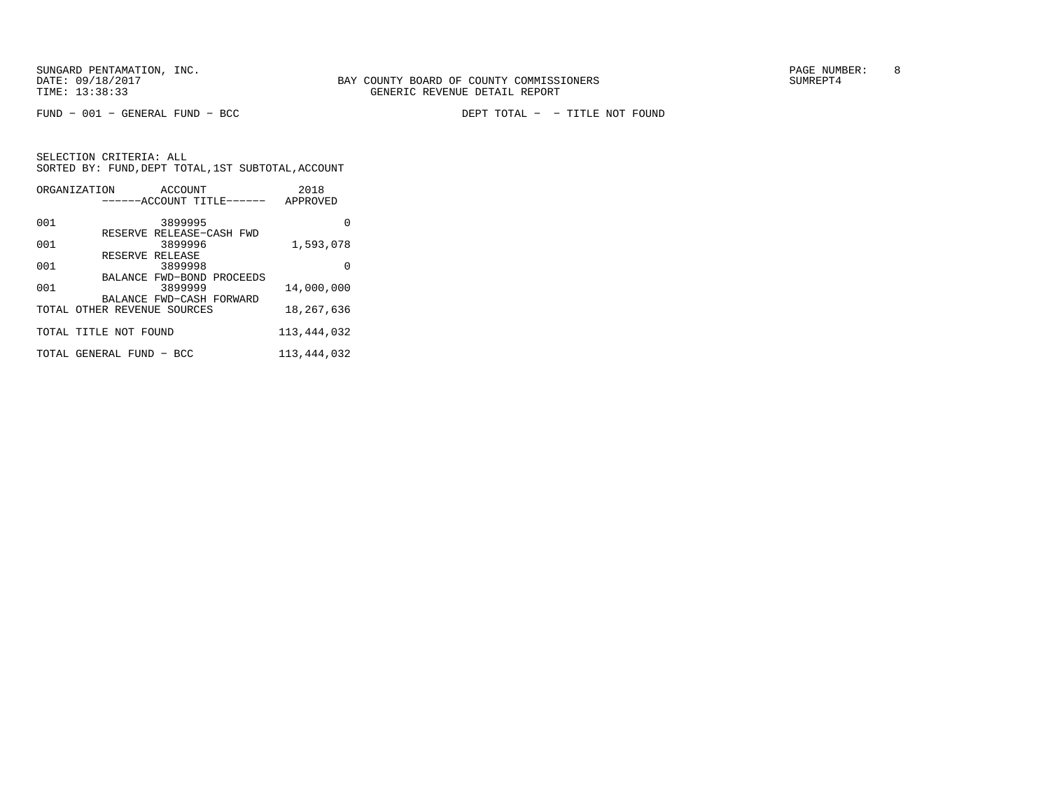SUNGARD PENTAMATION, INC.
DATE: 09/18/2017
TIME: 13:38:33

BAY COUNTY BOARD OF COUNTY COMMISSIONERS
GENERIC REVENUE DETAIL REPORT

SUMREPT4

FUND - 001 - GENERAL FUND - BCC

DEPT TOTAL - - TITLE NOT FOUND

SELECTION CRITERIA: ALL
SORTED BY: FUND,DEPT TOTAL,1ST SUBTOTAL,ACCOUNT

| ORGANIZATION | ACCOUNT / ------ACCOUNT TITLE------ | 2018 APPROVED |
|---|---|---|
| 001 | 3899995 RESERVE RELEASE-CASH FWD | 0 |
| 001 | 3899996 RESERVE RELEASE | 1,593,078 |
| 001 | 3899998 BALANCE FWD-BOND PROCEEDS | 0 |
| 001 | 3899999 BALANCE FWD-CASH FORWARD | 14,000,000 |
| TOTAL OTHER REVENUE SOURCES | | 18,267,636 |
| TOTAL TITLE NOT FOUND | | 113,444,032 |
| TOTAL GENERAL FUND - BCC | | 113,444,032 |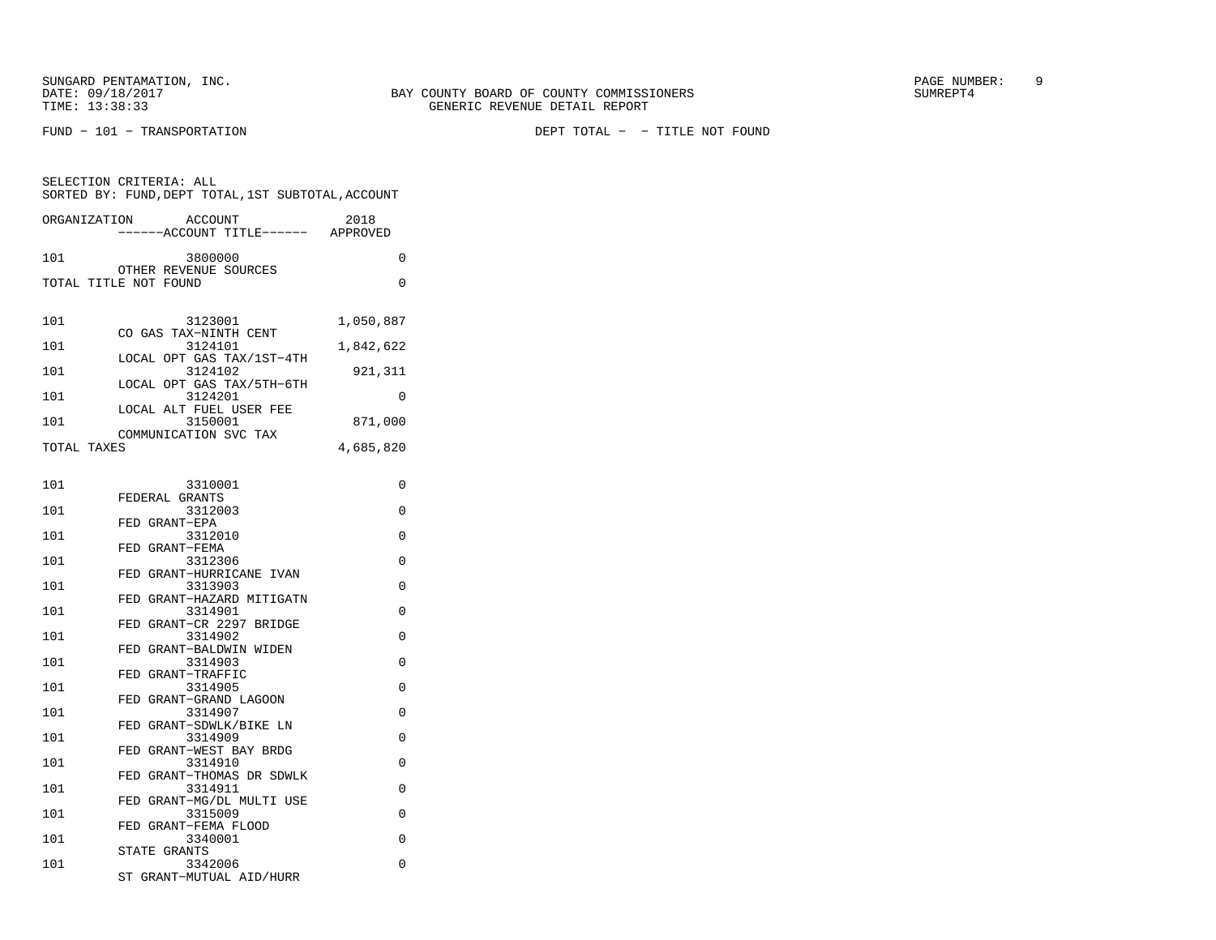SUNGARD PENTAMATION, INC.
DATE: 09/18/2017
TIME: 13:38:33

BAY COUNTY BOARD OF COUNTY COMMISSIONERS
GENERIC REVENUE DETAIL REPORT

SUMREPT4

FUND − 101 − TRANSPORTATION                DEPT TOTAL −  − TITLE NOT FOUND

SELECTION CRITERIA: ALL
SORTED BY: FUND,DEPT TOTAL,1ST SUBTOTAL,ACCOUNT

| ORGANIZATION | ACCOUNT / ACCOUNT TITLE | 2018 APPROVED |
|---|---|---|
| 101 | 3800000 OTHER REVENUE SOURCES | 0 |
| TOTAL TITLE NOT FOUND | | 0 |
| 101 | 3123001 CO GAS TAX−NINTH CENT | 1,050,887 |
| 101 | 3124101 LOCAL OPT GAS TAX/1ST−4TH | 1,842,622 |
| 101 | 3124102 LOCAL OPT GAS TAX/5TH−6TH | 921,311 |
| 101 | 3124201 LOCAL ALT FUEL USER FEE | 0 |
| 101 | 3150001 COMMUNICATION SVC TAX | 871,000 |
| TOTAL TAXES | | 4,685,820 |
| 101 | 3310001 FEDERAL GRANTS | 0 |
| 101 | 3312003 FED GRANT−EPA | 0 |
| 101 | 3312010 FED GRANT−FEMA | 0 |
| 101 | 3312306 FED GRANT−HURRICANE IVAN | 0 |
| 101 | 3313903 FED GRANT−HAZARD MITIGATN | 0 |
| 101 | 3314901 FED GRANT−CR 2297 BRIDGE | 0 |
| 101 | 3314902 FED GRANT−BALDWIN WIDEN | 0 |
| 101 | 3314903 FED GRANT−TRAFFIC | 0 |
| 101 | 3314905 FED GRANT−GRAND LAGOON | 0 |
| 101 | 3314907 FED GRANT−SDWLK/BIKE LN | 0 |
| 101 | 3314909 FED GRANT−WEST BAY BRDG | 0 |
| 101 | 3314910 FED GRANT−THOMAS DR SDWLK | 0 |
| 101 | 3314911 FED GRANT−MG/DL MULTI USE | 0 |
| 101 | 3315009 FED GRANT−FEMA FLOOD | 0 |
| 101 | 3340001 STATE GRANTS | 0 |
| 101 | 3342006 ST GRANT−MUTUAL AID/HURR | 0 |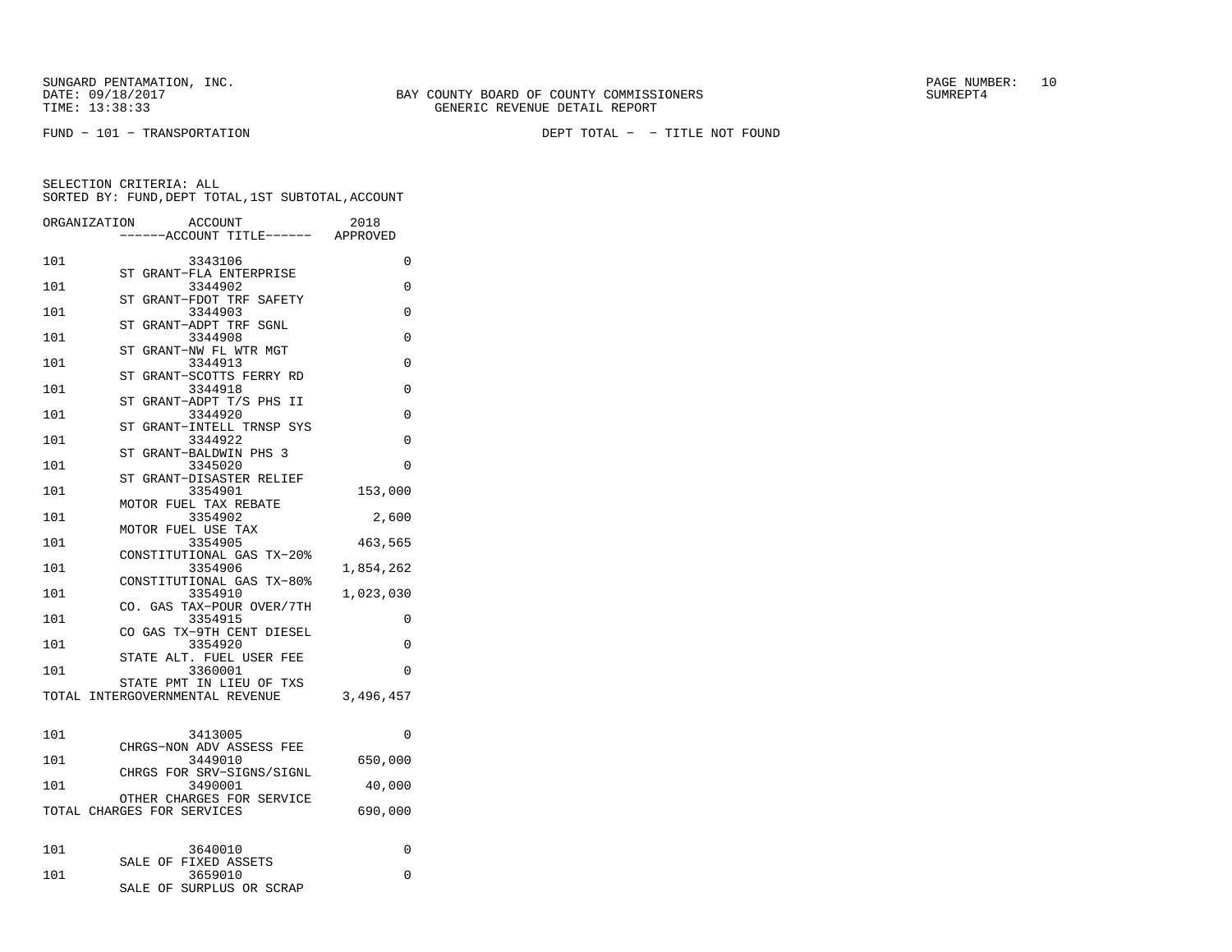SUNGARD PENTAMATION, INC.
DATE: 09/18/2017 BAY COUNTY BOARD OF COUNTY COMMISSIONERS SUMREPT4
TIME: 13:38:33 GENERIC REVENUE DETAIL REPORT

FUND - 101 - TRANSPORTATION DEPT TOTAL - - TITLE NOT FOUND

SELECTION CRITERIA: ALL
SORTED BY: FUND,DEPT TOTAL,1ST SUBTOTAL,ACCOUNT

| ORGANIZATION | ACCOUNT / ACCOUNT TITLE | 2018 APPROVED |
|---|---|---|
| 101 | 3343106 ST GRANT-FLA ENTERPRISE | 0 |
| 101 | 3344902 ST GRANT-FDOT TRF SAFETY | 0 |
| 101 | 3344903 ST GRANT-ADPT TRF SGNL | 0 |
| 101 | 3344908 ST GRANT-NW FL WTR MGT | 0 |
| 101 | 3344913 ST GRANT-SCOTTS FERRY RD | 0 |
| 101 | 3344918 ST GRANT-ADPT T/S PHS II | 0 |
| 101 | 3344920 ST GRANT-INTELL TRNSP SYS | 0 |
| 101 | 3344922 ST GRANT-BALDWIN PHS 3 | 0 |
| 101 | 3345020 ST GRANT-DISASTER RELIEF | 0 |
| 101 | 3354901 MOTOR FUEL TAX REBATE | 153,000 |
| 101 | 3354902 MOTOR FUEL USE TAX | 2,600 |
| 101 | 3354905 CONSTITUTIONAL GAS TX-20% | 463,565 |
| 101 | 3354906 CONSTITUTIONAL GAS TX-80% | 1,854,262 |
| 101 | 3354910 CO. GAS TAX-POUR OVER/7TH | 1,023,030 |
| 101 | 3354915 CO GAS TX-9TH CENT DIESEL | 0 |
| 101 | 3354920 STATE ALT. FUEL USER FEE | 0 |
| 101 | 3360001 STATE PMT IN LIEU OF TXS | 0 |
| TOTAL INTERGOVERNMENTAL REVENUE | | 3,496,457 |
| 101 | 3413005 CHRGS-NON ADV ASSESS FEE | 0 |
| 101 | 3449010 CHRGS FOR SRV-SIGNS/SIGNL | 650,000 |
| 101 | 3490001 OTHER CHARGES FOR SERVICE | 40,000 |
| TOTAL CHARGES FOR SERVICES | | 690,000 |
| 101 | 3640010 SALE OF FIXED ASSETS | 0 |
| 101 | 3659010 SALE OF SURPLUS OR SCRAP | 0 |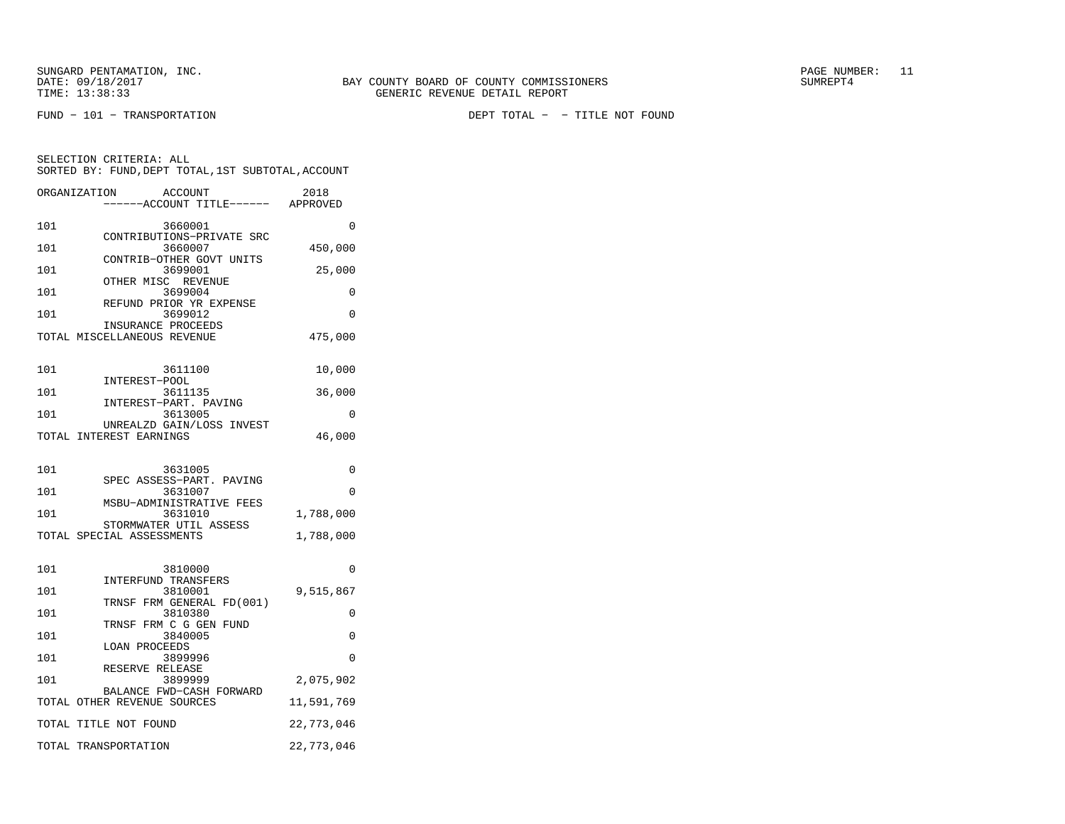SUNGARD PENTAMATION, INC.
DATE: 09/18/2017
TIME: 13:38:33

BAY COUNTY BOARD OF COUNTY COMMISSIONERS
GENERIC REVENUE DETAIL REPORT

SUMREPT4

FUND - 101 - TRANSPORTATION

DEPT TOTAL - - TITLE NOT FOUND

SELECTION CRITERIA: ALL
SORTED BY: FUND,DEPT TOTAL,1ST SUBTOTAL,ACCOUNT

| ORGANIZATION | ACCOUNT / ------ACCOUNT TITLE------ | 2018 APPROVED |
|---|---|---|
| 101 | 3660001 CONTRIBUTIONS-PRIVATE SRC | 0 |
| 101 | 3660007 CONTRIB-OTHER GOVT UNITS | 450,000 |
| 101 | 3699001 OTHER MISC REVENUE | 25,000 |
| 101 | 3699004 REFUND PRIOR YR EXPENSE | 0 |
| 101 | 3699012 INSURANCE PROCEEDS | 0 |
| TOTAL MISCELLANEOUS REVENUE | | 475,000 |
| 101 | 3611100 INTEREST-POOL | 10,000 |
| 101 | 3611135 INTEREST-PART. PAVING | 36,000 |
| 101 | 3613005 UNREALZD GAIN/LOSS INVEST | 0 |
| TOTAL INTEREST EARNINGS | | 46,000 |
| 101 | 3631005 SPEC ASSESS-PART. PAVING | 0 |
| 101 | 3631007 MSBU-ADMINISTRATIVE FEES | 0 |
| 101 | 3631010 STORMWATER UTIL ASSESS | 1,788,000 |
| TOTAL SPECIAL ASSESSMENTS | | 1,788,000 |
| 101 | 3810000 INTERFUND TRANSFERS | 0 |
| 101 | 3810001 TRNSF FRM GENERAL FD(001) | 9,515,867 |
| 101 | 3810380 TRNSF FRM C G GEN FUND | 0 |
| 101 | 3840005 LOAN PROCEEDS | 0 |
| 101 | 3899996 RESERVE RELEASE | 0 |
| 101 | 3899999 BALANCE FWD-CASH FORWARD | 2,075,902 |
| TOTAL OTHER REVENUE SOURCES | | 11,591,769 |
| TOTAL TITLE NOT FOUND | | 22,773,046 |
| TOTAL TRANSPORTATION | | 22,773,046 |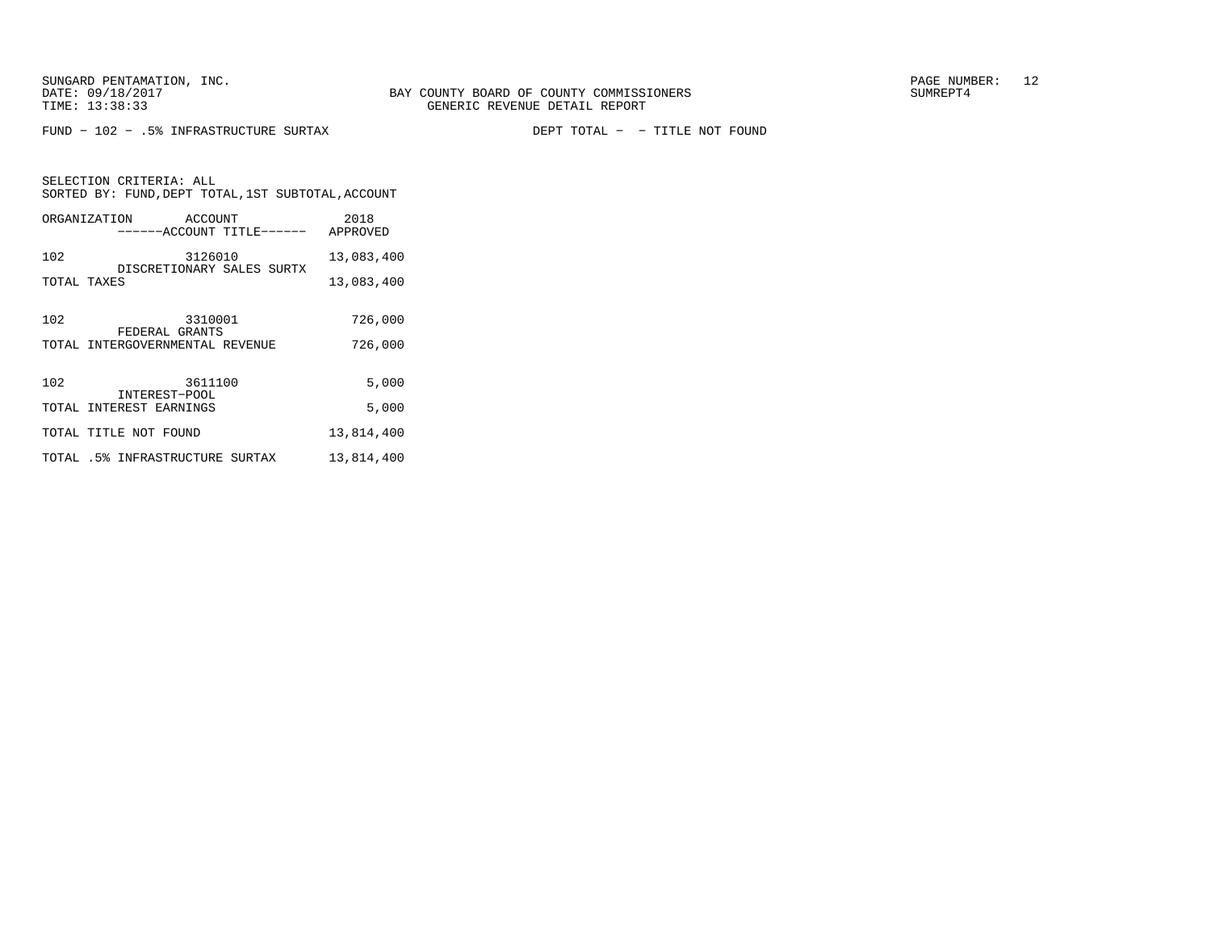SUNGARD PENTAMATION, INC.
DATE: 09/18/2017
TIME: 13:38:33

BAY COUNTY BOARD OF COUNTY COMMISSIONERS
GENERIC REVENUE DETAIL REPORT

SUMREPT4

FUND - 102 - .5% INFRASTRUCTURE SURTAX                    DEPT TOTAL -  - TITLE NOT FOUND

SELECTION CRITERIA: ALL
SORTED BY: FUND,DEPT TOTAL,1ST SUBTOTAL,ACCOUNT

| ORGANIZATION | ACCOUNT ------ACCOUNT TITLE------ | 2018 APPROVED |
|---|---|---|
| 102 | 3126010 DISCRETIONARY SALES SURTX | 13,083,400 |
| TOTAL TAXES | | 13,083,400 |
| 102 | 3310001 FEDERAL GRANTS | 726,000 |
| TOTAL INTERGOVERNMENTAL REVENUE | | 726,000 |
| 102 | 3611100 INTEREST-POOL | 5,000 |
| TOTAL INTEREST EARNINGS | | 5,000 |
| TOTAL TITLE NOT FOUND | | 13,814,400 |
| TOTAL .5% INFRASTRUCTURE SURTAX | | 13,814,400 |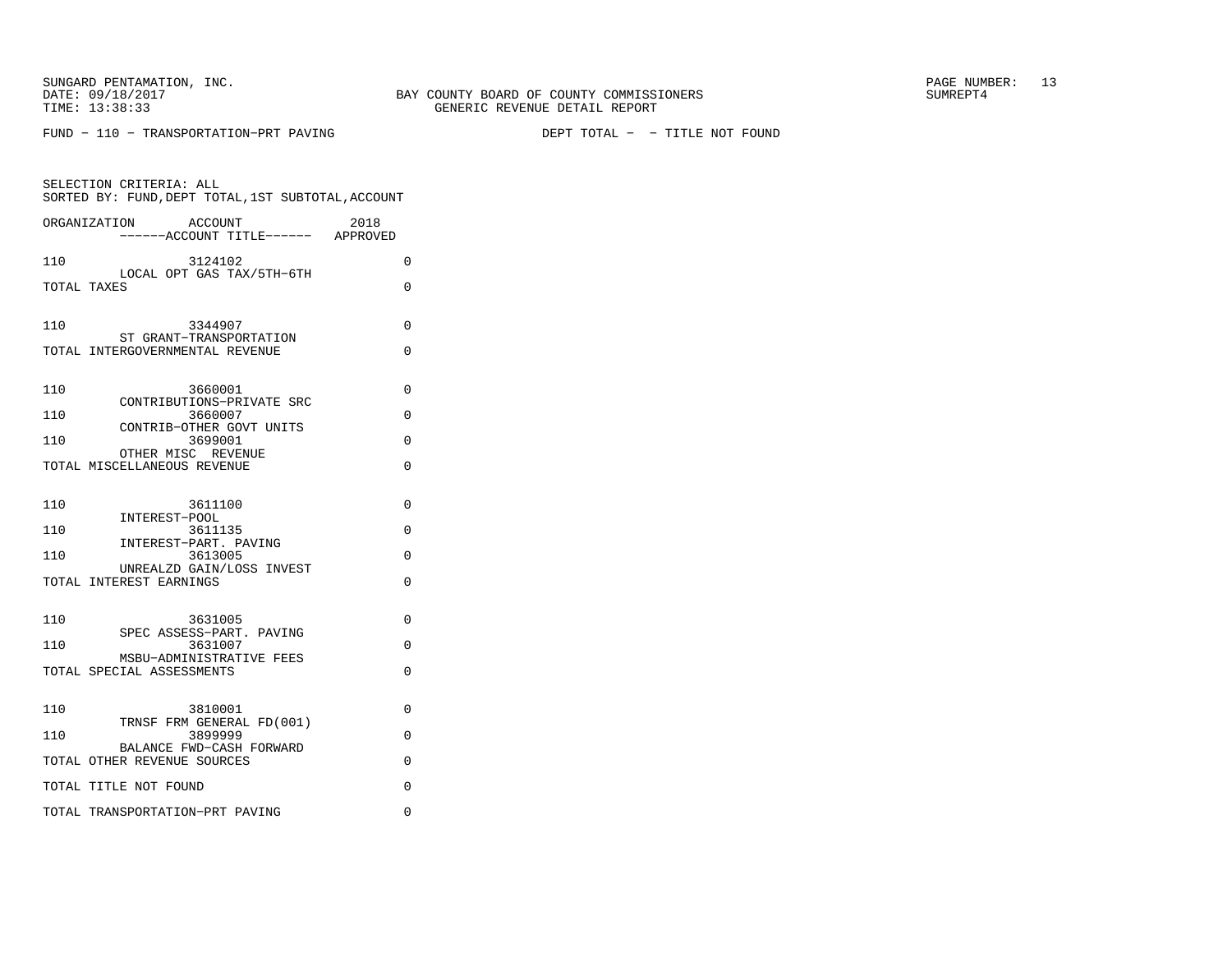SUNGARD PENTAMATION, INC.
DATE: 09/18/2017
TIME: 13:38:33

BAY COUNTY BOARD OF COUNTY COMMISSIONERS
GENERIC REVENUE DETAIL REPORT

SUMREPT4

FUND - 110 - TRANSPORTATION-PRT PAVING    DEPT TOTAL - - TITLE NOT FOUND

SELECTION CRITERIA: ALL
SORTED BY: FUND,DEPT TOTAL,1ST SUBTOTAL,ACCOUNT

| ORGANIZATION | ACCOUNT / ------ACCOUNT TITLE------ | 2018 APPROVED |
|---|---|---|
| 110 | 3124102 LOCAL OPT GAS TAX/5TH-6TH | 0 |
| TOTAL TAXES | | 0 |
| 110 | 3344907 ST GRANT-TRANSPORTATION | 0 |
| TOTAL INTERGOVERNMENTAL REVENUE | | 0 |
| 110 | 3660001 CONTRIBUTIONS-PRIVATE SRC | 0 |
| 110 | 3660007 CONTRIB-OTHER GOVT UNITS | 0 |
| 110 | 3699001 OTHER MISC REVENUE | 0 |
| TOTAL MISCELLANEOUS REVENUE | | 0 |
| 110 | 3611100 INTEREST-POOL | 0 |
| 110 | 3611135 INTEREST-PART. PAVING | 0 |
| 110 | 3613005 UNREALZD GAIN/LOSS INVEST | 0 |
| TOTAL INTEREST EARNINGS | | 0 |
| 110 | 3631005 SPEC ASSESS-PART. PAVING | 0 |
| 110 | 3631007 MSBU-ADMINISTRATIVE FEES | 0 |
| TOTAL SPECIAL ASSESSMENTS | | 0 |
| 110 | 3810001 TRNSF FRM GENERAL FD(001) | 0 |
| 110 | 3899999 BALANCE FWD-CASH FORWARD | 0 |
| TOTAL OTHER REVENUE SOURCES | | 0 |
| TOTAL TITLE NOT FOUND | | 0 |
| TOTAL TRANSPORTATION-PRT PAVING | | 0 |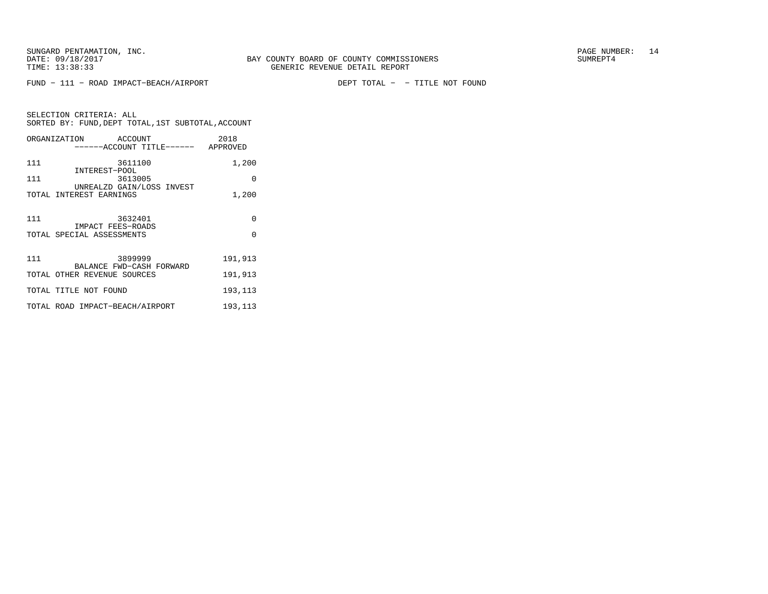SUNGARD PENTAMATION, INC.
DATE: 09/18/2017
TIME: 13:38:33

BAY COUNTY BOARD OF COUNTY COMMISSIONERS
GENERIC REVENUE DETAIL REPORT

SUMREPT4

FUND − 111 − ROAD IMPACT−BEACH/AIRPORT    DEPT TOTAL − − TITLE NOT FOUND

SELECTION CRITERIA: ALL
SORTED BY: FUND,DEPT TOTAL,1ST SUBTOTAL,ACCOUNT

| ORGANIZATION | ACCOUNT / ------ACCOUNT TITLE------ | 2018 APPROVED |
|---|---|---|
| 111 | 3611100 INTEREST−POOL | 1,200 |
| 111 | 3613005 UNREALZD GAIN/LOSS INVEST | 0 |
| TOTAL INTEREST EARNINGS | | 1,200 |
| 111 | 3632401 IMPACT FEES−ROADS | 0 |
| TOTAL SPECIAL ASSESSMENTS | | 0 |
| 111 | 3899999 BALANCE FWD−CASH FORWARD | 191,913 |
| TOTAL OTHER REVENUE SOURCES | | 191,913 |
| TOTAL TITLE NOT FOUND | | 193,113 |
| TOTAL ROAD IMPACT−BEACH/AIRPORT | | 193,113 |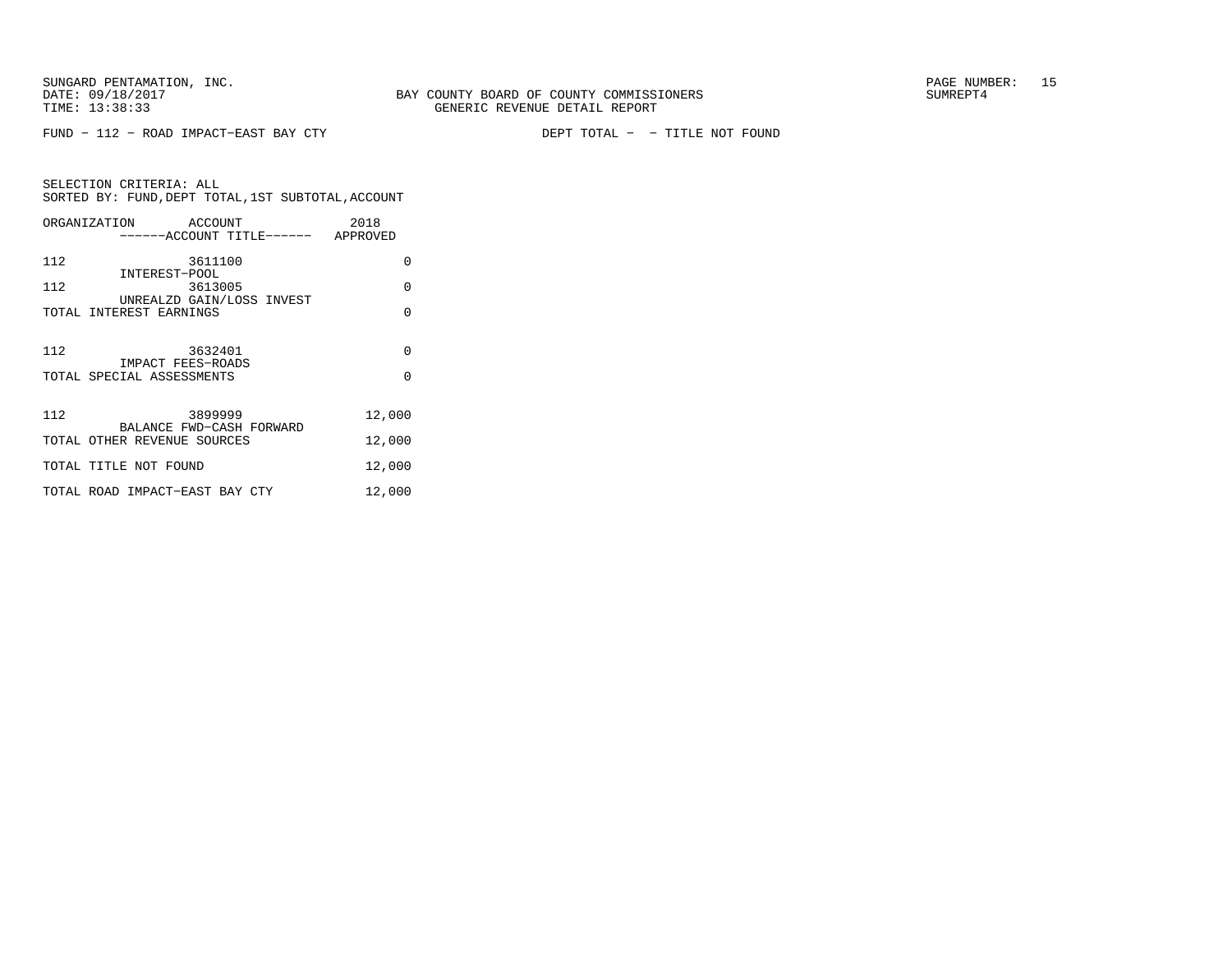SUNGARD PENTAMATION, INC.
DATE: 09/18/2017
TIME: 13:38:33

BAY COUNTY BOARD OF COUNTY COMMISSIONERS
GENERIC REVENUE DETAIL REPORT

SUMREPT4

FUND − 112 − ROAD IMPACT−EAST BAY CTY

DEPT TOTAL − − TITLE NOT FOUND

SELECTION CRITERIA: ALL
SORTED BY: FUND,DEPT TOTAL,1ST SUBTOTAL,ACCOUNT

| ORGANIZATION | ACCOUNT / ------ACCOUNT TITLE------ | 2018 APPROVED |
|---|---|---|
| 112 | 3611100 INTEREST−POOL | 0 |
| 112 | 3613005 UNREALZD GAIN/LOSS INVEST | 0 |
| TOTAL INTEREST EARNINGS | | 0 |
| 112 | 3632401 IMPACT FEES−ROADS | 0 |
| TOTAL SPECIAL ASSESSMENTS | | 0 |
| 112 | 3899999 BALANCE FWD−CASH FORWARD | 12,000 |
| TOTAL OTHER REVENUE SOURCES | | 12,000 |
| TOTAL TITLE NOT FOUND | | 12,000 |
| TOTAL ROAD IMPACT−EAST BAY CTY | | 12,000 |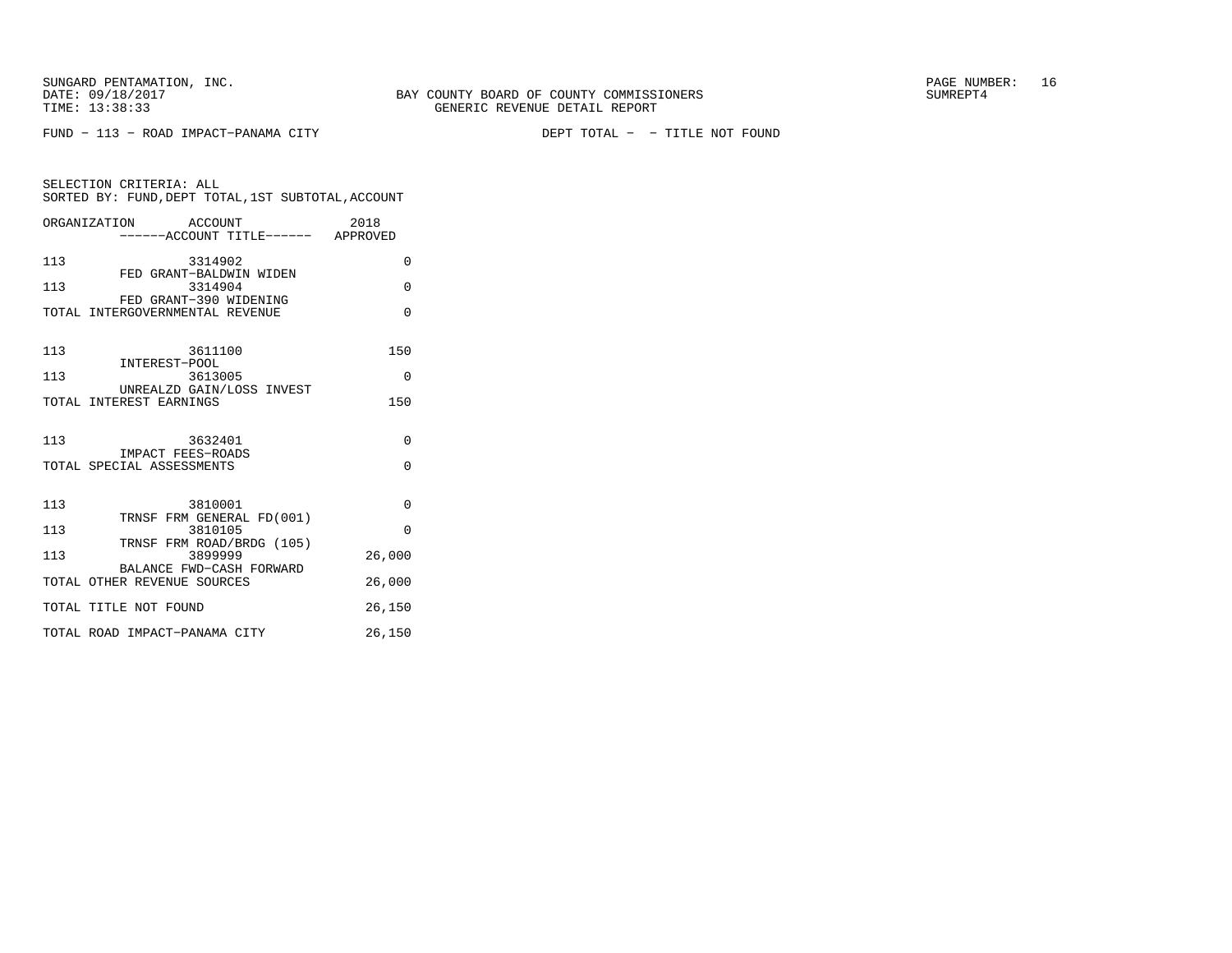SUNGARD PENTAMATION, INC.
DATE: 09/18/2017
TIME: 13:38:33

BAY COUNTY BOARD OF COUNTY COMMISSIONERS
GENERIC REVENUE DETAIL REPORT

PAGE NUMBER: 16
SUMREPT4

FUND − 113 − ROAD IMPACT−PANAMA CITY

DEPT TOTAL − − TITLE NOT FOUND

SELECTION CRITERIA: ALL
SORTED BY: FUND,DEPT TOTAL,1ST SUBTOTAL,ACCOUNT

| ORGANIZATION | ACCOUNT ------ACCOUNT TITLE------ | 2018 APPROVED |
|---|---|---|
| 113 | 3314902 FED GRANT−BALDWIN WIDEN | 0 |
| 113 | 3314904 FED GRANT−390 WIDENING | 0 |
| TOTAL INTERGOVERNMENTAL REVENUE | | 0 |
| 113 | 3611100 INTEREST−POOL | 150 |
| 113 | 3613005 UNREALZD GAIN/LOSS INVEST | 0 |
| TOTAL INTEREST EARNINGS | | 150 |
| 113 | 3632401 IMPACT FEES−ROADS | 0 |
| TOTAL SPECIAL ASSESSMENTS | | 0 |
| 113 | 3810001 TRNSF FRM GENERAL FD(001) | 0 |
| 113 | 3810105 TRNSF FRM ROAD/BRDG (105) | 0 |
| 113 | 3899999 BALANCE FWD−CASH FORWARD | 26,000 |
| TOTAL OTHER REVENUE SOURCES | | 26,000 |
| TOTAL TITLE NOT FOUND | | 26,150 |
| TOTAL ROAD IMPACT−PANAMA CITY | | 26,150 |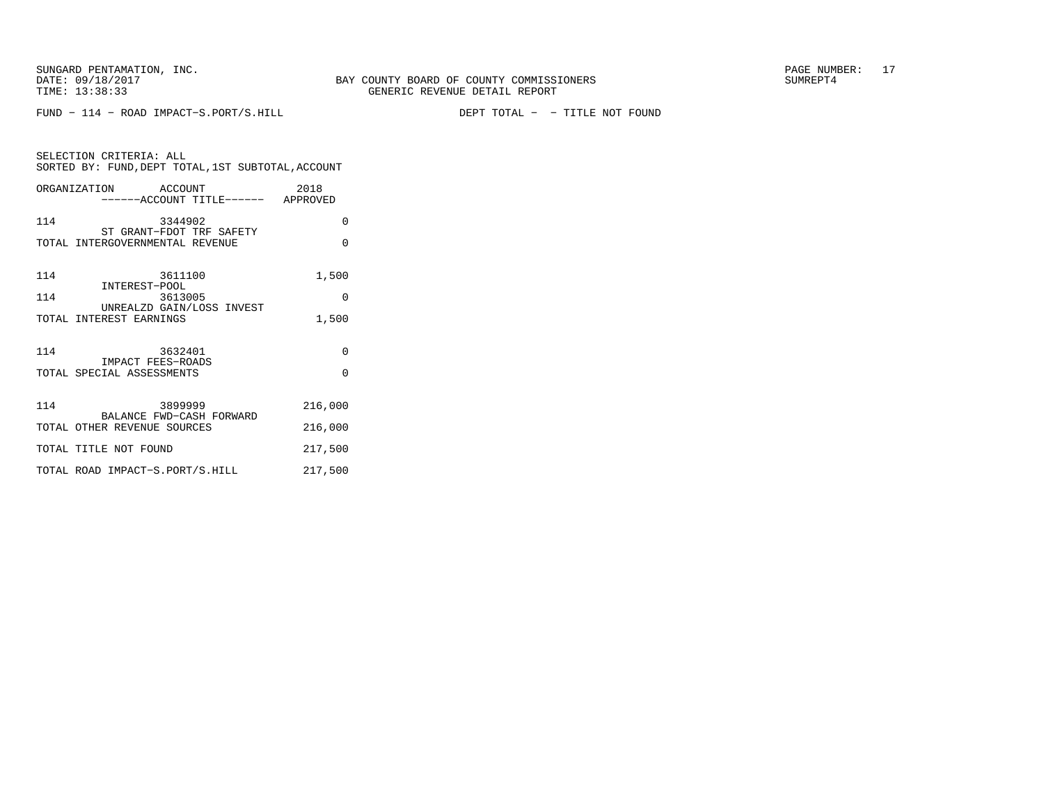FUND - 114 - ROAD IMPACT-S.PORT/S.HILL　　　　　　DEPT TOTAL - - TITLE NOT FOUND

SELECTION CRITERIA: ALL
SORTED BY: FUND,DEPT TOTAL,1ST SUBTOTAL,ACCOUNT

| ORGANIZATION | ACCOUNT / ------ACCOUNT TITLE------ | 2018 APPROVED |
|---|---|---|
| 114 | 3344902 ST GRANT-FDOT TRF SAFETY | 0 |
| TOTAL INTERGOVERNMENTAL REVENUE | | 0 |
| 114 | 3611100 INTEREST-POOL | 1,500 |
| 114 | 3613005 UNREALZD GAIN/LOSS INVEST | 0 |
| TOTAL INTEREST EARNINGS | | 1,500 |
| 114 | 3632401 IMPACT FEES-ROADS | 0 |
| TOTAL SPECIAL ASSESSMENTS | | 0 |
| 114 | 3899999 BALANCE FWD-CASH FORWARD | 216,000 |
| TOTAL OTHER REVENUE SOURCES | | 216,000 |
| TOTAL TITLE NOT FOUND | | 217,500 |
| TOTAL ROAD IMPACT-S.PORT/S.HILL | | 217,500 |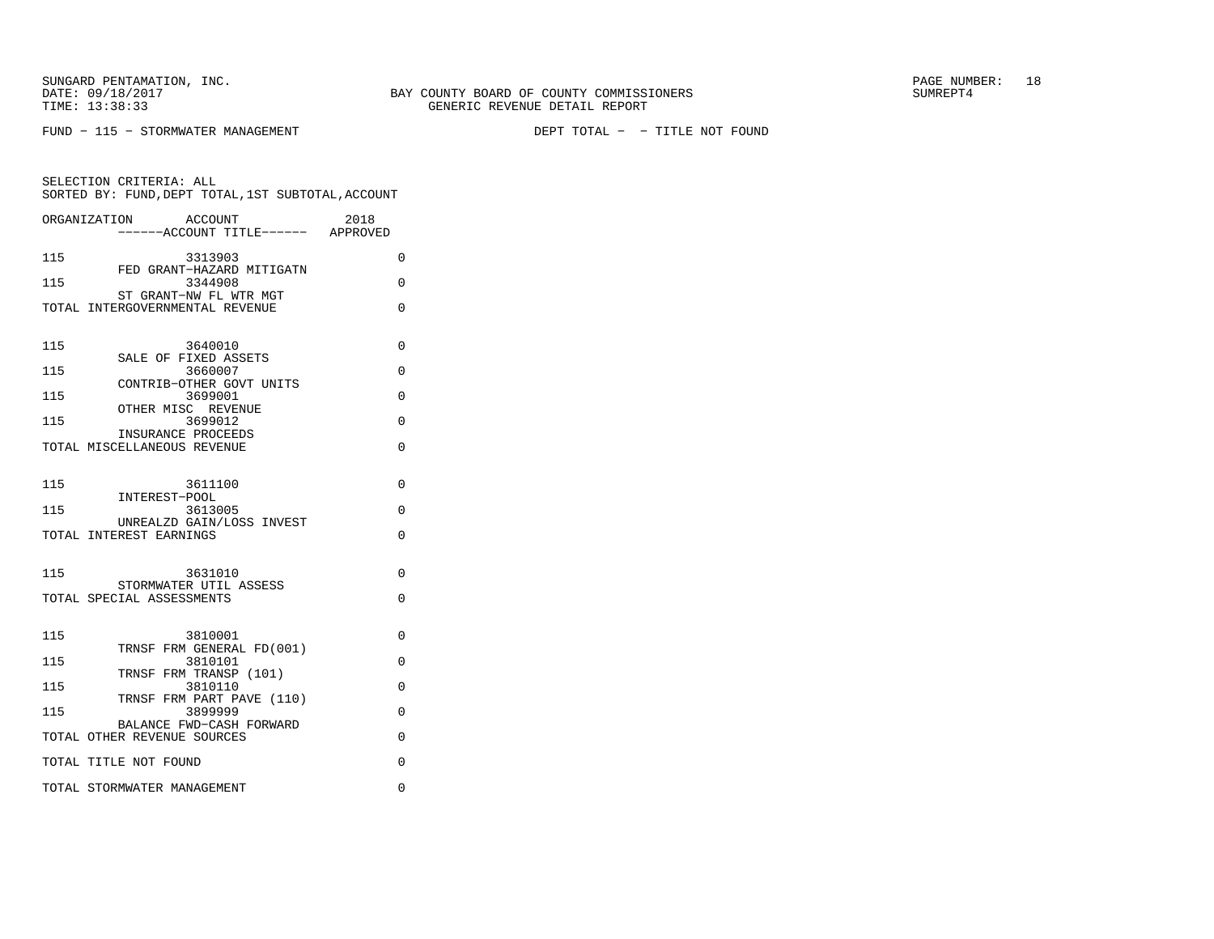SUNGARD PENTAMATION, INC.
DATE: 09/18/2017
TIME: 13:38:33

BAY COUNTY BOARD OF COUNTY COMMISSIONERS
GENERIC REVENUE DETAIL REPORT

SUMREPT4

FUND − 115 − STORMWATER MANAGEMENT

DEPT TOTAL − − TITLE NOT FOUND

SELECTION CRITERIA: ALL
SORTED BY: FUND,DEPT TOTAL,1ST SUBTOTAL,ACCOUNT

| ORGANIZATION | ACCOUNT / ------ACCOUNT TITLE------ | 2018 APPROVED |
|---|---|---|
| 115 | 3313903 FED GRANT−HAZARD MITIGATN | 0 |
| 115 | 3344908 ST GRANT−NW FL WTR MGT | 0 |
| TOTAL INTERGOVERNMENTAL REVENUE | | 0 |
| 115 | 3640010 SALE OF FIXED ASSETS | 0 |
| 115 | 3660007 CONTRIB−OTHER GOVT UNITS | 0 |
| 115 | 3699001 OTHER MISC REVENUE | 0 |
| 115 | 3699012 INSURANCE PROCEEDS | 0 |
| TOTAL MISCELLANEOUS REVENUE | | 0 |
| 115 | 3611100 INTEREST−POOL | 0 |
| 115 | 3613005 UNREALZD GAIN/LOSS INVEST | 0 |
| TOTAL INTEREST EARNINGS | | 0 |
| 115 | 3631010 STORMWATER UTIL ASSESS | 0 |
| TOTAL SPECIAL ASSESSMENTS | | 0 |
| 115 | 3810001 TRNSF FRM GENERAL FD(001) | 0 |
| 115 | 3810101 TRNSF FRM TRANSP (101) | 0 |
| 115 | 3810110 TRNSF FRM PART PAVE (110) | 0 |
| 115 | 3899999 BALANCE FWD−CASH FORWARD | 0 |
| TOTAL OTHER REVENUE SOURCES | | 0 |
| TOTAL TITLE NOT FOUND | | 0 |
| TOTAL STORMWATER MANAGEMENT | | 0 |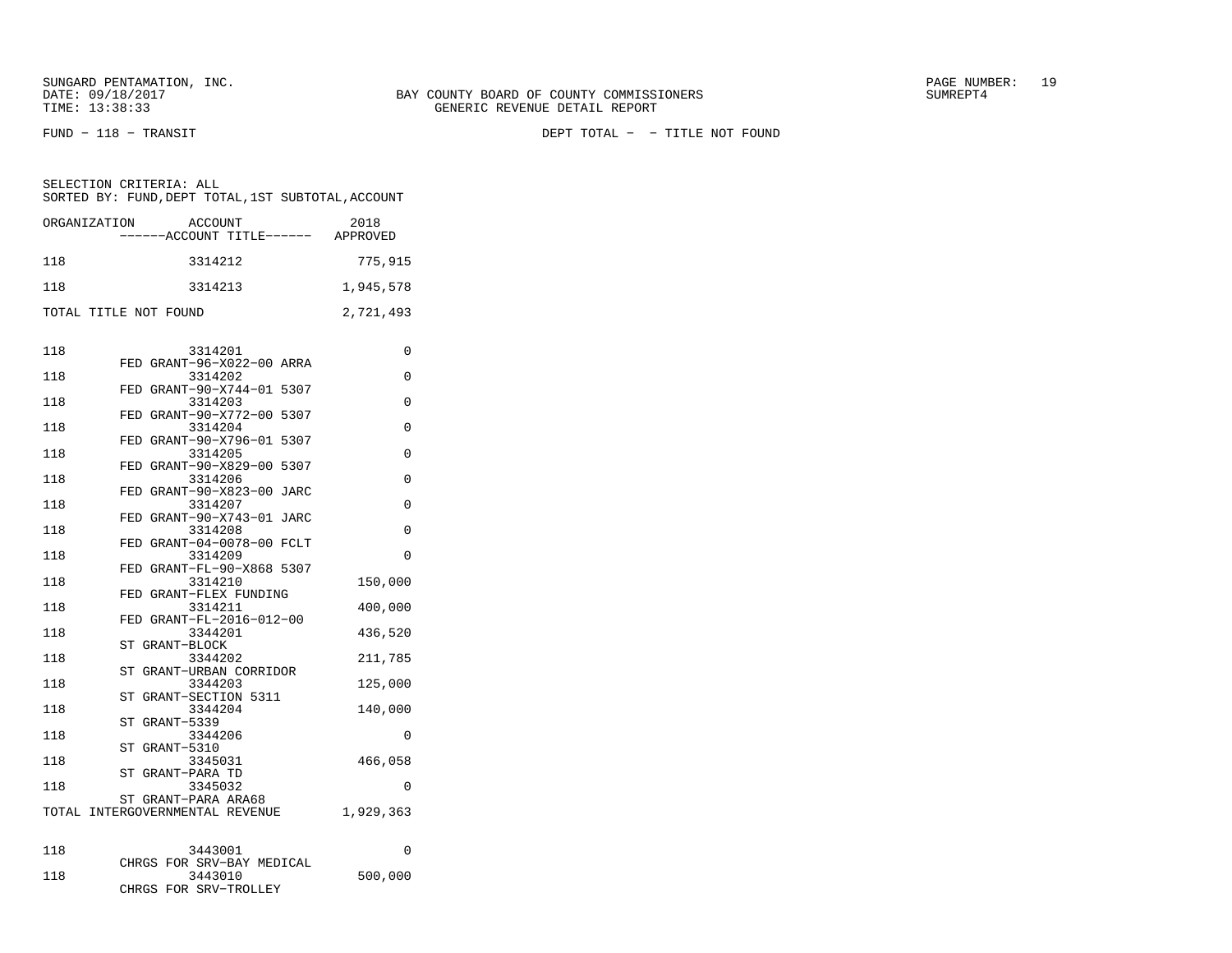SUNGARD PENTAMATION, INC.
DATE: 09/18/2017
TIME: 13:38:33

BAY COUNTY BOARD OF COUNTY COMMISSIONERS
GENERIC REVENUE DETAIL REPORT

PAGE NUMBER: 19
SUMREPT4

FUND - 118 - TRANSIT

DEPT TOTAL - - TITLE NOT FOUND

SELECTION CRITERIA: ALL
SORTED BY: FUND,DEPT TOTAL,1ST SUBTOTAL,ACCOUNT

| ORGANIZATION | ACCOUNT / ------ACCOUNT TITLE------ | 2018 APPROVED |
|---|---|---|
| 118 | 3314212 | 775,915 |
| 118 | 3314213 | 1,945,578 |
| TOTAL TITLE NOT FOUND | | 2,721,493 |
| | | |
| 118 | 3314201<br>FED GRANT-96-X022-00 ARRA | 0 |
| 118 | 3314202<br>FED GRANT-90-X744-01 5307 | 0 |
| 118 | 3314203<br>FED GRANT-90-X772-00 5307 | 0 |
| 118 | 3314204<br>FED GRANT-90-X796-01 5307 | 0 |
| 118 | 3314205<br>FED GRANT-90-X829-00 5307 | 0 |
| 118 | 3314206<br>FED GRANT-90-X823-00 JARC | 0 |
| 118 | 3314207<br>FED GRANT-90-X743-01 JARC | 0 |
| 118 | 3314208<br>FED GRANT-04-0078-00 FCLT | 0 |
| 118 | 3314209<br>FED GRANT-FL-90-X868 5307 | 0 |
| 118 | 3314210<br>FED GRANT-FLEX FUNDING | 150,000 |
| 118 | 3314211<br>FED GRANT-FL-2016-012-00 | 400,000 |
| 118 | 3344201<br>ST GRANT-BLOCK | 436,520 |
| 118 | 3344202<br>ST GRANT-URBAN CORRIDOR | 211,785 |
| 118 | 3344203<br>ST GRANT-SECTION 5311 | 125,000 |
| 118 | 3344204<br>ST GRANT-5339 | 140,000 |
| 118 | 3344206<br>ST GRANT-5310 | 0 |
| 118 | 3345031<br>ST GRANT-PARA TD | 466,058 |
| 118 | 3345032<br>ST GRANT-PARA ARA68 | 0 |
| TOTAL INTERGOVERNMENTAL REVENUE | | 1,929,363 |
| | | |
| 118 | 3443001<br>CHRGS FOR SRV-BAY MEDICAL | 0 |
| 118 | 3443010<br>CHRGS FOR SRV-TROLLEY | 500,000 |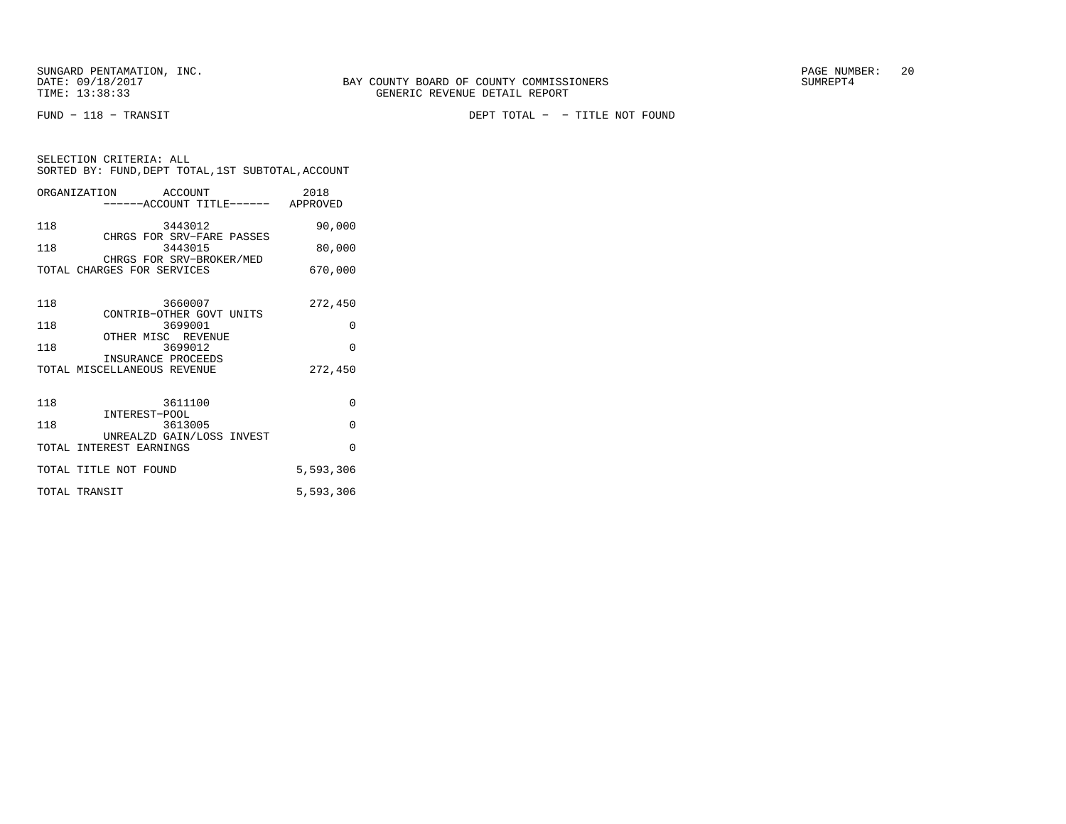SUNGARD PENTAMATION, INC.
DATE: 09/18/2017
TIME: 13:38:33

BAY COUNTY BOARD OF COUNTY COMMISSIONERS
GENERIC REVENUE DETAIL REPORT

SUMREPT4

FUND - 118 - TRANSIT

DEPT TOTAL - - TITLE NOT FOUND

SELECTION CRITERIA: ALL
SORTED BY: FUND,DEPT TOTAL,1ST SUBTOTAL,ACCOUNT

| ORGANIZATION | ACCOUNT ------ACCOUNT TITLE------ | 2018 APPROVED |
|---|---|---|
| 118 | 3443012 CHRGS FOR SRV-FARE PASSES | 90,000 |
| 118 | 3443015 CHRGS FOR SRV-BROKER/MED | 80,000 |
| TOTAL CHARGES FOR SERVICES | | 670,000 |
| 118 | 3660007 CONTRIB-OTHER GOVT UNITS | 272,450 |
| 118 | 3699001 OTHER MISC REVENUE | 0 |
| 118 | 3699012 INSURANCE PROCEEDS | 0 |
| TOTAL MISCELLANEOUS REVENUE | | 272,450 |
| 118 | 3611100 INTEREST-POOL | 0 |
| 118 | 3613005 UNREALZD GAIN/LOSS INVEST | 0 |
| TOTAL INTEREST EARNINGS | | 0 |
| TOTAL TITLE NOT FOUND | | 5,593,306 |
| TOTAL TRANSIT | | 5,593,306 |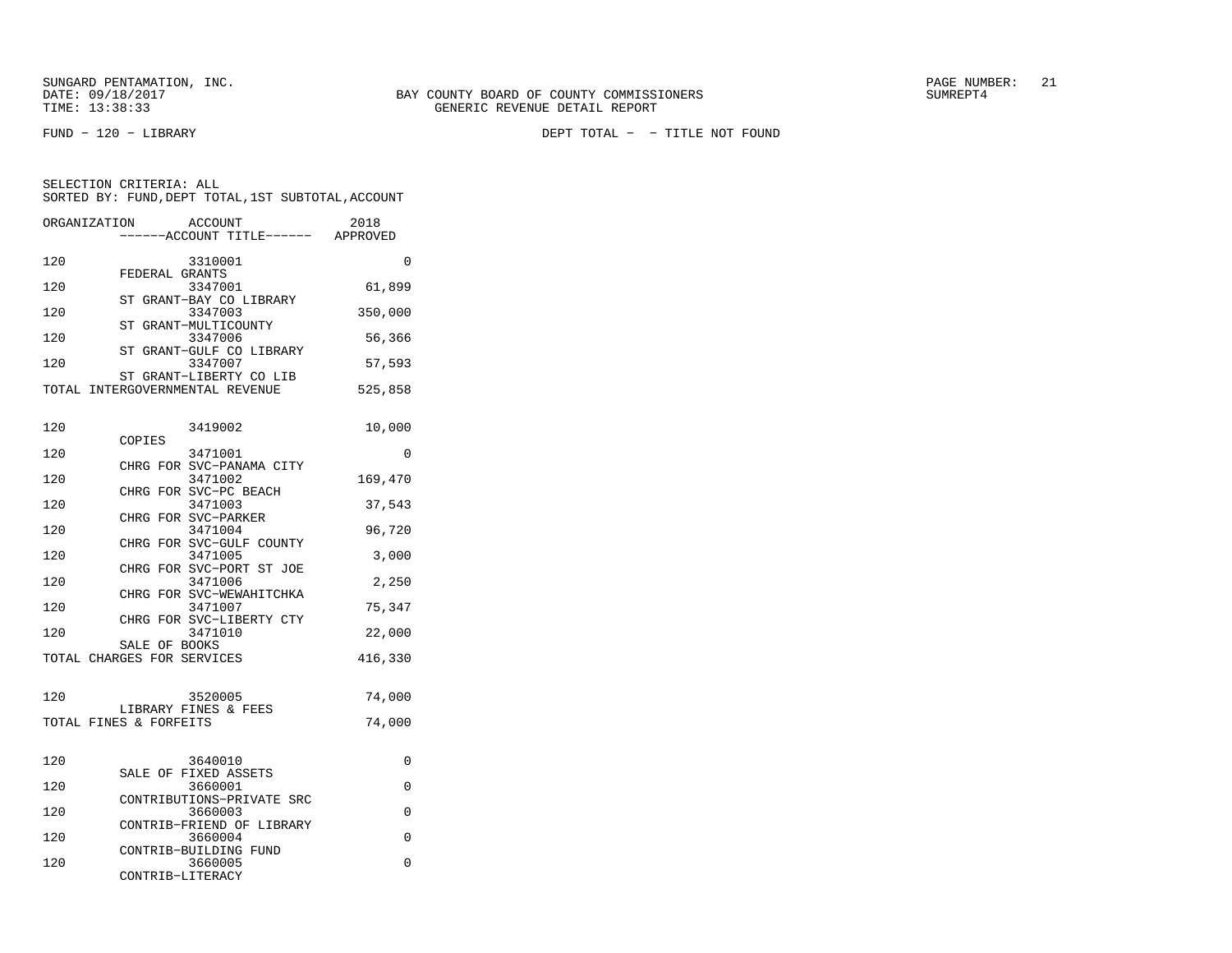SUNGARD PENTAMATION, INC.
DATE: 09/18/2017
TIME: 13:38:33

BAY COUNTY BOARD OF COUNTY COMMISSIONERS
GENERIC REVENUE DETAIL REPORT

PAGE NUMBER: 21
SUMREPT4

FUND - 120 - LIBRARY

DEPT TOTAL - - TITLE NOT FOUND

SELECTION CRITERIA: ALL
SORTED BY: FUND,DEPT TOTAL,1ST SUBTOTAL,ACCOUNT

| ORGANIZATION | ACCOUNT / ------ACCOUNT TITLE------ | 2018 APPROVED |
|---|---|---|
| 120 | 3310001 FEDERAL GRANTS | 0 |
| 120 | 3347001 ST GRANT-BAY CO LIBRARY | 61,899 |
| 120 | 3347003 ST GRANT-MULTICOUNTY | 350,000 |
| 120 | 3347006 ST GRANT-GULF CO LIBRARY | 56,366 |
| 120 | 3347007 ST GRANT-LIBERTY CO LIB | 57,593 |
| TOTAL INTERGOVERNMENTAL REVENUE | | 525,858 |
| 120 | 3419002 COPIES | 10,000 |
| 120 | 3471001 CHRG FOR SVC-PANAMA CITY | 0 |
| 120 | 3471002 CHRG FOR SVC-PC BEACH | 169,470 |
| 120 | 3471003 CHRG FOR SVC-PARKER | 37,543 |
| 120 | 3471004 CHRG FOR SVC-GULF COUNTY | 96,720 |
| 120 | 3471005 CHRG FOR SVC-PORT ST JOE | 3,000 |
| 120 | 3471006 CHRG FOR SVC-WEWAHITCHKA | 2,250 |
| 120 | 3471007 CHRG FOR SVC-LIBERTY CTY | 75,347 |
| 120 | 3471010 SALE OF BOOKS | 22,000 |
| TOTAL CHARGES FOR SERVICES | | 416,330 |
| 120 | 3520005 LIBRARY FINES & FEES | 74,000 |
| TOTAL FINES & FORFEITS | | 74,000 |
| 120 | 3640010 SALE OF FIXED ASSETS | 0 |
| 120 | 3660001 CONTRIBUTIONS-PRIVATE SRC | 0 |
| 120 | 3660003 CONTRIB-FRIEND OF LIBRARY | 0 |
| 120 | 3660004 CONTRIB-BUILDING FUND | 0 |
| 120 | 3660005 CONTRIB-LITERACY | 0 |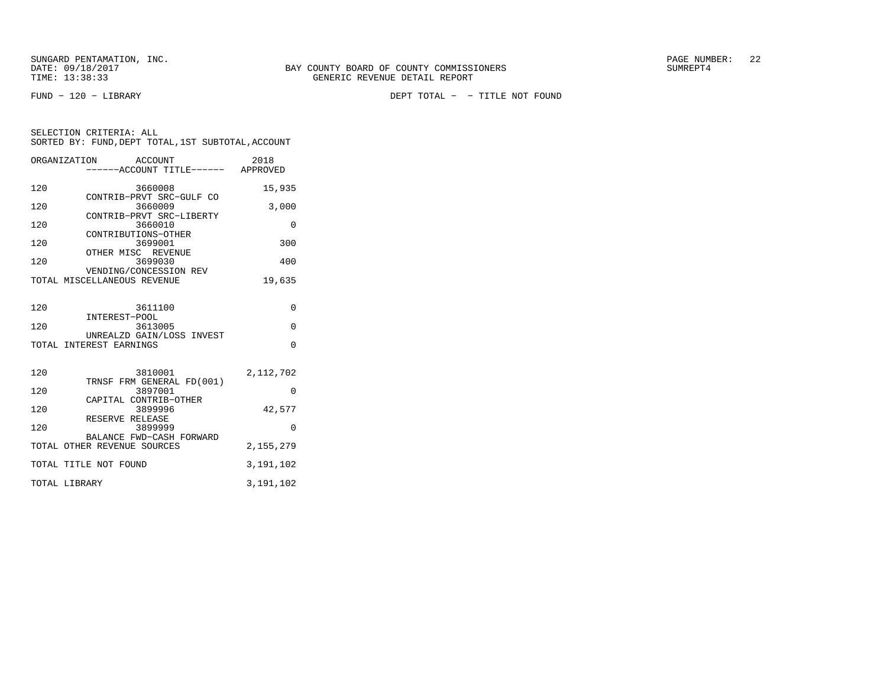FUND − 120 − LIBRARY DEPT TOTAL − − TITLE NOT FOUND

SELECTION CRITERIA: ALL
SORTED BY: FUND,DEPT TOTAL,1ST SUBTOTAL,ACCOUNT

| ORGANIZATION | ACCOUNT ------ACCOUNT TITLE------ | 2018 APPROVED |
|---|---|---|
| 120 | 3660008 CONTRIB−PRVT SRC−GULF CO | 15,935 |
| 120 | 3660009 CONTRIB−PRVT SRC−LIBERTY | 3,000 |
| 120 | 3660010 CONTRIBUTIONS−OTHER | 0 |
| 120 | 3699001 OTHER MISC REVENUE | 300 |
| 120 | 3699030 VENDING/CONCESSION REV | 400 |
| TOTAL MISCELLANEOUS REVENUE | | 19,635 |
| 120 | 3611100 INTEREST−POOL | 0 |
| 120 | 3613005 UNREALZD GAIN/LOSS INVEST | 0 |
| TOTAL INTEREST EARNINGS | | 0 |
| 120 | 3810001 TRNSF FRM GENERAL FD(001) | 2,112,702 |
| 120 | 3897001 CAPITAL CONTRIB−OTHER | 0 |
| 120 | 3899996 RESERVE RELEASE | 42,577 |
| 120 | 3899999 BALANCE FWD−CASH FORWARD | 0 |
| TOTAL OTHER REVENUE SOURCES | | 2,155,279 |
| TOTAL TITLE NOT FOUND | | 3,191,102 |
| TOTAL LIBRARY | | 3,191,102 |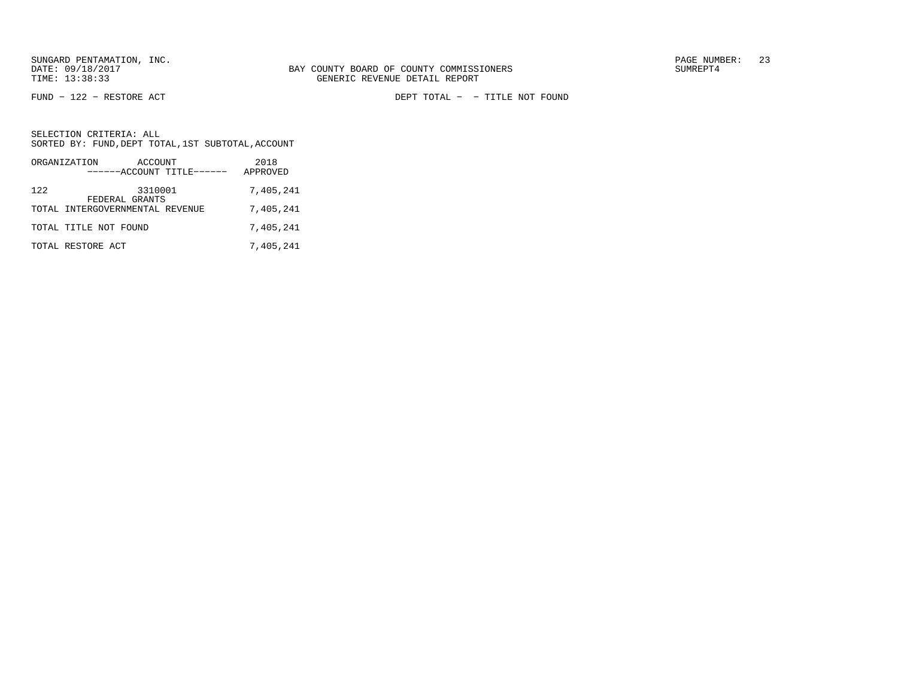SUNGARD PENTAMATION, INC.
DATE: 09/18/2017
TIME: 13:38:33

BAY COUNTY BOARD OF COUNTY COMMISSIONERS
GENERIC REVENUE DETAIL REPORT

SUMREPT4

FUND - 122 - RESTORE ACT

DEPT TOTAL - - TITLE NOT FOUND

SELECTION CRITERIA: ALL
SORTED BY: FUND,DEPT TOTAL,1ST SUBTOTAL,ACCOUNT

| ORGANIZATION | ACCOUNT ------ACCOUNT TITLE------ | 2018 APPROVED |
|---|---|---|
| 122 | 3310001 FEDERAL GRANTS | 7,405,241 |
| TOTAL INTERGOVERNMENTAL REVENUE | | 7,405,241 |
| TOTAL TITLE NOT FOUND | | 7,405,241 |
| TOTAL RESTORE ACT | | 7,405,241 |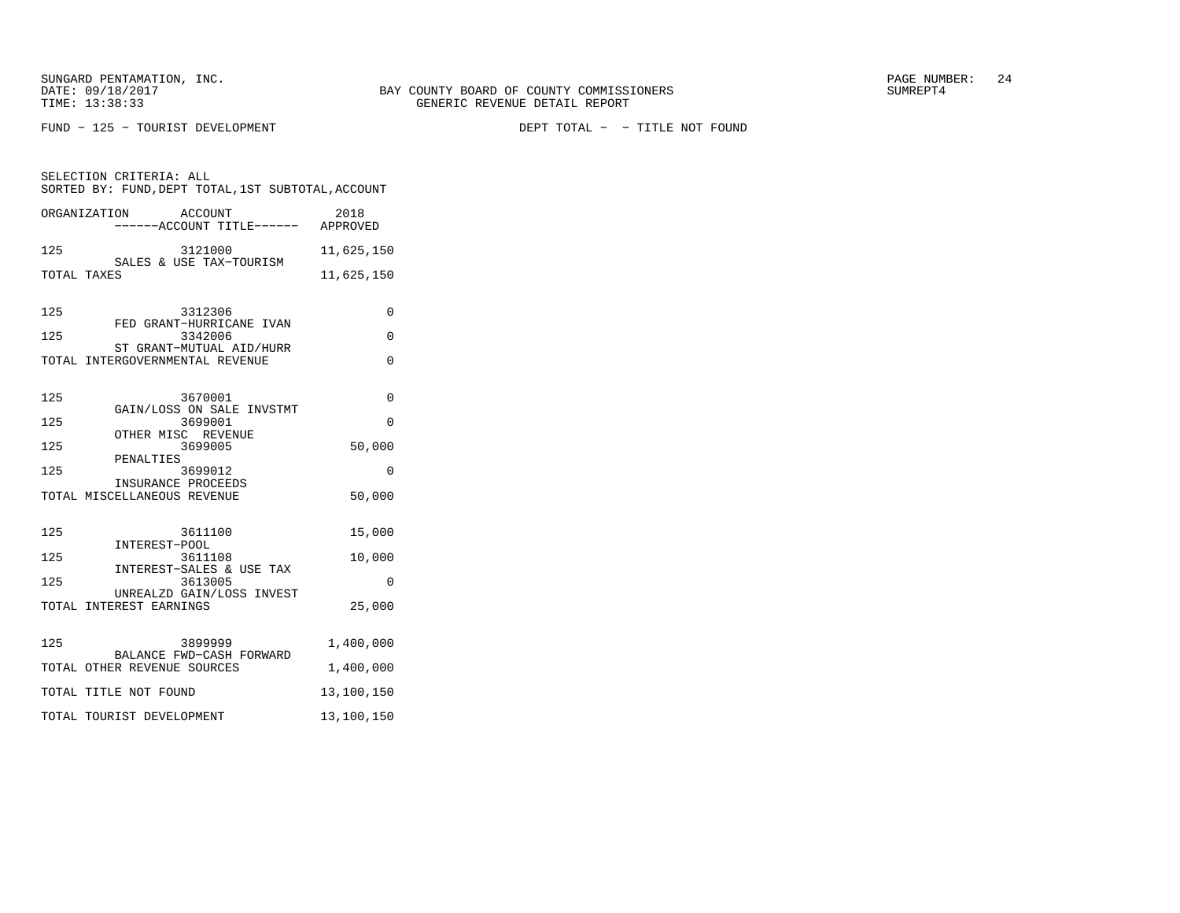SUNGARD PENTAMATION, INC.
DATE: 09/18/2017
TIME: 13:38:33

BAY COUNTY BOARD OF COUNTY COMMISSIONERS
GENERIC REVENUE DETAIL REPORT

SUMREPT4

FUND - 125 - TOURIST DEVELOPMENT

DEPT TOTAL - - TITLE NOT FOUND

SELECTION CRITERIA: ALL
SORTED BY: FUND,DEPT TOTAL,1ST SUBTOTAL,ACCOUNT

| ORGANIZATION | ACCOUNT / ------ACCOUNT TITLE------ | 2018 APPROVED |
|---|---|---|
| 125 | 3121000 SALES & USE TAX-TOURISM | 11,625,150 |
| TOTAL TAXES | | 11,625,150 |
| 125 | 3312306 FED GRANT-HURRICANE IVAN | 0 |
| 125 | 3342006 ST GRANT-MUTUAL AID/HURR | 0 |
| TOTAL INTERGOVERNMENTAL REVENUE | | 0 |
| 125 | 3670001 GAIN/LOSS ON SALE INVSTMT | 0 |
| 125 | 3699001 OTHER MISC REVENUE | 0 |
| 125 | 3699005 PENALTIES | 50,000 |
| 125 | 3699012 INSURANCE PROCEEDS | 0 |
| TOTAL MISCELLANEOUS REVENUE | | 50,000 |
| 125 | 3611100 INTEREST-POOL | 15,000 |
| 125 | 3611108 INTEREST-SALES & USE TAX | 10,000 |
| 125 | 3613005 UNREALZD GAIN/LOSS INVEST | 0 |
| TOTAL INTEREST EARNINGS | | 25,000 |
| 125 | 3899999 BALANCE FWD-CASH FORWARD | 1,400,000 |
| TOTAL OTHER REVENUE SOURCES | | 1,400,000 |
| TOTAL TITLE NOT FOUND | | 13,100,150 |
| TOTAL TOURIST DEVELOPMENT | | 13,100,150 |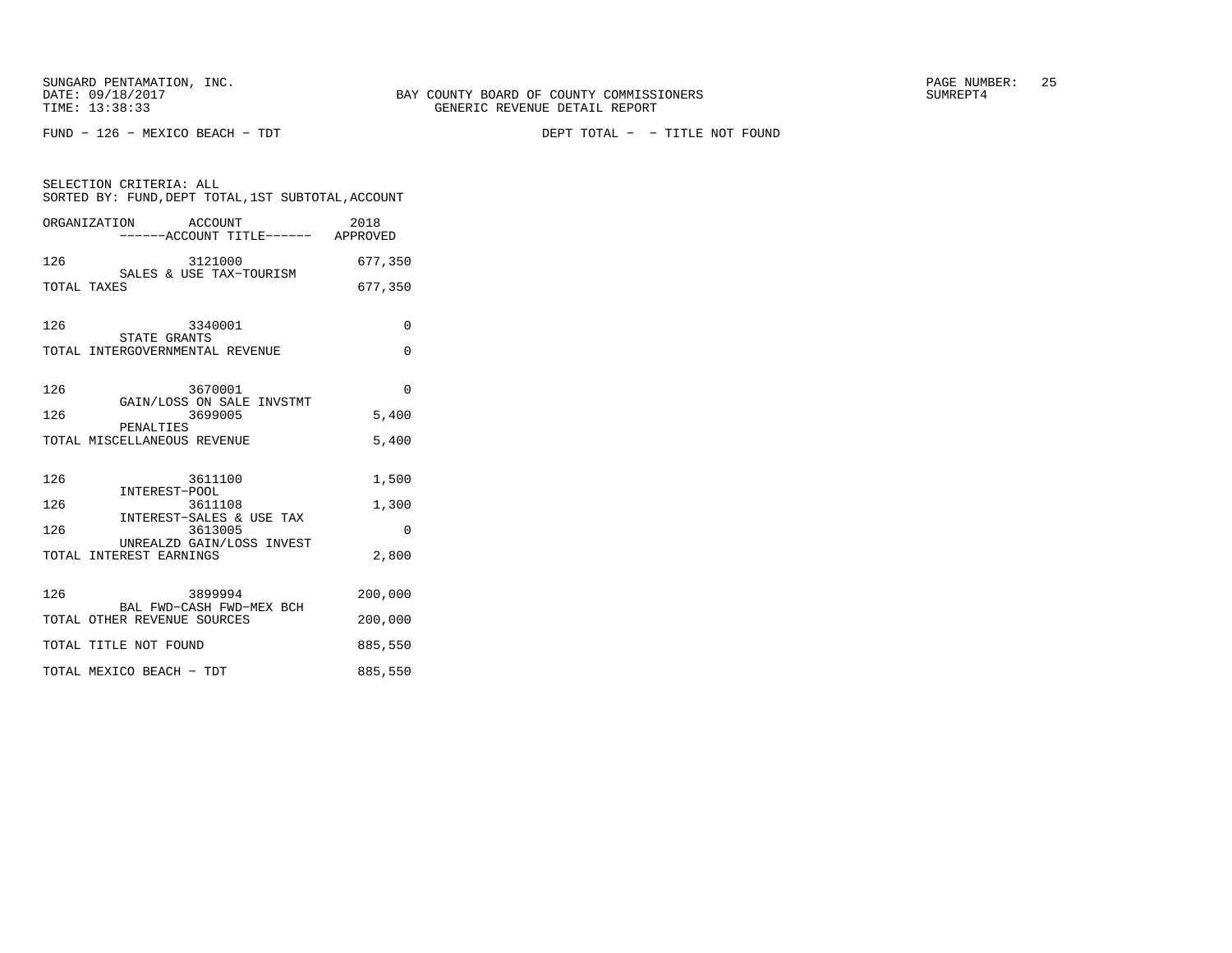SUNGARD PENTAMATION, INC.
DATE: 09/18/2017
TIME: 13:38:33

BAY COUNTY BOARD OF COUNTY COMMISSIONERS
GENERIC REVENUE DETAIL REPORT

SUMREPT4

FUND - 126 - MEXICO BEACH - TDT

DEPT TOTAL - - TITLE NOT FOUND

SELECTION CRITERIA: ALL
SORTED BY: FUND,DEPT TOTAL,1ST SUBTOTAL,ACCOUNT

| ORGANIZATION | ACCOUNT / ------ACCOUNT TITLE------ | 2018 APPROVED |
|---|---|---|
| 126 | 3121000 SALES & USE TAX-TOURISM | 677,350 |
| TOTAL TAXES | | 677,350 |
| 126 | 3340001 STATE GRANTS | 0 |
| TOTAL INTERGOVERNMENTAL REVENUE | | 0 |
| 126 | 3670001 GAIN/LOSS ON SALE INVSTMT | 0 |
| 126 | 3699005 PENALTIES | 5,400 |
| TOTAL MISCELLANEOUS REVENUE | | 5,400 |
| 126 | 3611100 INTEREST-POOL | 1,500 |
| 126 | 3611108 INTEREST-SALES & USE TAX | 1,300 |
| 126 | 3613005 UNREALZD GAIN/LOSS INVEST | 0 |
| TOTAL INTEREST EARNINGS | | 2,800 |
| 126 | 3899994 BAL FWD-CASH FWD-MEX BCH | 200,000 |
| TOTAL OTHER REVENUE SOURCES | | 200,000 |
| TOTAL TITLE NOT FOUND | | 885,550 |
| TOTAL MEXICO BEACH - TDT | | 885,550 |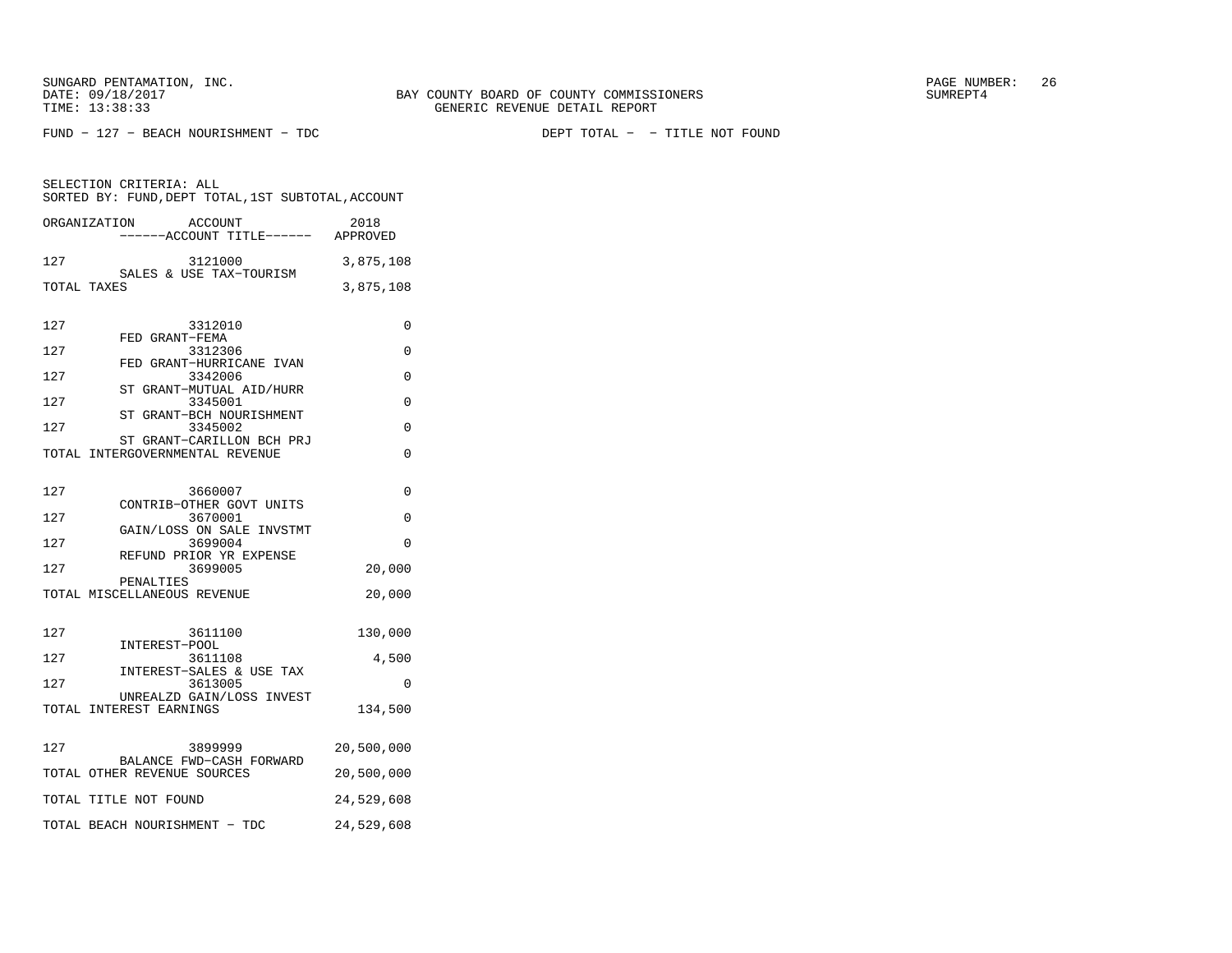SUNGARD PENTAMATION, INC.
DATE: 09/18/2017
TIME: 13:38:33

BAY COUNTY BOARD OF COUNTY COMMISSIONERS
GENERIC REVENUE DETAIL REPORT

SUMREPT4

FUND - 127 - BEACH NOURISHMENT - TDC

DEPT TOTAL - - TITLE NOT FOUND

SELECTION CRITERIA: ALL
SORTED BY: FUND,DEPT TOTAL,1ST SUBTOTAL,ACCOUNT

| ORGANIZATION | ACCOUNT / ------ACCOUNT TITLE------ | 2018 APPROVED |
|---|---|---|
| 127 | 3121000 SALES & USE TAX-TOURISM | 3,875,108 |
| TOTAL TAXES | | 3,875,108 |
| 127 | 3312010 FED GRANT-FEMA | 0 |
| 127 | 3312306 FED GRANT-HURRICANE IVAN | 0 |
| 127 | 3342006 ST GRANT-MUTUAL AID/HURR | 0 |
| 127 | 3345001 ST GRANT-BCH NOURISHMENT | 0 |
| 127 | 3345002 ST GRANT-CARILLON BCH PRJ | 0 |
| TOTAL INTERGOVERNMENTAL REVENUE | | 0 |
| 127 | 3660007 CONTRIB-OTHER GOVT UNITS | 0 |
| 127 | 3670001 GAIN/LOSS ON SALE INVSTMT | 0 |
| 127 | 3699004 REFUND PRIOR YR EXPENSE | 0 |
| 127 | 3699005 PENALTIES | 20,000 |
| TOTAL MISCELLANEOUS REVENUE | | 20,000 |
| 127 | 3611100 INTEREST-POOL | 130,000 |
| 127 | 3611108 INTEREST-SALES & USE TAX | 4,500 |
| 127 | 3613005 UNREALZD GAIN/LOSS INVEST | 0 |
| TOTAL INTEREST EARNINGS | | 134,500 |
| 127 | 3899999 BALANCE FWD-CASH FORWARD | 20,500,000 |
| TOTAL OTHER REVENUE SOURCES | | 20,500,000 |
| TOTAL TITLE NOT FOUND | | 24,529,608 |
| TOTAL BEACH NOURISHMENT - TDC | | 24,529,608 |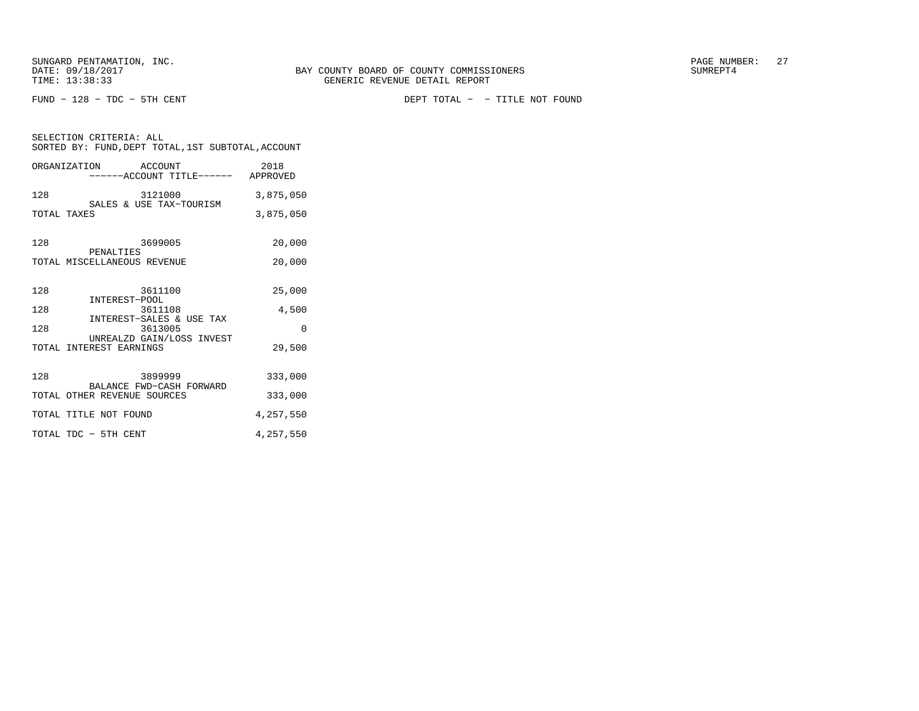SUNGARD PENTAMATION, INC.
DATE: 09/18/2017
TIME: 13:38:33

BAY COUNTY BOARD OF COUNTY COMMISSIONERS
GENERIC REVENUE DETAIL REPORT

SUMREPT4

FUND - 128 - TDC - 5TH CENT

DEPT TOTAL - - TITLE NOT FOUND

SELECTION CRITERIA: ALL
SORTED BY: FUND,DEPT TOTAL,1ST SUBTOTAL,ACCOUNT

| ORGANIZATION | ACCOUNT ------ACCOUNT TITLE------ | 2018 APPROVED |
|---|---|---|
| 128 | 3121000 SALES & USE TAX-TOURISM | 3,875,050 |
| TOTAL TAXES | | 3,875,050 |
| 128 | 3699005 PENALTIES | 20,000 |
| TOTAL MISCELLANEOUS REVENUE | | 20,000 |
| 128 | 3611100 INTEREST-POOL | 25,000 |
| 128 | 3611108 INTEREST-SALES & USE TAX | 4,500 |
| 128 | 3613005 UNREALZD GAIN/LOSS INVEST | 0 |
| TOTAL INTEREST EARNINGS | | 29,500 |
| 128 | 3899999 BALANCE FWD-CASH FORWARD | 333,000 |
| TOTAL OTHER REVENUE SOURCES | | 333,000 |
| TOTAL TITLE NOT FOUND | | 4,257,550 |
| TOTAL TDC - 5TH CENT | | 4,257,550 |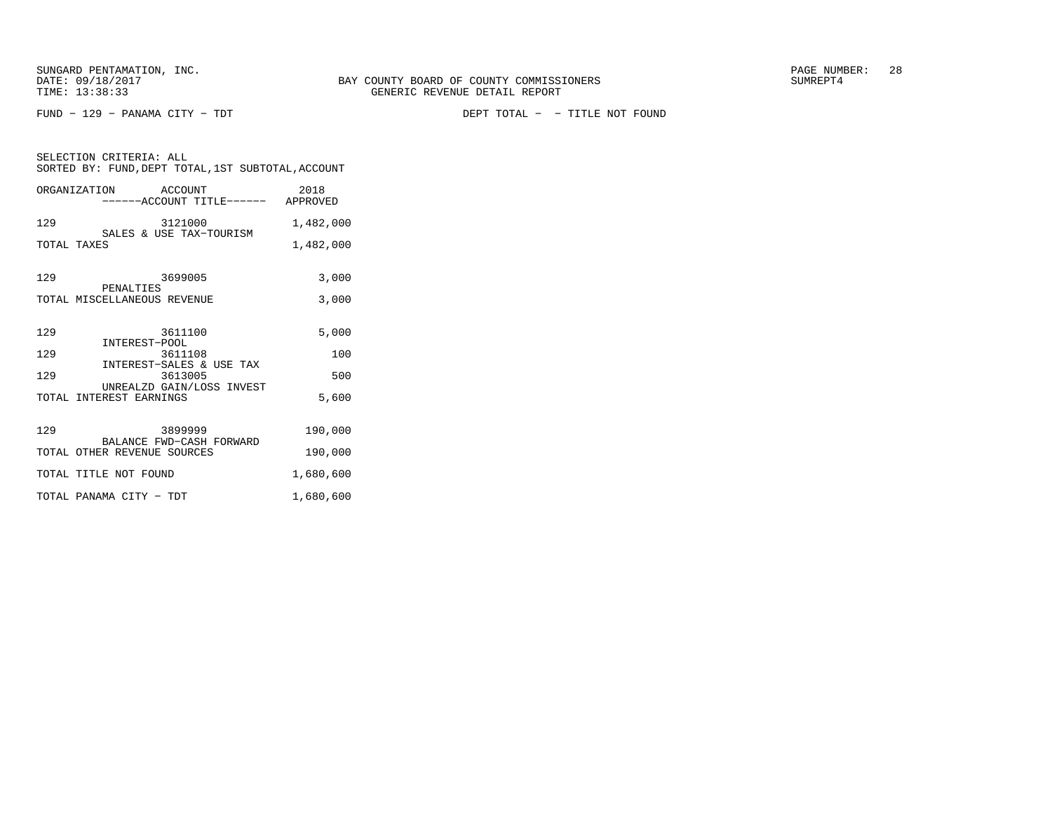SUNGARD PENTAMATION, INC.
DATE: 09/18/2017
TIME: 13:38:33

BAY COUNTY BOARD OF COUNTY COMMISSIONERS
GENERIC REVENUE DETAIL REPORT

PAGE NUMBER: 28
SUMREPT4

FUND - 129 - PANAMA CITY - TDT

DEPT TOTAL - - TITLE NOT FOUND

SELECTION CRITERIA: ALL
SORTED BY: FUND,DEPT TOTAL,1ST SUBTOTAL,ACCOUNT

| ORGANIZATION | ACCOUNT<br>------ACCOUNT TITLE------ | 2018<br>APPROVED |
|---|---|---|
| 129 | 3121000<br>SALES & USE TAX-TOURISM | 1,482,000 |
| TOTAL TAXES | | 1,482,000 |
| 129 | 3699005<br>PENALTIES | 3,000 |
| TOTAL MISCELLANEOUS REVENUE | | 3,000 |
| 129 | 3611100<br>INTEREST-POOL | 5,000 |
| 129 | 3611108<br>INTEREST-SALES & USE TAX | 100 |
| 129 | 3613005<br>UNREALZD GAIN/LOSS INVEST | 500 |
| TOTAL INTEREST EARNINGS | | 5,600 |
| 129 | 3899999<br>BALANCE FWD-CASH FORWARD | 190,000 |
| TOTAL OTHER REVENUE SOURCES | | 190,000 |
| TOTAL TITLE NOT FOUND | | 1,680,600 |
| TOTAL PANAMA CITY - TDT | | 1,680,600 |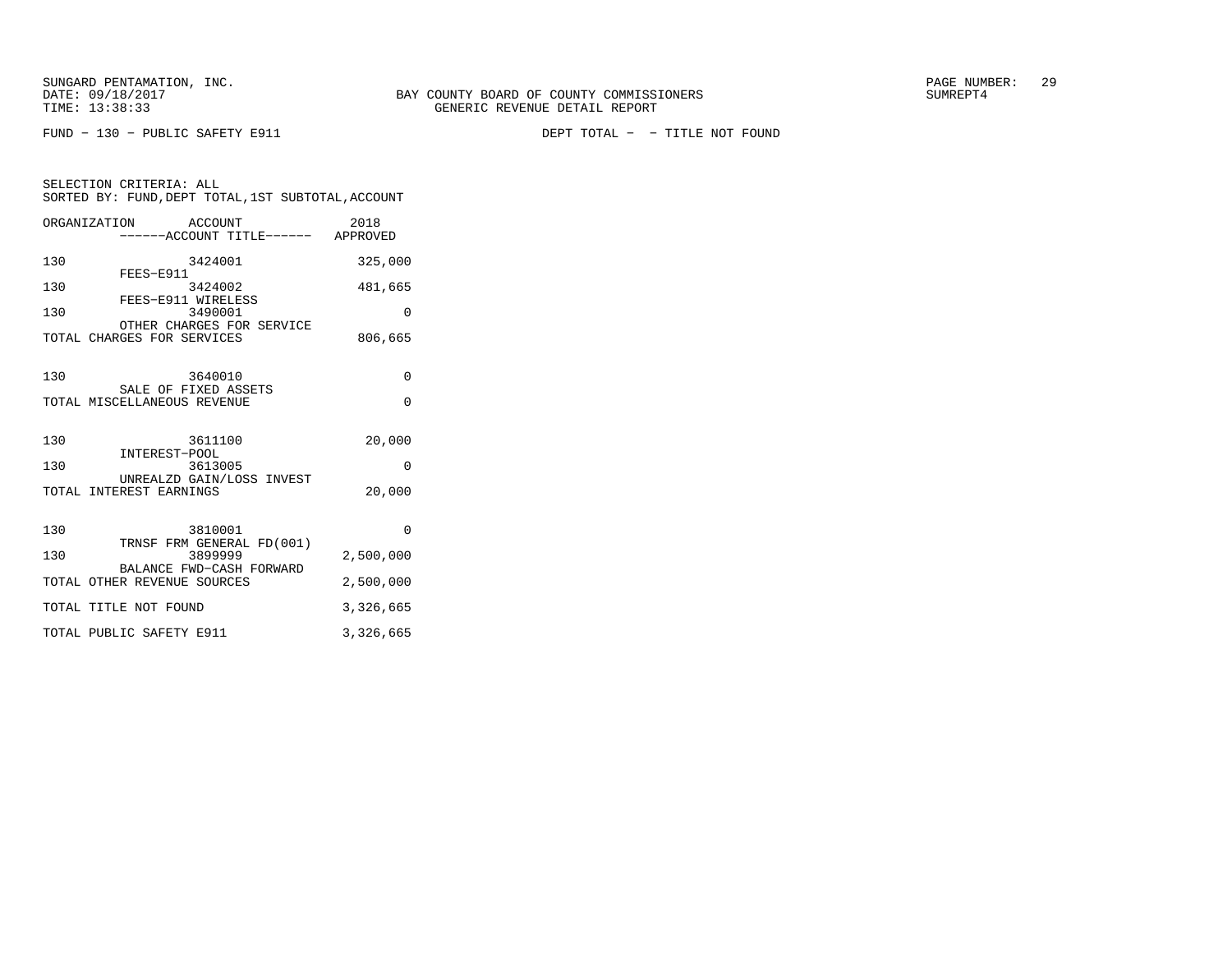SUNGARD PENTAMATION, INC.
DATE: 09/18/2017
TIME: 13:38:33

BAY COUNTY BOARD OF COUNTY COMMISSIONERS
GENERIC REVENUE DETAIL REPORT

SUMREPT4

FUND - 130 - PUBLIC SAFETY E911

DEPT TOTAL - - TITLE NOT FOUND

SELECTION CRITERIA: ALL
SORTED BY: FUND,DEPT TOTAL,1ST SUBTOTAL,ACCOUNT

| ORGANIZATION | ACCOUNT ------ACCOUNT TITLE------ | 2018 APPROVED |
|---|---|---|
| 130 | 3424001 FEES-E911 | 325,000 |
| 130 | 3424002 FEES-E911 WIRELESS | 481,665 |
| 130 | 3490001 OTHER CHARGES FOR SERVICE | 0 |
| TOTAL CHARGES FOR SERVICES | | 806,665 |
| 130 | 3640010 SALE OF FIXED ASSETS | 0 |
| TOTAL MISCELLANEOUS REVENUE | | 0 |
| 130 | 3611100 INTEREST-POOL | 20,000 |
| 130 | 3613005 UNREALZD GAIN/LOSS INVEST | 0 |
| TOTAL INTEREST EARNINGS | | 20,000 |
| 130 | 3810001 TRNSF FRM GENERAL FD(001) | 0 |
| 130 | 3899999 BALANCE FWD-CASH FORWARD | 2,500,000 |
| TOTAL OTHER REVENUE SOURCES | | 2,500,000 |
| TOTAL TITLE NOT FOUND | | 3,326,665 |
| TOTAL PUBLIC SAFETY E911 | | 3,326,665 |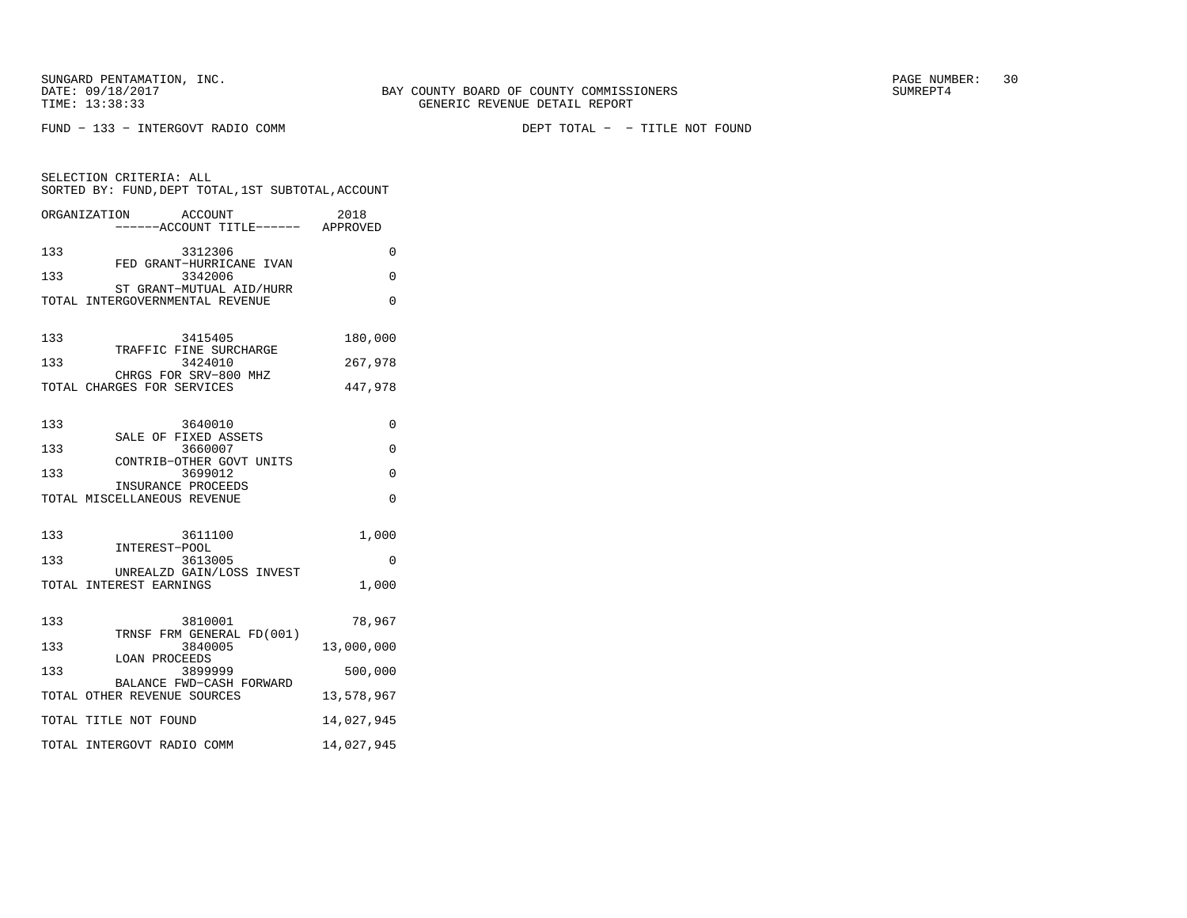SUNGARD PENTAMATION, INC.
DATE: 09/18/2017
TIME: 13:38:33

BAY COUNTY BOARD OF COUNTY COMMISSIONERS
GENERIC REVENUE DETAIL REPORT

SUMREPT4

FUND - 133 - INTERGOVT RADIO COMM

DEPT TOTAL - - TITLE NOT FOUND

SELECTION CRITERIA: ALL
SORTED BY: FUND,DEPT TOTAL,1ST SUBTOTAL,ACCOUNT

| ORGANIZATION | ACCOUNT / ------ACCOUNT TITLE------ | 2018 APPROVED |
|---|---|---|
| 133 | 3312306 FED GRANT-HURRICANE IVAN | 0 |
| 133 | 3342006 ST GRANT-MUTUAL AID/HURR | 0 |
| TOTAL INTERGOVERNMENTAL REVENUE | | 0 |
| 133 | 3415405 TRAFFIC FINE SURCHARGE | 180,000 |
| 133 | 3424010 CHRGS FOR SRV-800 MHZ | 267,978 |
| TOTAL CHARGES FOR SERVICES | | 447,978 |
| 133 | 3640010 SALE OF FIXED ASSETS | 0 |
| 133 | 3660007 CONTRIB-OTHER GOVT UNITS | 0 |
| 133 | 3699012 INSURANCE PROCEEDS | 0 |
| TOTAL MISCELLANEOUS REVENUE | | 0 |
| 133 | 3611100 INTEREST-POOL | 1,000 |
| 133 | 3613005 UNREALZD GAIN/LOSS INVEST | 0 |
| TOTAL INTEREST EARNINGS | | 1,000 |
| 133 | 3810001 TRNSF FRM GENERAL FD(001) | 78,967 |
| 133 | 3840005 LOAN PROCEEDS | 13,000,000 |
| 133 | 3899999 BALANCE FWD-CASH FORWARD | 500,000 |
| TOTAL OTHER REVENUE SOURCES | | 13,578,967 |
| TOTAL TITLE NOT FOUND | | 14,027,945 |
| TOTAL INTERGOVT RADIO COMM | | 14,027,945 |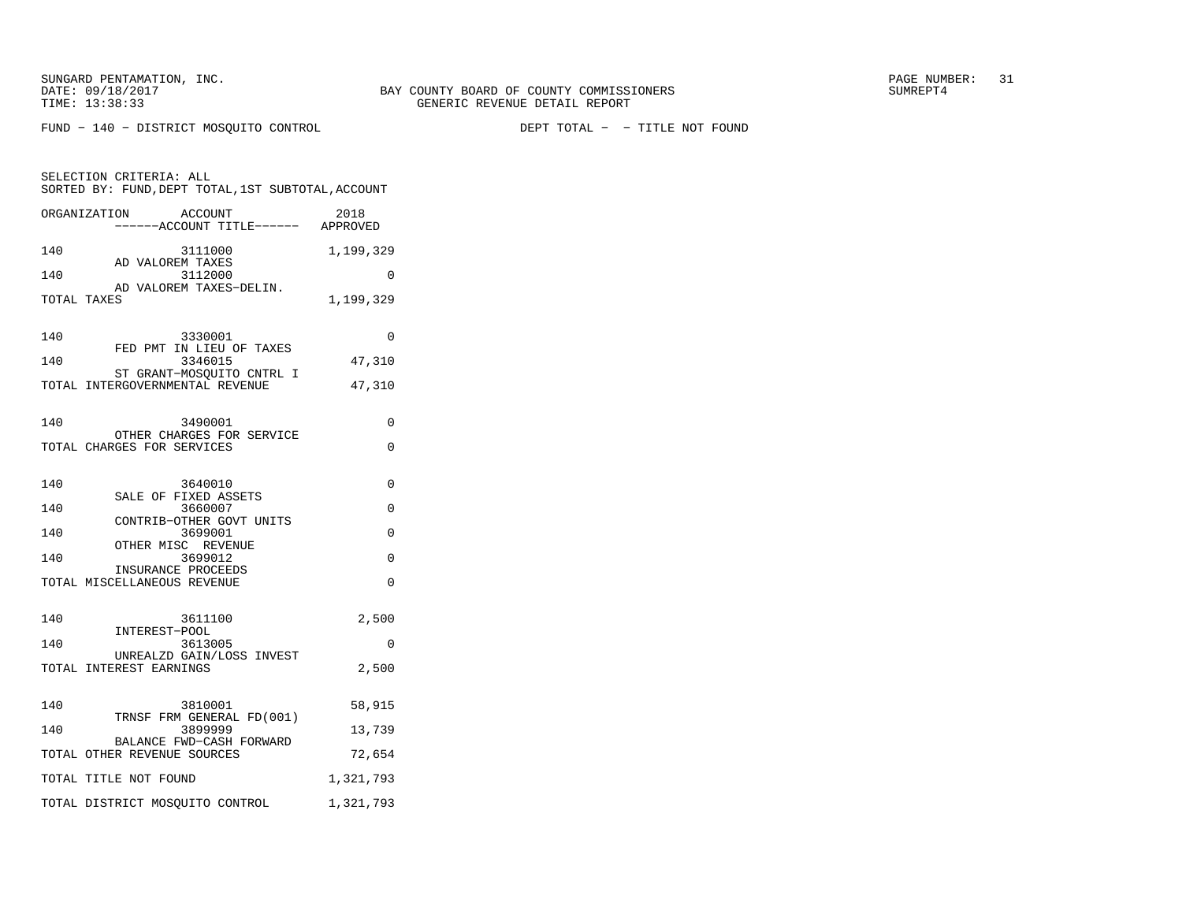SUNGARD PENTAMATION, INC.
DATE: 09/18/2017
TIME: 13:38:33

BAY COUNTY BOARD OF COUNTY COMMISSIONERS
GENERIC REVENUE DETAIL REPORT

SUMREPT4

FUND - 140 - DISTRICT MOSQUITO CONTROL　　　　DEPT TOTAL - - TITLE NOT FOUND

SELECTION CRITERIA: ALL
SORTED BY: FUND,DEPT TOTAL,1ST SUBTOTAL,ACCOUNT

| ORGANIZATION | ACCOUNT / ------ACCOUNT TITLE------ | 2018 APPROVED |
|---|---|---|
| 140 | 3111000 AD VALOREM TAXES | 1,199,329 |
| 140 | 3112000 AD VALOREM TAXES-DELIN. | 0 |
| TOTAL TAXES | | 1,199,329 |
| 140 | 3330001 FED PMT IN LIEU OF TAXES | 0 |
| 140 | 3346015 ST GRANT-MOSQUITO CNTRL I | 47,310 |
| TOTAL INTERGOVERNMENTAL REVENUE | | 47,310 |
| 140 | 3490001 OTHER CHARGES FOR SERVICE | 0 |
| TOTAL CHARGES FOR SERVICES | | 0 |
| 140 | 3640010 SALE OF FIXED ASSETS | 0 |
| 140 | 3660007 CONTRIB-OTHER GOVT UNITS | 0 |
| 140 | 3699001 OTHER MISC REVENUE | 0 |
| 140 | 3699012 INSURANCE PROCEEDS | 0 |
| TOTAL MISCELLANEOUS REVENUE | | 0 |
| 140 | 3611100 INTEREST-POOL | 2,500 |
| 140 | 3613005 UNREALZD GAIN/LOSS INVEST | 0 |
| TOTAL INTEREST EARNINGS | | 2,500 |
| 140 | 3810001 TRNSF FRM GENERAL FD(001) | 58,915 |
| 140 | 3899999 BALANCE FWD-CASH FORWARD | 13,739 |
| TOTAL OTHER REVENUE SOURCES | | 72,654 |
| TOTAL TITLE NOT FOUND | | 1,321,793 |
| TOTAL DISTRICT MOSQUITO CONTROL | | 1,321,793 |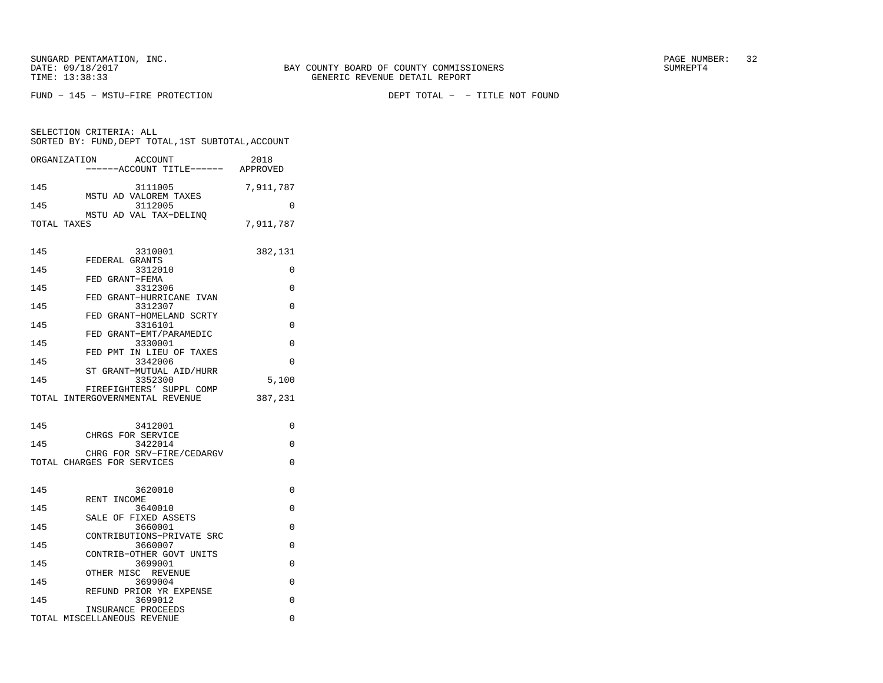SUNGARD PENTAMATION, INC.
DATE: 09/18/2017
TIME: 13:38:33

BAY COUNTY BOARD OF COUNTY COMMISSIONERS
GENERIC REVENUE DETAIL REPORT

SUMREPT4

FUND - 145 - MSTU-FIRE PROTECTION

DEPT TOTAL - - TITLE NOT FOUND

SELECTION CRITERIA: ALL
SORTED BY: FUND,DEPT TOTAL,1ST SUBTOTAL,ACCOUNT

| ORGANIZATION | ACCOUNT / ------ACCOUNT TITLE------ | 2018 APPROVED |
|---|---|---|
| 145 | 3111005 MSTU AD VALOREM TAXES | 7,911,787 |
| 145 | 3112005 MSTU AD VAL TAX-DELINQ | 0 |
| TOTAL TAXES | | 7,911,787 |
| 145 | 3310001 FEDERAL GRANTS | 382,131 |
| 145 | 3312010 FED GRANT-FEMA | 0 |
| 145 | 3312306 FED GRANT-HURRICANE IVAN | 0 |
| 145 | 3312307 FED GRANT-HOMELAND SCRTY | 0 |
| 145 | 3316101 FED GRANT-EMT/PARAMEDIC | 0 |
| 145 | 3330001 FED PMT IN LIEU OF TAXES | 0 |
| 145 | 3342006 ST GRANT-MUTUAL AID/HURR | 0 |
| 145 | 3352300 FIREFIGHTERS' SUPPL COMP | 5,100 |
| TOTAL INTERGOVERNMENTAL REVENUE | | 387,231 |
| 145 | 3412001 CHRGS FOR SERVICE | 0 |
| 145 | 3422014 CHRG FOR SRV-FIRE/CEDARGV | 0 |
| TOTAL CHARGES FOR SERVICES | | 0 |
| 145 | 3620010 RENT INCOME | 0 |
| 145 | 3640010 SALE OF FIXED ASSETS | 0 |
| 145 | 3660001 CONTRIBUTIONS-PRIVATE SRC | 0 |
| 145 | 3660007 CONTRIB-OTHER GOVT UNITS | 0 |
| 145 | 3699001 OTHER MISC REVENUE | 0 |
| 145 | 3699004 REFUND PRIOR YR EXPENSE | 0 |
| 145 | 3699012 INSURANCE PROCEEDS | 0 |
| TOTAL MISCELLANEOUS REVENUE | | 0 |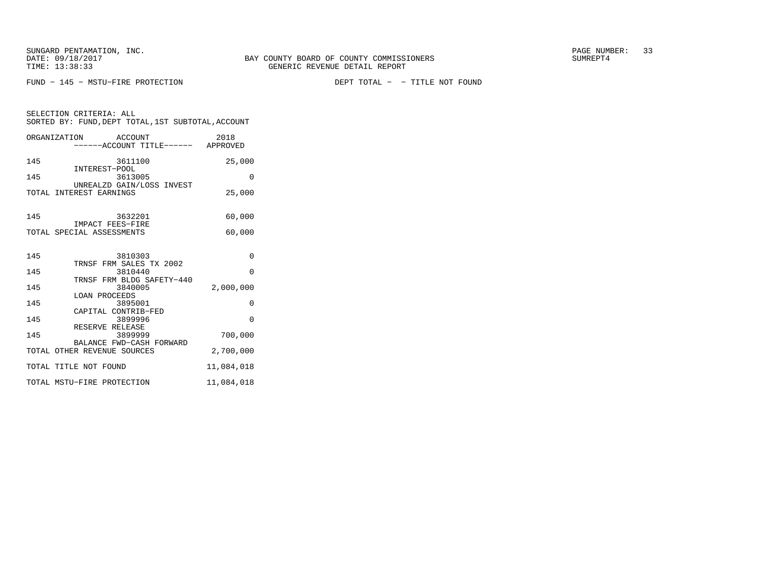SUNGARD PENTAMATION, INC.
DATE: 09/18/2017
TIME: 13:38:33

BAY COUNTY BOARD OF COUNTY COMMISSIONERS
GENERIC REVENUE DETAIL REPORT

SUMREPT4

FUND - 145 - MSTU-FIRE PROTECTION

DEPT TOTAL - - TITLE NOT FOUND

SELECTION CRITERIA: ALL
SORTED BY: FUND,DEPT TOTAL,1ST SUBTOTAL,ACCOUNT

| ORGANIZATION | ACCOUNT / ------ACCOUNT TITLE------ | 2018 APPROVED |
|---|---|---|
| 145 | 3611100 INTEREST-POOL | 25,000 |
| 145 | 3613005 UNREALZD GAIN/LOSS INVEST | 0 |
| TOTAL INTEREST EARNINGS | | 25,000 |
| 145 | 3632201 IMPACT FEES-FIRE | 60,000 |
| TOTAL SPECIAL ASSESSMENTS | | 60,000 |
| 145 | 3810303 TRNSF FRM SALES TX 2002 | 0 |
| 145 | 3810440 TRNSF FRM BLDG SAFETY-440 | 0 |
| 145 | 3840005 LOAN PROCEEDS | 2,000,000 |
| 145 | 3895001 CAPITAL CONTRIB-FED | 0 |
| 145 | 3899996 RESERVE RELEASE | 0 |
| 145 | 3899999 BALANCE FWD-CASH FORWARD | 700,000 |
| TOTAL OTHER REVENUE SOURCES | | 2,700,000 |
| TOTAL TITLE NOT FOUND | | 11,084,018 |
| TOTAL MSTU-FIRE PROTECTION | | 11,084,018 |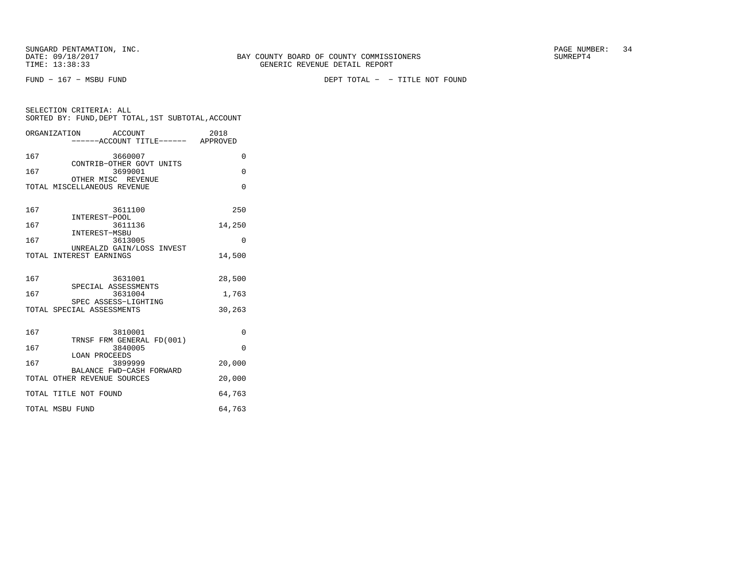SUNGARD PENTAMATION, INC.
DATE: 09/18/2017
TIME: 13:38:33

BAY COUNTY BOARD OF COUNTY COMMISSIONERS
GENERIC REVENUE DETAIL REPORT

SUMREPT4

FUND - 167 - MSBU FUND

DEPT TOTAL - - TITLE NOT FOUND

SELECTION CRITERIA: ALL
SORTED BY: FUND,DEPT TOTAL,1ST SUBTOTAL,ACCOUNT

| ORGANIZATION | ACCOUNT ------ACCOUNT TITLE------ | 2018 APPROVED |
|---|---|---|
| 167 | 3660007 CONTRIB-OTHER GOVT UNITS | 0 |
| 167 | 3699001 OTHER MISC REVENUE | 0 |
| TOTAL MISCELLANEOUS REVENUE | | 0 |
| 167 | 3611100 INTEREST-POOL | 250 |
| 167 | 3611136 INTEREST-MSBU | 14,250 |
| 167 | 3613005 UNREALZD GAIN/LOSS INVEST | 0 |
| TOTAL INTEREST EARNINGS | | 14,500 |
| 167 | 3631001 SPECIAL ASSESSMENTS | 28,500 |
| 167 | 3631004 SPEC ASSESS-LIGHTING | 1,763 |
| TOTAL SPECIAL ASSESSMENTS | | 30,263 |
| 167 | 3810001 TRNSF FRM GENERAL FD(001) | 0 |
| 167 | 3840005 LOAN PROCEEDS | 0 |
| 167 | 3899999 BALANCE FWD-CASH FORWARD | 20,000 |
| TOTAL OTHER REVENUE SOURCES | | 20,000 |
| TOTAL TITLE NOT FOUND | | 64,763 |
| TOTAL MSBU FUND | | 64,763 |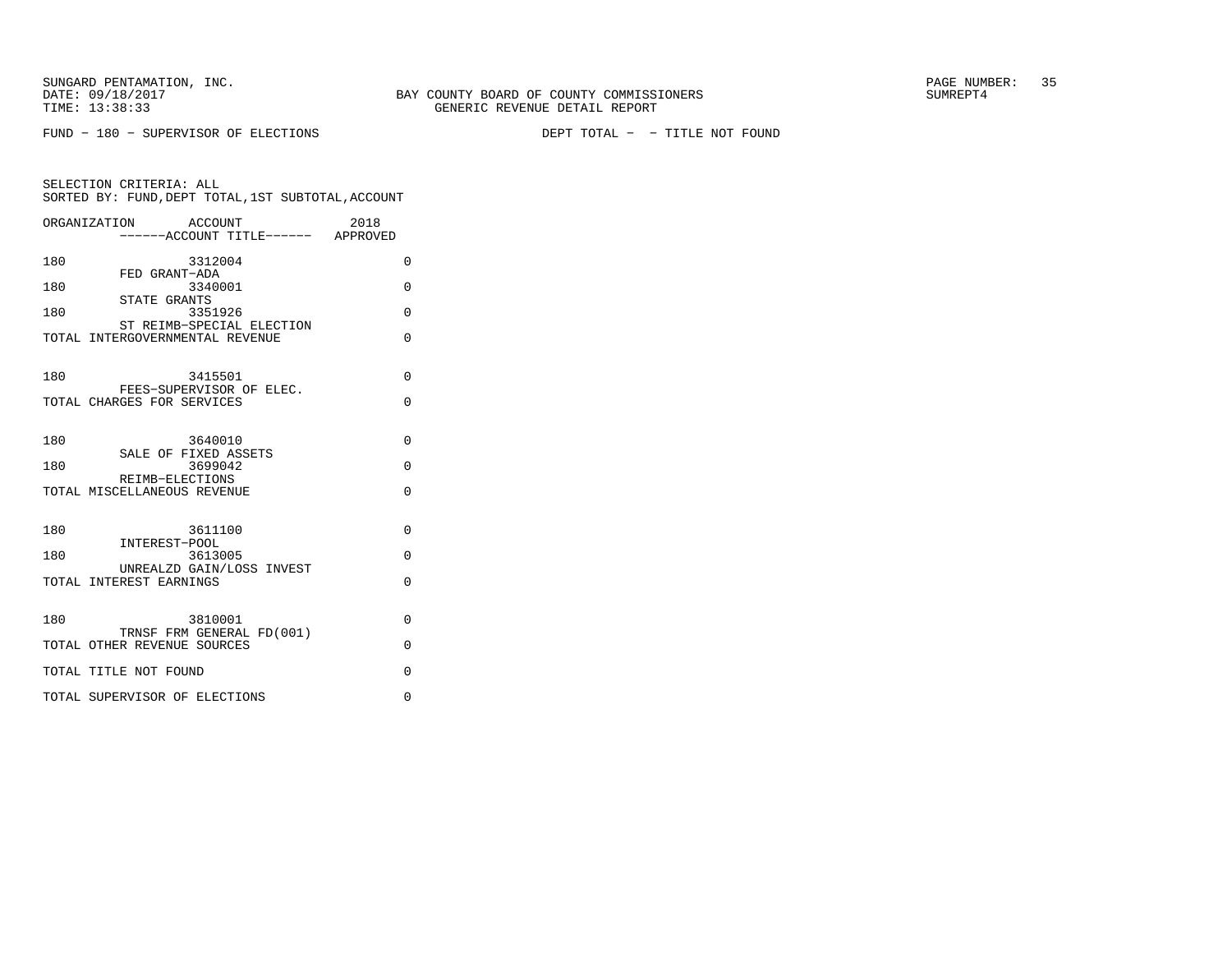SUNGARD PENTAMATION, INC.
DATE: 09/18/2017
TIME: 13:38:33

BAY COUNTY BOARD OF COUNTY COMMISSIONERS
GENERIC REVENUE DETAIL REPORT

SUMREPT4

FUND - 180 - SUPERVISOR OF ELECTIONS　　　　DEPT TOTAL - - TITLE NOT FOUND

SELECTION CRITERIA: ALL
SORTED BY: FUND,DEPT TOTAL,1ST SUBTOTAL,ACCOUNT

| ORGANIZATION | ACCOUNT ------ACCOUNT TITLE------ | 2018 APPROVED |
|---|---|---|
| 180 | 3312004 FED GRANT-ADA | 0 |
| 180 | 3340001 STATE GRANTS | 0 |
| 180 | 3351926 ST REIMB-SPECIAL ELECTION | 0 |
| TOTAL INTERGOVERNMENTAL REVENUE | | 0 |
| 180 | 3415501 FEES-SUPERVISOR OF ELEC. | 0 |
| TOTAL CHARGES FOR SERVICES | | 0 |
| 180 | 3640010 SALE OF FIXED ASSETS | 0 |
| 180 | 3699042 REIMB-ELECTIONS | 0 |
| TOTAL MISCELLANEOUS REVENUE | | 0 |
| 180 | 3611100 INTEREST-POOL | 0 |
| 180 | 3613005 UNREALZD GAIN/LOSS INVEST | 0 |
| TOTAL INTEREST EARNINGS | | 0 |
| 180 | 3810001 TRNSF FRM GENERAL FD(001) | 0 |
| TOTAL OTHER REVENUE SOURCES | | 0 |
| TOTAL TITLE NOT FOUND | | 0 |
| TOTAL SUPERVISOR OF ELECTIONS | | 0 |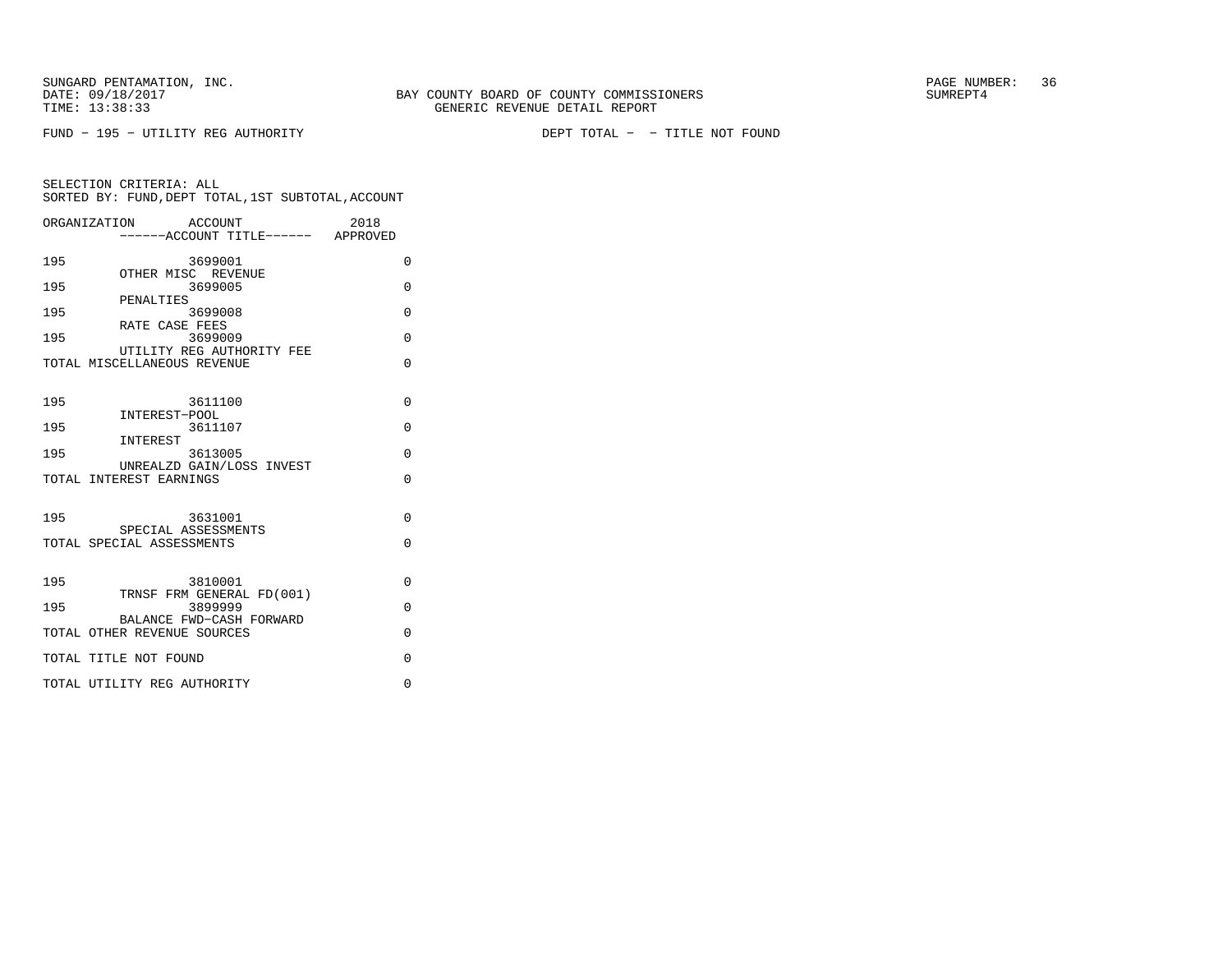SUNGARD PENTAMATION, INC.
DATE: 09/18/2017
TIME: 13:38:33

BAY COUNTY BOARD OF COUNTY COMMISSIONERS
GENERIC REVENUE DETAIL REPORT

SUMREPT4

FUND - 195 - UTILITY REG AUTHORITY

DEPT TOTAL - - TITLE NOT FOUND

SELECTION CRITERIA: ALL
SORTED BY: FUND,DEPT TOTAL,1ST SUBTOTAL,ACCOUNT

| ORGANIZATION | ACCOUNT / ------ACCOUNT TITLE------ | 2018 APPROVED |
|---|---|---|
| 195 | 3699001 OTHER MISC REVENUE | 0 |
| 195 | 3699005 PENALTIES | 0 |
| 195 | 3699008 RATE CASE FEES | 0 |
| 195 | 3699009 UTILITY REG AUTHORITY FEE | 0 |
| TOTAL MISCELLANEOUS REVENUE | | 0 |
| 195 | 3611100 INTEREST-POOL | 0 |
| 195 | 3611107 INTEREST | 0 |
| 195 | 3613005 UNREALZD GAIN/LOSS INVEST | 0 |
| TOTAL INTEREST EARNINGS | | 0 |
| 195 | 3631001 SPECIAL ASSESSMENTS | 0 |
| TOTAL SPECIAL ASSESSMENTS | | 0 |
| 195 | 3810001 TRNSF FRM GENERAL FD(001) | 0 |
| 195 | 3899999 BALANCE FWD-CASH FORWARD | 0 |
| TOTAL OTHER REVENUE SOURCES | | 0 |
| TOTAL TITLE NOT FOUND | | 0 |
| TOTAL UTILITY REG AUTHORITY | | 0 |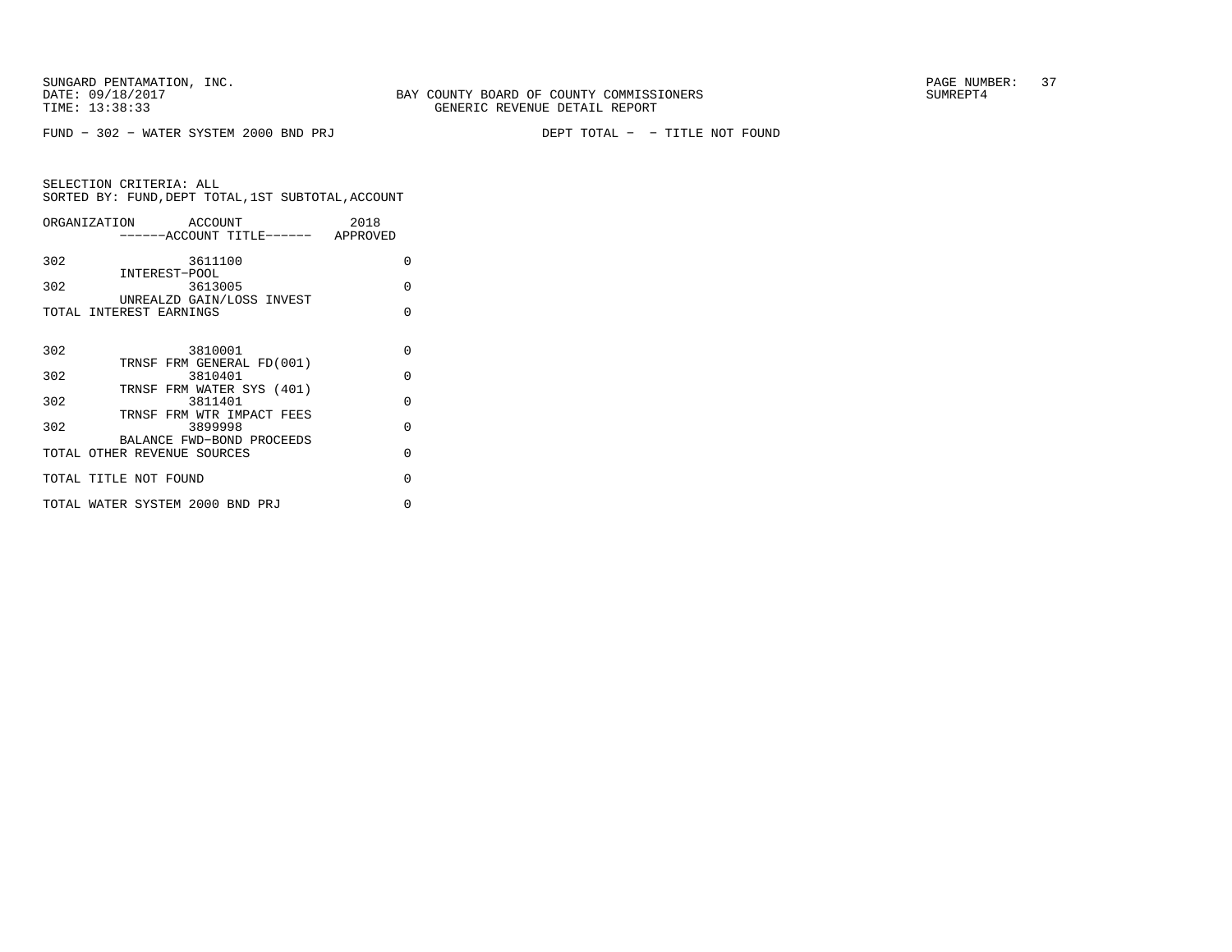SUNGARD PENTAMATION, INC.
DATE: 09/18/2017
TIME: 13:38:33

BAY COUNTY BOARD OF COUNTY COMMISSIONERS
GENERIC REVENUE DETAIL REPORT

SUMREPT4

FUND - 302 - WATER SYSTEM 2000 BND PRJ

DEPT TOTAL - - TITLE NOT FOUND

SELECTION CRITERIA: ALL
SORTED BY: FUND,DEPT TOTAL,1ST SUBTOTAL,ACCOUNT

| ORGANIZATION | ACCOUNT / ------ACCOUNT TITLE------ | 2018 APPROVED |
|---|---|---|
| 302 | 3611100 INTEREST-POOL | 0 |
| 302 | 3613005 UNREALZD GAIN/LOSS INVEST | 0 |
| TOTAL INTEREST EARNINGS | | 0 |
| 302 | 3810001 TRNSF FRM GENERAL FD(001) | 0 |
| 302 | 3810401 TRNSF FRM WATER SYS (401) | 0 |
| 302 | 3811401 TRNSF FRM WTR IMPACT FEES | 0 |
| 302 | 3899998 BALANCE FWD-BOND PROCEEDS | 0 |
| TOTAL OTHER REVENUE SOURCES | | 0 |
| TOTAL TITLE NOT FOUND | | 0 |
| TOTAL WATER SYSTEM 2000 BND PRJ | | 0 |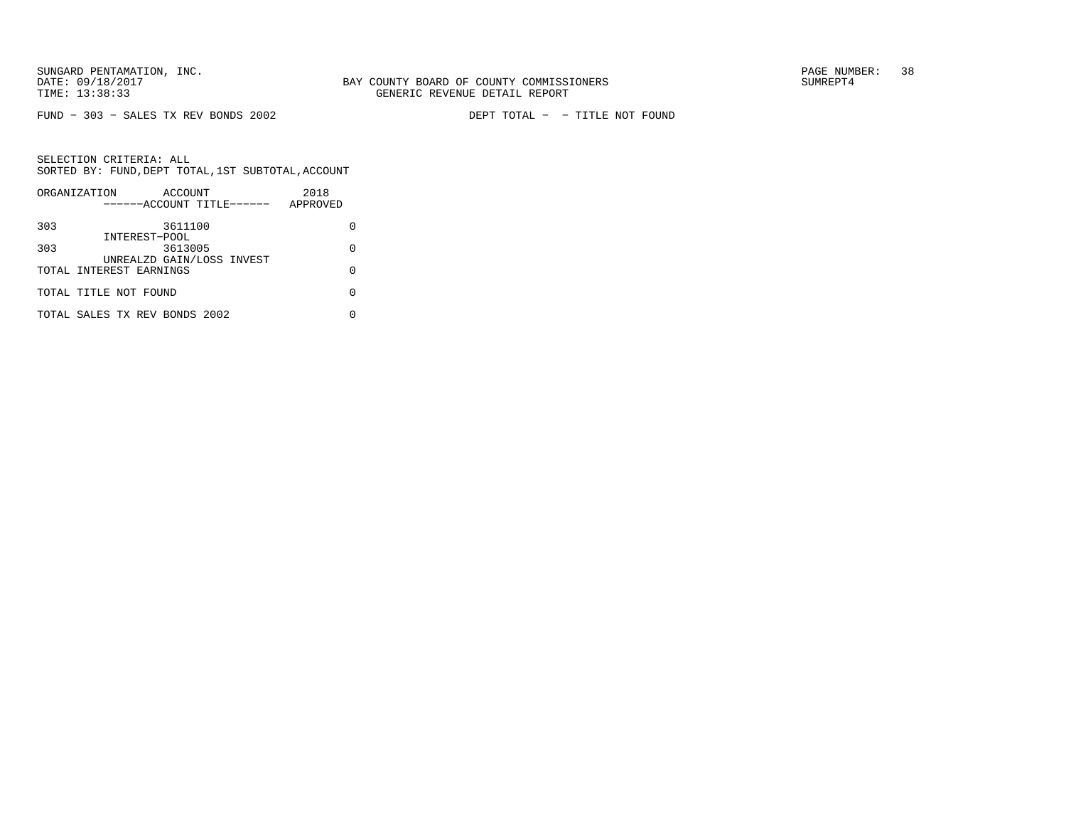FUND − 303 − SALES TX REV BONDS 2002 DEPT TOTAL − − TITLE NOT FOUND

SELECTION CRITERIA: ALL
SORTED BY: FUND,DEPT TOTAL,1ST SUBTOTAL,ACCOUNT

| ORGANIZATION | ACCOUNT ------ACCOUNT TITLE------ | 2018 APPROVED |
|---|---|---|
| 303 | 3611100 INTEREST−POOL | 0 |
| 303 | 3613005 UNREALZD GAIN/LOSS INVEST | 0 |
| TOTAL INTEREST EARNINGS | | 0 |
| TOTAL TITLE NOT FOUND | | 0 |
| TOTAL SALES TX REV BONDS 2002 | | 0 |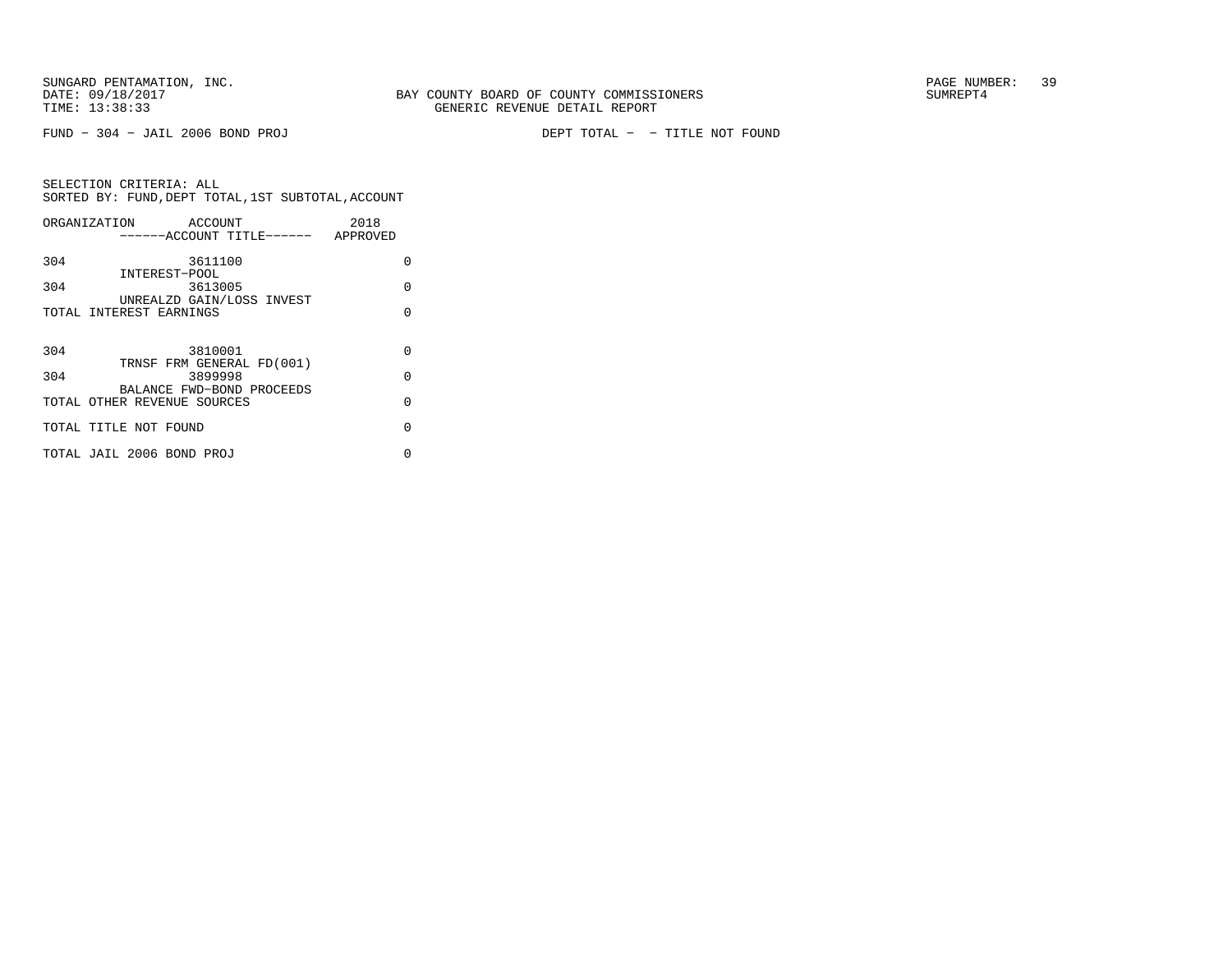SUNGARD PENTAMATION, INC.
DATE: 09/18/2017
TIME: 13:38:33

BAY COUNTY BOARD OF COUNTY COMMISSIONERS
GENERIC REVENUE DETAIL REPORT

SUMREPT4

FUND - 304 - JAIL 2006 BOND PROJ

DEPT TOTAL - - TITLE NOT FOUND

SELECTION CRITERIA: ALL
SORTED BY: FUND,DEPT TOTAL,1ST SUBTOTAL,ACCOUNT

| ORGANIZATION | ACCOUNT<br>------ACCOUNT TITLE------ | 2018<br>APPROVED |
|---|---|---|
| 304 | 3611100<br>INTEREST-POOL | 0 |
| 304 | 3613005<br>UNREALZD GAIN/LOSS INVEST | 0 |
| TOTAL INTEREST EARNINGS | | 0 |
| 304 | 3810001<br>TRNSF FRM GENERAL FD(001) | 0 |
| 304 | 3899998<br>BALANCE FWD-BOND PROCEEDS | 0 |
| TOTAL OTHER REVENUE SOURCES | | 0 |
| TOTAL TITLE NOT FOUND | | 0 |
| TOTAL JAIL 2006 BOND PROJ | | 0 |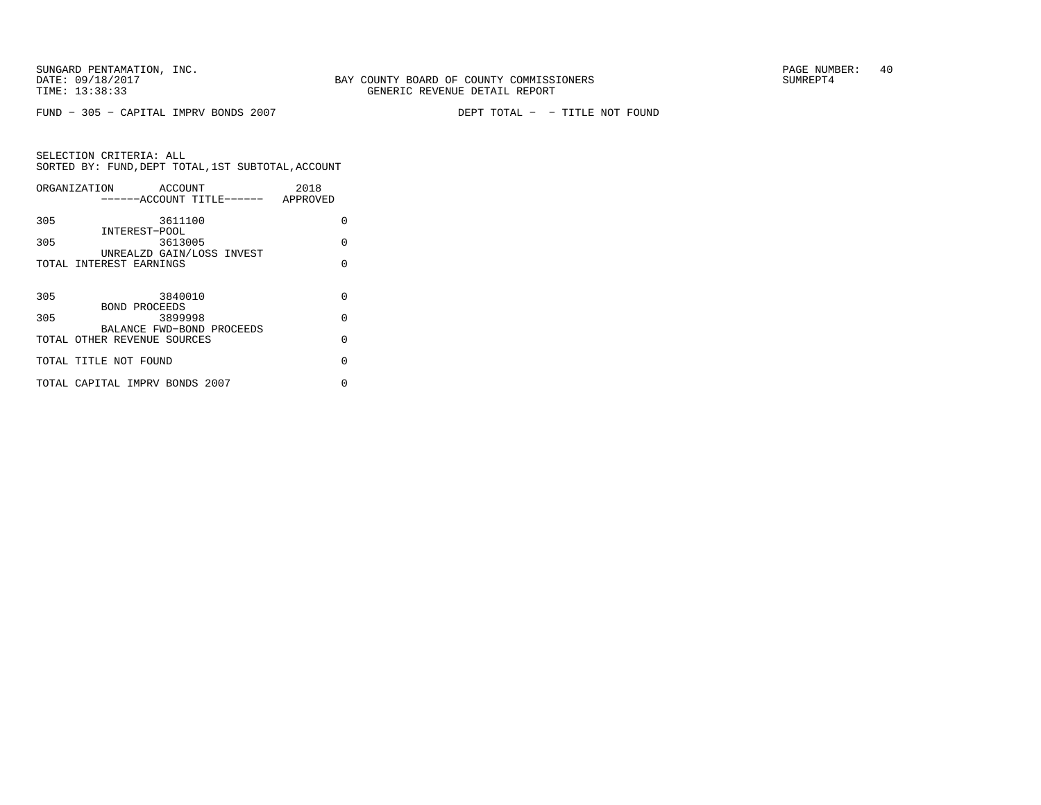SUNGARD PENTAMATION, INC.
DATE: 09/18/2017
TIME: 13:38:33

BAY COUNTY BOARD OF COUNTY COMMISSIONERS
GENERIC REVENUE DETAIL REPORT

SUMREPT4

FUND - 305 - CAPITAL IMPRV BONDS 2007 DEPT TOTAL - - TITLE NOT FOUND

SELECTION CRITERIA: ALL
SORTED BY: FUND,DEPT TOTAL,1ST SUBTOTAL,ACCOUNT

| ORGANIZATION | ACCOUNT ------ACCOUNT TITLE------ | 2018 APPROVED |
|---|---|---|
| 305 | 3611100 INTEREST-POOL | 0 |
| 305 | 3613005 UNREALZD GAIN/LOSS INVEST | 0 |
| TOTAL INTEREST EARNINGS | | 0 |
| 305 | 3840010 BOND PROCEEDS | 0 |
| 305 | 3899998 BALANCE FWD-BOND PROCEEDS | 0 |
| TOTAL OTHER REVENUE SOURCES | | 0 |
| TOTAL TITLE NOT FOUND | | 0 |
| TOTAL CAPITAL IMPRV BONDS 2007 | | 0 |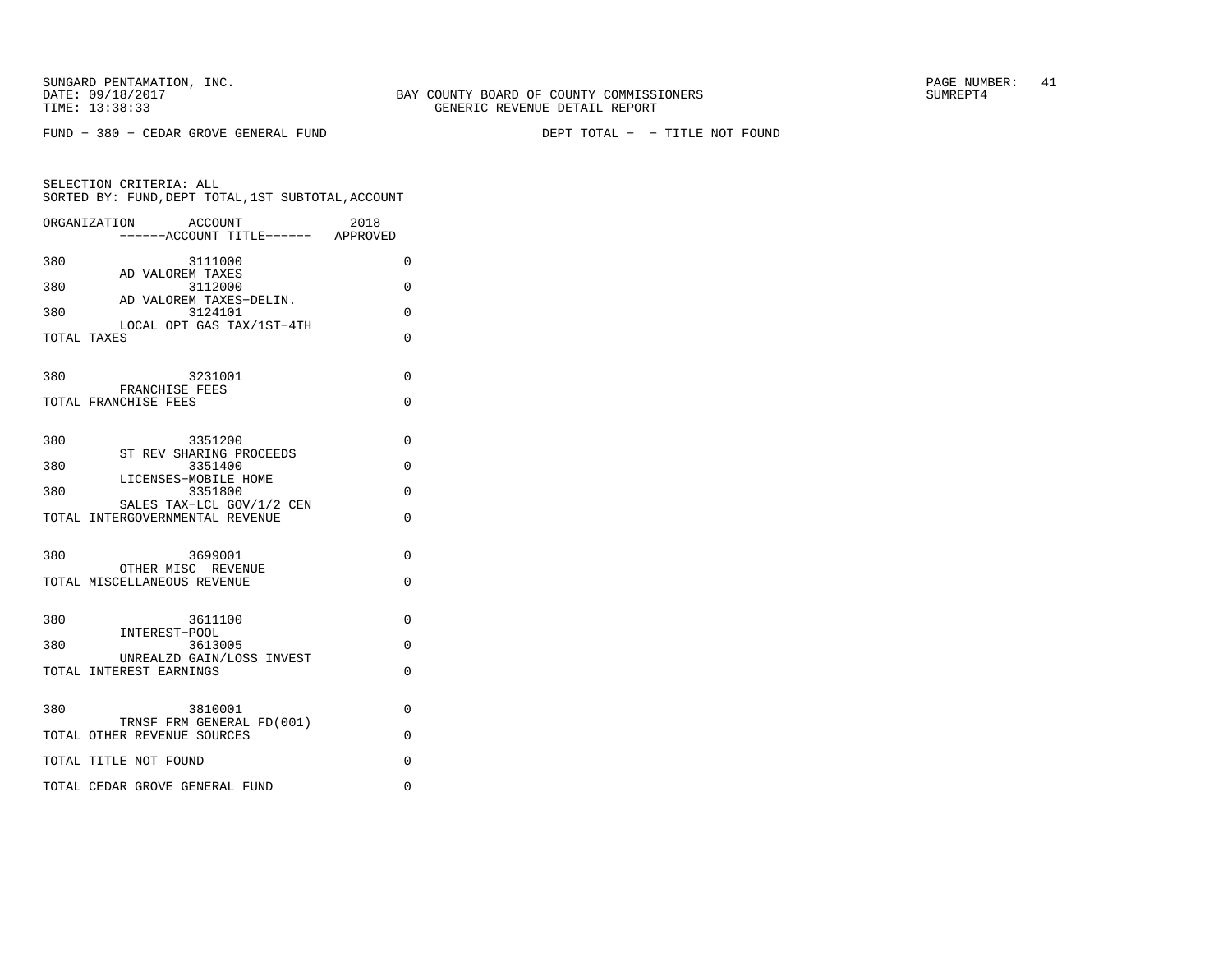SUNGARD PENTAMATION, INC.
DATE: 09/18/2017
TIME: 13:38:33

BAY COUNTY BOARD OF COUNTY COMMISSIONERS
GENERIC REVENUE DETAIL REPORT

SUMREPT4

FUND - 380 - CEDAR GROVE GENERAL FUND

DEPT TOTAL - - TITLE NOT FOUND

SELECTION CRITERIA: ALL
SORTED BY: FUND,DEPT TOTAL,1ST SUBTOTAL,ACCOUNT

| ORGANIZATION | ACCOUNT / ------ACCOUNT TITLE------ | 2018 APPROVED |
|---|---|---|
| 380 | 3111000 AD VALOREM TAXES | 0 |
| 380 | 3112000 AD VALOREM TAXES-DELIN. | 0 |
| 380 | 3124101 LOCAL OPT GAS TAX/1ST-4TH | 0 |
| TOTAL TAXES | | 0 |
| 380 | 3231001 FRANCHISE FEES | 0 |
| TOTAL FRANCHISE FEES | | 0 |
| 380 | 3351200 ST REV SHARING PROCEEDS | 0 |
| 380 | 3351400 LICENSES-MOBILE HOME | 0 |
| 380 | 3351800 SALES TAX-LCL GOV/1/2 CEN | 0 |
| TOTAL INTERGOVERNMENTAL REVENUE | | 0 |
| 380 | 3699001 OTHER MISC REVENUE | 0 |
| TOTAL MISCELLANEOUS REVENUE | | 0 |
| 380 | 3611100 INTEREST-POOL | 0 |
| 380 | 3613005 UNREALZD GAIN/LOSS INVEST | 0 |
| TOTAL INTEREST EARNINGS | | 0 |
| 380 | 3810001 TRNSF FRM GENERAL FD(001) | 0 |
| TOTAL OTHER REVENUE SOURCES | | 0 |
| TOTAL TITLE NOT FOUND | | 0 |
| TOTAL CEDAR GROVE GENERAL FUND | | 0 |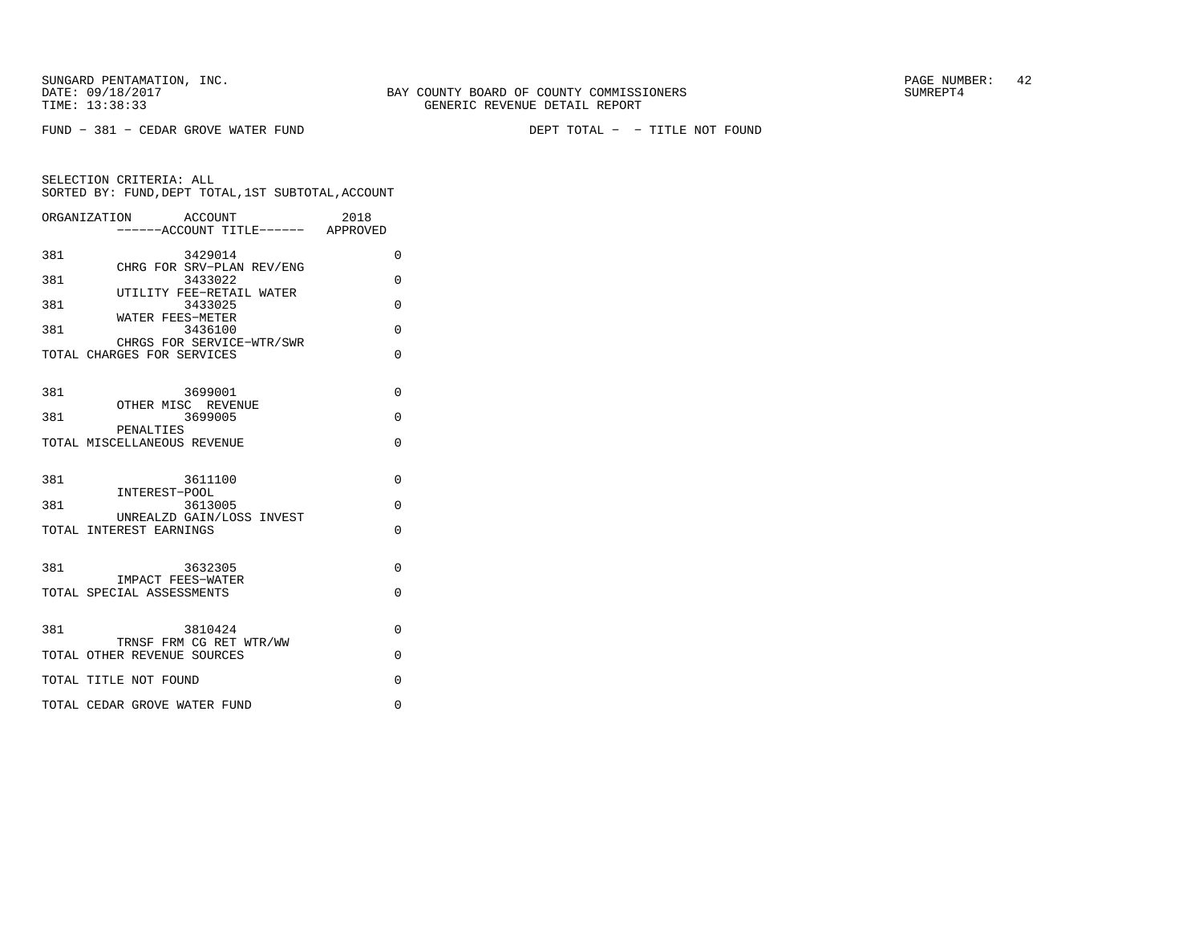SUNGARD PENTAMATION, INC.
DATE: 09/18/2017
TIME: 13:38:33

BAY COUNTY BOARD OF COUNTY COMMISSIONERS
GENERIC REVENUE DETAIL REPORT

SUMREPT4

FUND − 381 − CEDAR GROVE WATER FUND

DEPT TOTAL − − TITLE NOT FOUND

SELECTION CRITERIA: ALL
SORTED BY: FUND,DEPT TOTAL,1ST SUBTOTAL,ACCOUNT

| ORGANIZATION | ACCOUNT / ------ACCOUNT TITLE------ | 2018 APPROVED |
|---|---|---|
| 381 | 3429014 CHRG FOR SRV−PLAN REV/ENG | 0 |
| 381 | 3433022 UTILITY FEE−RETAIL WATER | 0 |
| 381 | 3433025 WATER FEES−METER | 0 |
| 381 | 3436100 CHRGS FOR SERVICE−WTR/SWR | 0 |
| TOTAL CHARGES FOR SERVICES | | 0 |
| 381 | 3699001 OTHER MISC REVENUE | 0 |
| 381 | 3699005 PENALTIES | 0 |
| TOTAL MISCELLANEOUS REVENUE | | 0 |
| 381 | 3611100 INTEREST−POOL | 0 |
| 381 | 3613005 UNREALZD GAIN/LOSS INVEST | 0 |
| TOTAL INTEREST EARNINGS | | 0 |
| 381 | 3632305 IMPACT FEES−WATER | 0 |
| TOTAL SPECIAL ASSESSMENTS | | 0 |
| 381 | 3810424 TRNSF FRM CG RET WTR/WW | 0 |
| TOTAL OTHER REVENUE SOURCES | | 0 |
| TOTAL TITLE NOT FOUND | | 0 |
| TOTAL CEDAR GROVE WATER FUND | | 0 |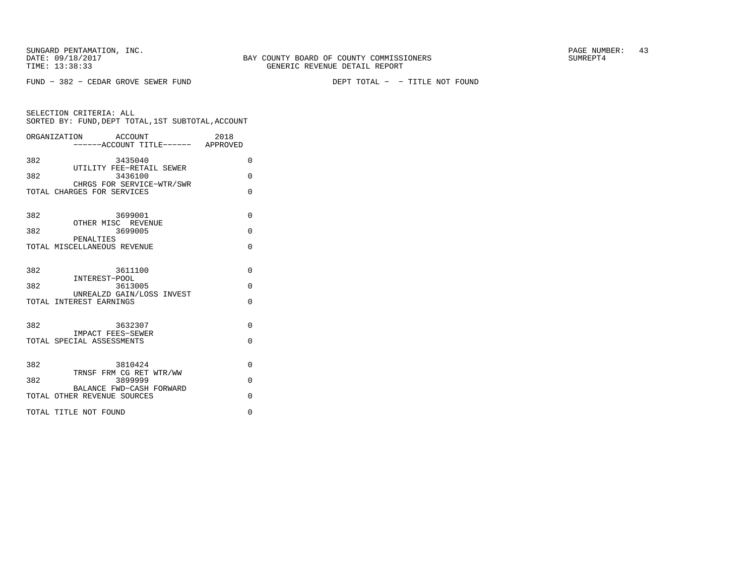SUNGARD PENTAMATION, INC.
DATE: 09/18/2017
TIME: 13:38:33

BAY COUNTY BOARD OF COUNTY COMMISSIONERS
GENERIC REVENUE DETAIL REPORT

SUMREPT4

FUND - 382 - CEDAR GROVE SEWER FUND

DEPT TOTAL - - TITLE NOT FOUND

SELECTION CRITERIA: ALL
SORTED BY: FUND,DEPT TOTAL,1ST SUBTOTAL,ACCOUNT

| ORGANIZATION | ACCOUNT ------ACCOUNT TITLE------ | 2018 APPROVED |
|---|---|---|
| 382 | 3435040 UTILITY FEE-RETAIL SEWER | 0 |
| 382 | 3436100 CHRGS FOR SERVICE-WTR/SWR | 0 |
| TOTAL CHARGES FOR SERVICES | | 0 |
| 382 | 3699001 OTHER MISC REVENUE | 0 |
| 382 | 3699005 PENALTIES | 0 |
| TOTAL MISCELLANEOUS REVENUE | | 0 |
| 382 | 3611100 INTEREST-POOL | 0 |
| 382 | 3613005 UNREALZD GAIN/LOSS INVEST | 0 |
| TOTAL INTEREST EARNINGS | | 0 |
| 382 | 3632307 IMPACT FEES-SEWER | 0 |
| TOTAL SPECIAL ASSESSMENTS | | 0 |
| 382 | 3810424 TRNSF FRM CG RET WTR/WW | 0 |
| 382 | 3899999 BALANCE FWD-CASH FORWARD | 0 |
| TOTAL OTHER REVENUE SOURCES | | 0 |
| TOTAL TITLE NOT FOUND | | 0 |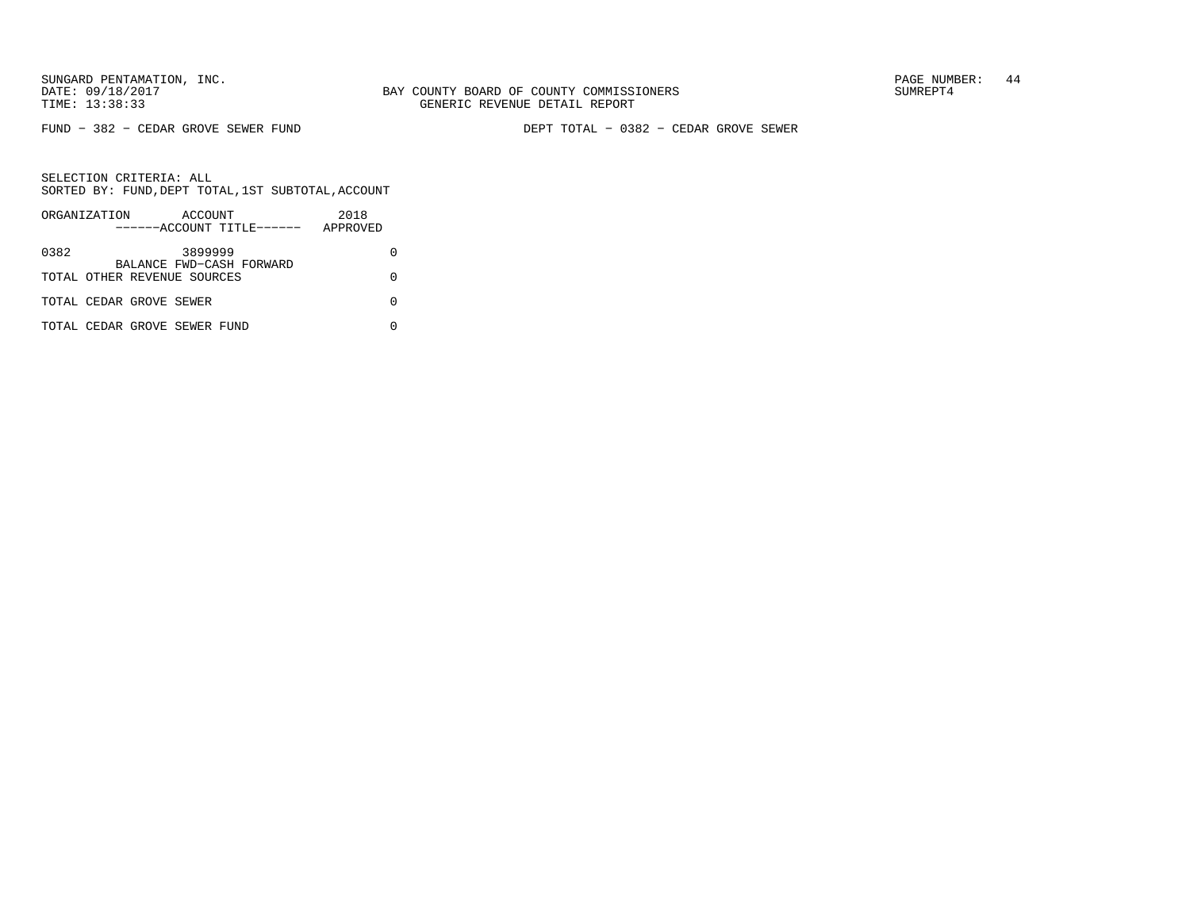BAY COUNTY BOARD OF COUNTY COMMISSIONERS
GENERIC REVENUE DETAIL REPORT

FUND - 382 - CEDAR GROVE SEWER FUND

DEPT TOTAL - 0382 - CEDAR GROVE SEWER

SELECTION CRITERIA: ALL
SORTED BY: FUND,DEPT TOTAL,1ST SUBTOTAL,ACCOUNT

| ORGANIZATION | ACCOUNT ------ACCOUNT TITLE------ | 2018 APPROVED |
|---|---|---|
| 0382 | 3899999 BALANCE FWD-CASH FORWARD | 0 |
| TOTAL OTHER REVENUE SOURCES | | 0 |
| TOTAL CEDAR GROVE SEWER | | 0 |
| TOTAL CEDAR GROVE SEWER FUND | | 0 |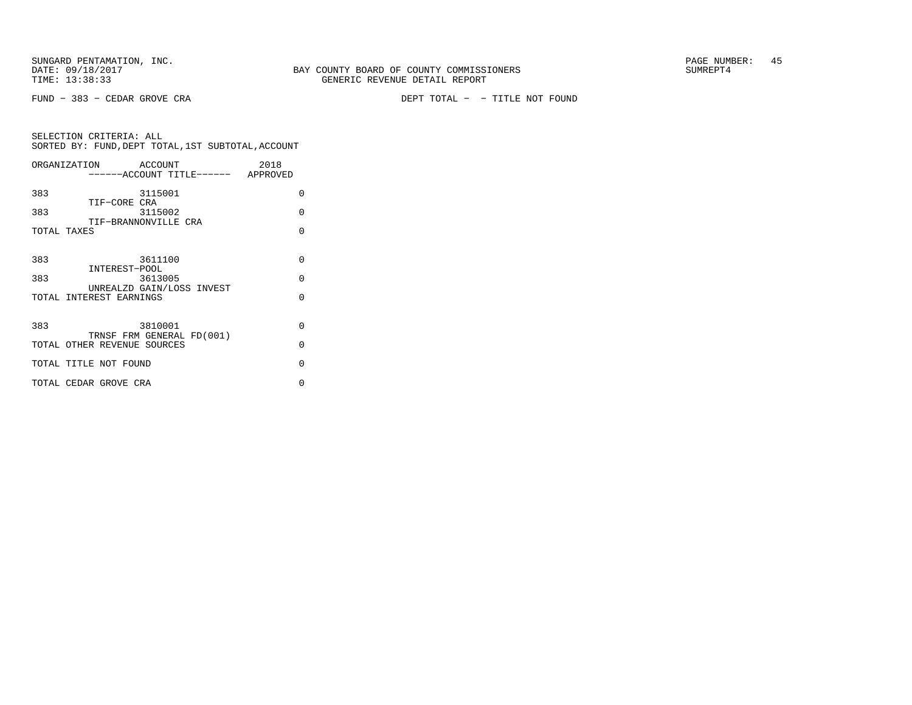SUNGARD PENTAMATION, INC.
DATE: 09/18/2017
TIME: 13:38:33

BAY COUNTY BOARD OF COUNTY COMMISSIONERS
GENERIC REVENUE DETAIL REPORT

SUMREPT4

FUND - 383 - CEDAR GROVE CRA

DEPT TOTAL - - TITLE NOT FOUND

SELECTION CRITERIA: ALL
SORTED BY: FUND,DEPT TOTAL,1ST SUBTOTAL,ACCOUNT

| ORGANIZATION | ACCOUNT<br>------ACCOUNT TITLE------ | 2018<br>APPROVED |
|---|---|---|
| 383 | 3115001<br>TIF-CORE CRA | 0 |
| 383 | 3115002<br>TIF-BRANNONVILLE CRA | 0 |
| TOTAL TAXES | | 0 |
| 383 | 3611100<br>INTEREST-POOL | 0 |
| 383 | 3613005<br>UNREALZD GAIN/LOSS INVEST | 0 |
| TOTAL INTEREST EARNINGS | | 0 |
| 383 | 3810001<br>TRNSF FRM GENERAL FD(001) | 0 |
| TOTAL OTHER REVENUE SOURCES | | 0 |
| TOTAL TITLE NOT FOUND | | 0 |
| TOTAL CEDAR GROVE CRA | | 0 |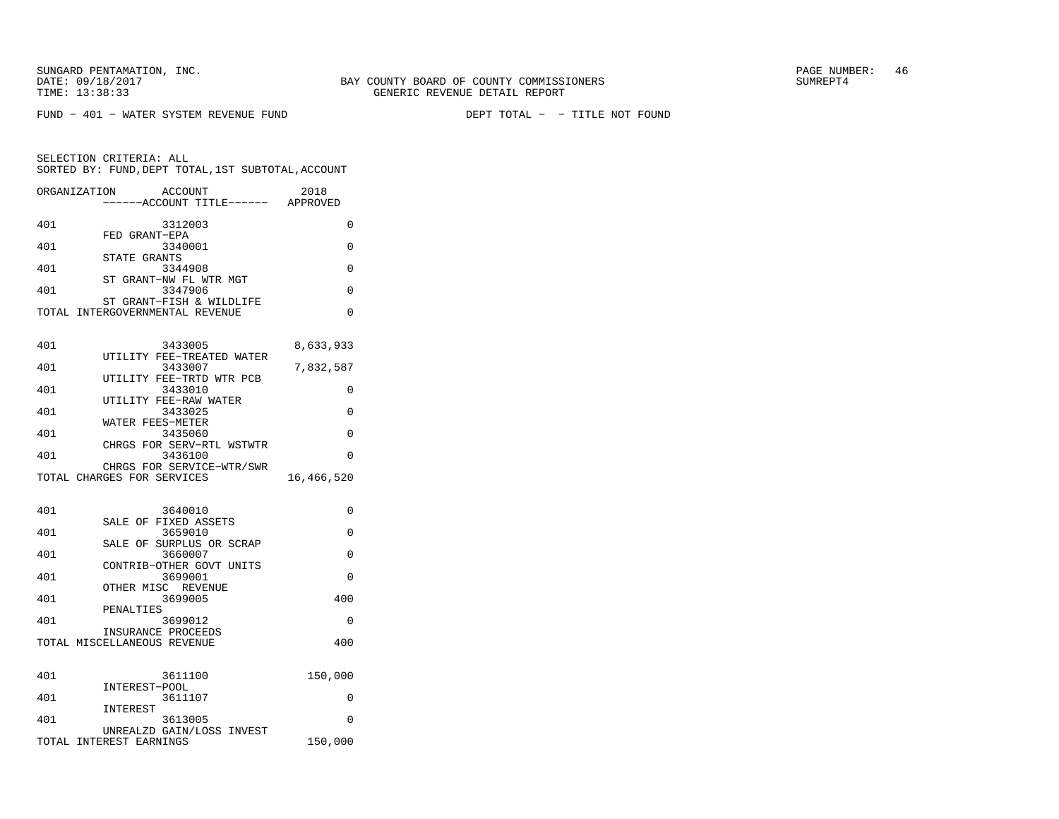SUNGARD PENTAMATION, INC.
DATE: 09/18/2017
TIME: 13:38:33

BAY COUNTY BOARD OF COUNTY COMMISSIONERS
GENERIC REVENUE DETAIL REPORT

PAGE NUMBER: 46
SUMREPT4

FUND - 401 - WATER SYSTEM REVENUE FUND

DEPT TOTAL - - TITLE NOT FOUND

SELECTION CRITERIA: ALL
SORTED BY: FUND,DEPT TOTAL,1ST SUBTOTAL,ACCOUNT

| ORGANIZATION | ACCOUNT / ------ACCOUNT TITLE------ | 2018 APPROVED |
|---|---|---|
| 401 | 3312003 FED GRANT-EPA | 0 |
| 401 | 3340001 STATE GRANTS | 0 |
| 401 | 3344908 ST GRANT-NW FL WTR MGT | 0 |
| 401 | 3347906 ST GRANT-FISH & WILDLIFE | 0 |
| TOTAL INTERGOVERNMENTAL REVENUE | | 0 |
| 401 | 3433005 UTILITY FEE-TREATED WATER | 8,633,933 |
| 401 | 3433007 UTILITY FEE-TRTD WTR PCB | 7,832,587 |
| 401 | 3433010 UTILITY FEE-RAW WATER | 0 |
| 401 | 3433025 WATER FEES-METER | 0 |
| 401 | 3435060 CHRGS FOR SERV-RTL WSTWTR | 0 |
| 401 | 3436100 CHRGS FOR SERVICE-WTR/SWR | 0 |
| TOTAL CHARGES FOR SERVICES | | 16,466,520 |
| 401 | 3640010 SALE OF FIXED ASSETS | 0 |
| 401 | 3659010 SALE OF SURPLUS OR SCRAP | 0 |
| 401 | 3660007 CONTRIB-OTHER GOVT UNITS | 0 |
| 401 | 3699001 OTHER MISC REVENUE | 0 |
| 401 | 3699005 PENALTIES | 400 |
| 401 | 3699012 INSURANCE PROCEEDS | 0 |
| TOTAL MISCELLANEOUS REVENUE | | 400 |
| 401 | 3611100 INTEREST-POOL | 150,000 |
| 401 | 3611107 INTEREST | 0 |
| 401 | 3613005 UNREALZD GAIN/LOSS INVEST | 0 |
| TOTAL INTEREST EARNINGS | | 150,000 |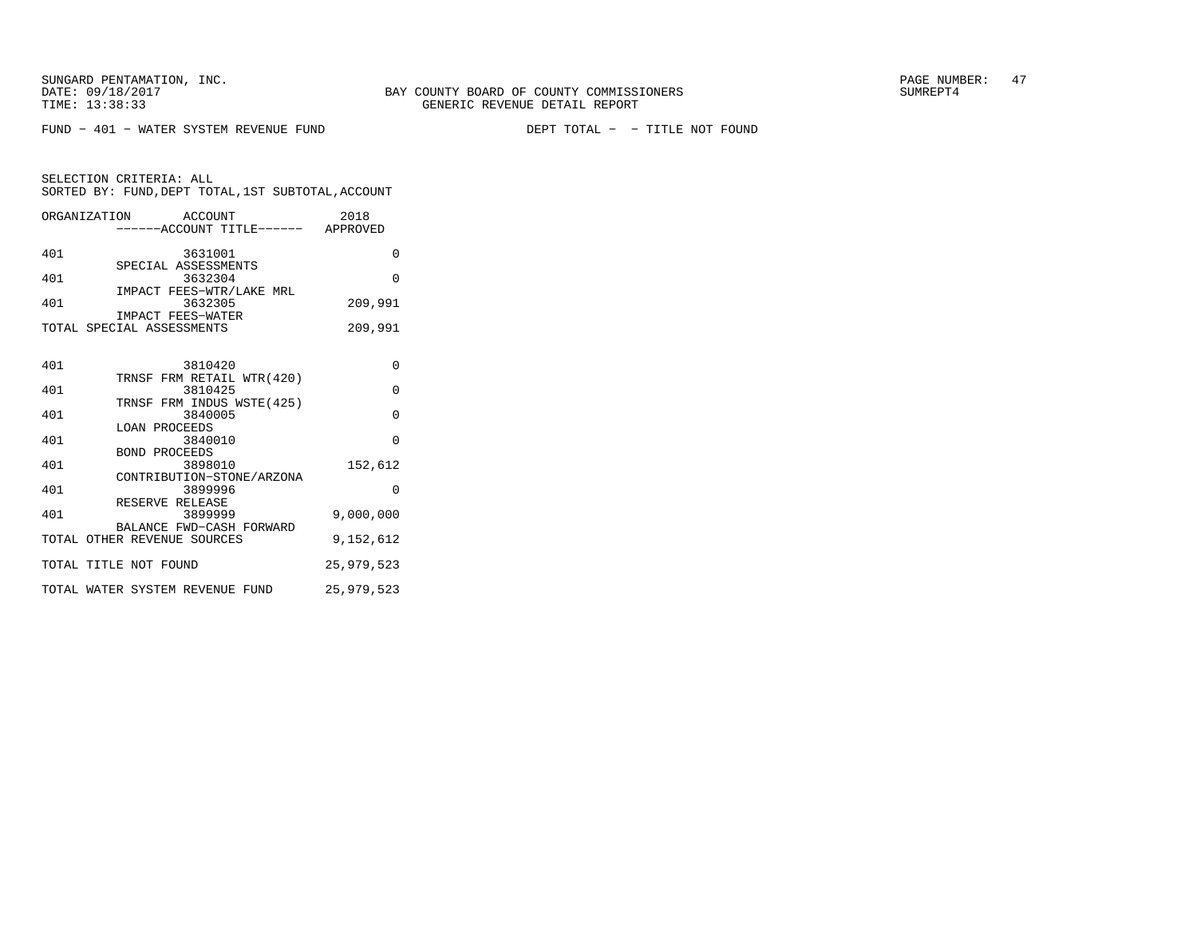SUNGARD PENTAMATION, INC.
DATE: 09/18/2017
TIME: 13:38:33

BAY COUNTY BOARD OF COUNTY COMMISSIONERS
GENERIC REVENUE DETAIL REPORT

SUMREPT4

FUND − 401 − WATER SYSTEM REVENUE FUND DEPT TOTAL − − TITLE NOT FOUND

SELECTION CRITERIA: ALL
SORTED BY: FUND,DEPT TOTAL,1ST SUBTOTAL,ACCOUNT

| ORGANIZATION | ACCOUNT / ------ACCOUNT TITLE------ | 2018 APPROVED |
|---|---|---|
| 401 | 3631001 SPECIAL ASSESSMENTS | 0 |
| 401 | 3632304 IMPACT FEES−WTR/LAKE MRL | 0 |
| 401 | 3632305 IMPACT FEES−WATER | 209,991 |
| TOTAL SPECIAL ASSESSMENTS | | 209,991 |
| 401 | 3810420 TRNSF FRM RETAIL WTR(420) | 0 |
| 401 | 3810425 TRNSF FRM INDUS WSTE(425) | 0 |
| 401 | 3840005 LOAN PROCEEDS | 0 |
| 401 | 3840010 BOND PROCEEDS | 0 |
| 401 | 3898010 CONTRIBUTION−STONE/ARZONA | 152,612 |
| 401 | 3899996 RESERVE RELEASE | 0 |
| 401 | 3899999 BALANCE FWD−CASH FORWARD | 9,000,000 |
| TOTAL OTHER REVENUE SOURCES | | 9,152,612 |
| TOTAL TITLE NOT FOUND | | 25,979,523 |
| TOTAL WATER SYSTEM REVENUE FUND | | 25,979,523 |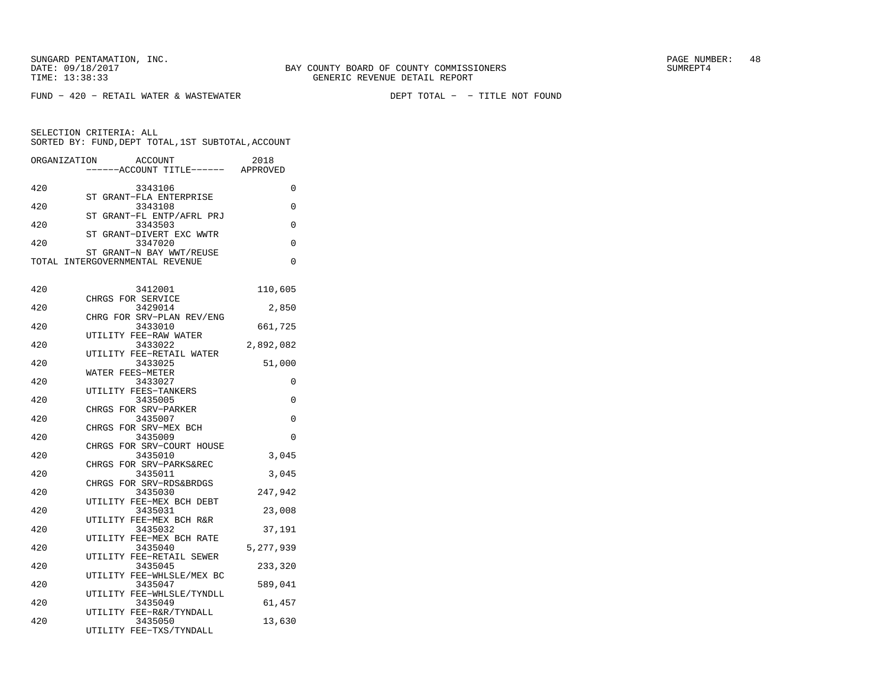SUNGARD PENTAMATION, INC.
DATE: 09/18/2017
TIME: 13:38:33

BAY COUNTY BOARD OF COUNTY COMMISSIONERS
GENERIC REVENUE DETAIL REPORT

SUMREPT4

FUND - 420 - RETAIL WATER & WASTEWATER

DEPT TOTAL - - TITLE NOT FOUND

SELECTION CRITERIA: ALL
SORTED BY: FUND,DEPT TOTAL,1ST SUBTOTAL,ACCOUNT

| ORGANIZATION | ACCOUNT / ------ACCOUNT TITLE------ | 2018 APPROVED |
|---|---|---|
| 420 | 3343106 ST GRANT-FLA ENTERPRISE | 0 |
| 420 | 3343108 ST GRANT-FL ENTP/AFRL PRJ | 0 |
| 420 | 3343503 ST GRANT-DIVERT EXC WWTR | 0 |
| 420 | 3347020 ST GRANT-N BAY WWT/REUSE | 0 |
| TOTAL INTERGOVERNMENTAL REVENUE | | 0 |
| 420 | 3412001 CHRGS FOR SERVICE | 110,605 |
| 420 | 3429014 CHRG FOR SRV-PLAN REV/ENG | 2,850 |
| 420 | 3433010 UTILITY FEE-RAW WATER | 661,725 |
| 420 | 3433022 UTILITY FEE-RETAIL WATER | 2,892,082 |
| 420 | 3433025 WATER FEES-METER | 51,000 |
| 420 | 3433027 UTILITY FEES-TANKERS | 0 |
| 420 | 3435005 CHRGS FOR SRV-PARKER | 0 |
| 420 | 3435007 CHRGS FOR SRV-MEX BCH | 0 |
| 420 | 3435009 CHRGS FOR SRV-COURT HOUSE | 0 |
| 420 | 3435010 CHRGS FOR SRV-PARKS&REC | 3,045 |
| 420 | 3435011 CHRGS FOR SRV-RDS&BRDGS | 3,045 |
| 420 | 3435030 UTILITY FEE-MEX BCH DEBT | 247,942 |
| 420 | 3435031 UTILITY FEE-MEX BCH R&R | 23,008 |
| 420 | 3435032 UTILITY FEE-MEX BCH RATE | 37,191 |
| 420 | 3435040 UTILITY FEE-RETAIL SEWER | 5,277,939 |
| 420 | 3435045 UTILITY FEE-WHLSLE/MEX BC | 233,320 |
| 420 | 3435047 UTILITY FEE-WHLSLE/TYNDLL | 589,041 |
| 420 | 3435049 UTILITY FEE-R&R/TYNDALL | 61,457 |
| 420 | 3435050 UTILITY FEE-TXS/TYNDALL | 13,630 |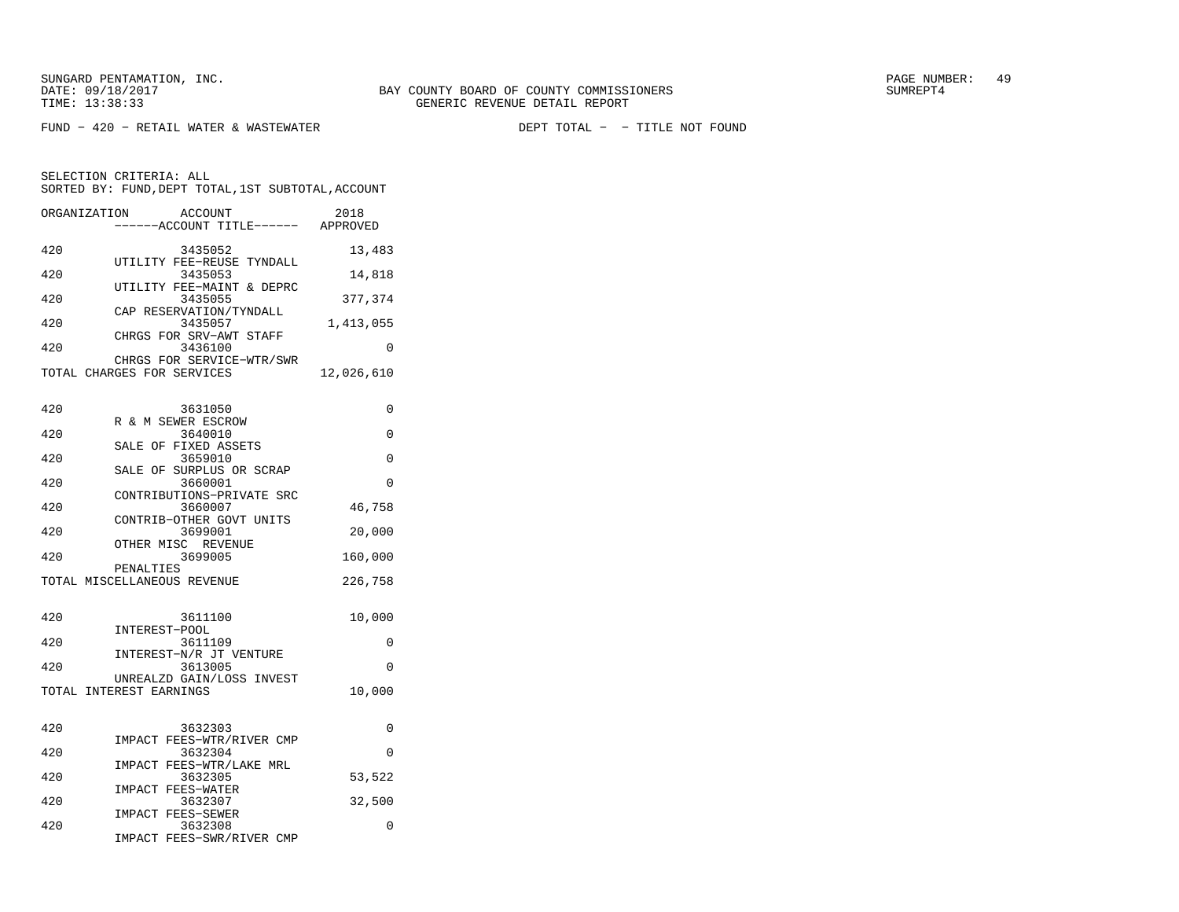SUNGARD PENTAMATION, INC.
DATE: 09/18/2017 BAY COUNTY BOARD OF COUNTY COMMISSIONERS SUMREPT4
TIME: 13:38:33 GENERIC REVENUE DETAIL REPORT

FUND - 420 - RETAIL WATER & WASTEWATER DEPT TOTAL - - TITLE NOT FOUND

SELECTION CRITERIA: ALL
SORTED BY: FUND,DEPT TOTAL,1ST SUBTOTAL,ACCOUNT

| ORGANIZATION | ACCOUNT / ------ACCOUNT TITLE------ | 2018 APPROVED |
|---|---|---|
| 420 | 3435052 UTILITY FEE-REUSE TYNDALL | 13,483 |
| 420 | 3435053 UTILITY FEE-MAINT & DEPRC | 14,818 |
| 420 | 3435055 CAP RESERVATION/TYNDALL | 377,374 |
| 420 | 3435057 CHRGS FOR SRV-AWT STAFF | 1,413,055 |
| 420 | 3436100 CHRGS FOR SERVICE-WTR/SWR | 0 |
| TOTAL CHARGES FOR SERVICES | | 12,026,610 |
| 420 | 3631050 R & M SEWER ESCROW | 0 |
| 420 | 3640010 SALE OF FIXED ASSETS | 0 |
| 420 | 3659010 SALE OF SURPLUS OR SCRAP | 0 |
| 420 | 3660001 CONTRIBUTIONS-PRIVATE SRC | 0 |
| 420 | 3660007 CONTRIB-OTHER GOVT UNITS | 46,758 |
| 420 | 3699001 OTHER MISC REVENUE | 20,000 |
| 420 | 3699005 PENALTIES | 160,000 |
| TOTAL MISCELLANEOUS REVENUE | | 226,758 |
| 420 | 3611100 INTEREST-POOL | 10,000 |
| 420 | 3611109 INTEREST-N/R JT VENTURE | 0 |
| 420 | 3613005 UNREALZD GAIN/LOSS INVEST | 0 |
| TOTAL INTEREST EARNINGS | | 10,000 |
| 420 | 3632303 IMPACT FEES-WTR/RIVER CMP | 0 |
| 420 | 3632304 IMPACT FEES-WTR/LAKE MRL | 0 |
| 420 | 3632305 IMPACT FEES-WATER | 53,522 |
| 420 | 3632307 IMPACT FEES-SEWER | 32,500 |
| 420 | 3632308 IMPACT FEES-SWR/RIVER CMP | 0 |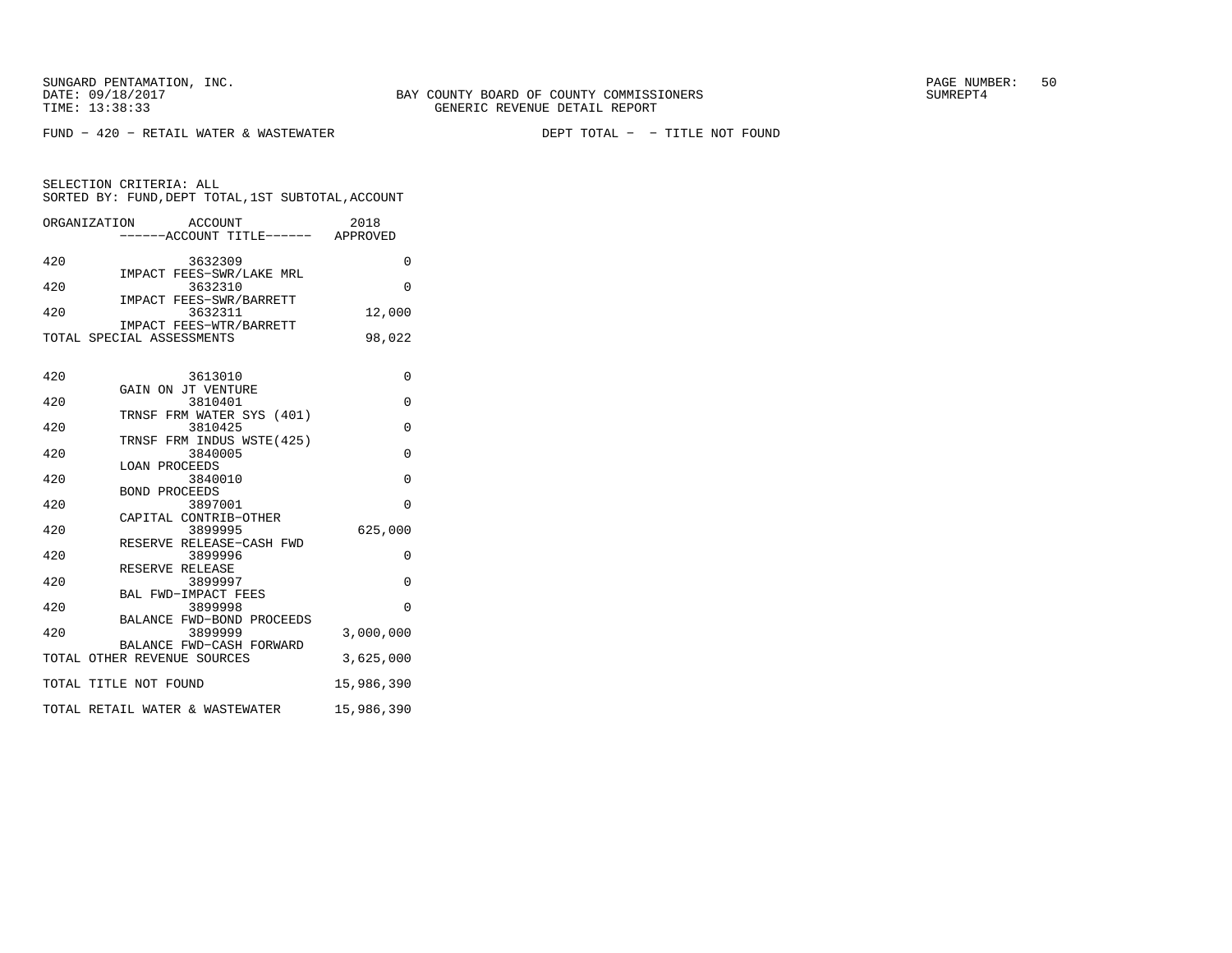FUND - 420 - RETAIL WATER & WASTEWATER　　　　　DEPT TOTAL - - TITLE NOT FOUND

SELECTION CRITERIA: ALL
SORTED BY: FUND,DEPT TOTAL,1ST SUBTOTAL,ACCOUNT

| ORGANIZATION | ACCOUNT<br>------ACCOUNT TITLE------ | 2018<br>APPROVED |
|---|---|---|
| 420 | 3632309<br>IMPACT FEES-SWR/LAKE MRL | 0 |
| 420 | 3632310<br>IMPACT FEES-SWR/BARRETT | 0 |
| 420 | 3632311<br>IMPACT FEES-WTR/BARRETT | 12,000 |
| TOTAL SPECIAL ASSESSMENTS | | 98,022 |
| 420 | 3613010<br>GAIN ON JT VENTURE | 0 |
| 420 | 3810401<br>TRNSF FRM WATER SYS (401) | 0 |
| 420 | 3810425<br>TRNSF FRM INDUS WSTE(425) | 0 |
| 420 | 3840005<br>LOAN PROCEEDS | 0 |
| 420 | 3840010<br>BOND PROCEEDS | 0 |
| 420 | 3897001<br>CAPITAL CONTRIB-OTHER | 0 |
| 420 | 3899995<br>RESERVE RELEASE-CASH FWD | 625,000 |
| 420 | 3899996<br>RESERVE RELEASE | 0 |
| 420 | 3899997<br>BAL FWD-IMPACT FEES | 0 |
| 420 | 3899998<br>BALANCE FWD-BOND PROCEEDS | 0 |
| 420 | 3899999<br>BALANCE FWD-CASH FORWARD | 3,000,000 |
| TOTAL OTHER REVENUE SOURCES | | 3,625,000 |
| TOTAL TITLE NOT FOUND | | 15,986,390 |
| TOTAL RETAIL WATER & WASTEWATER | | 15,986,390 |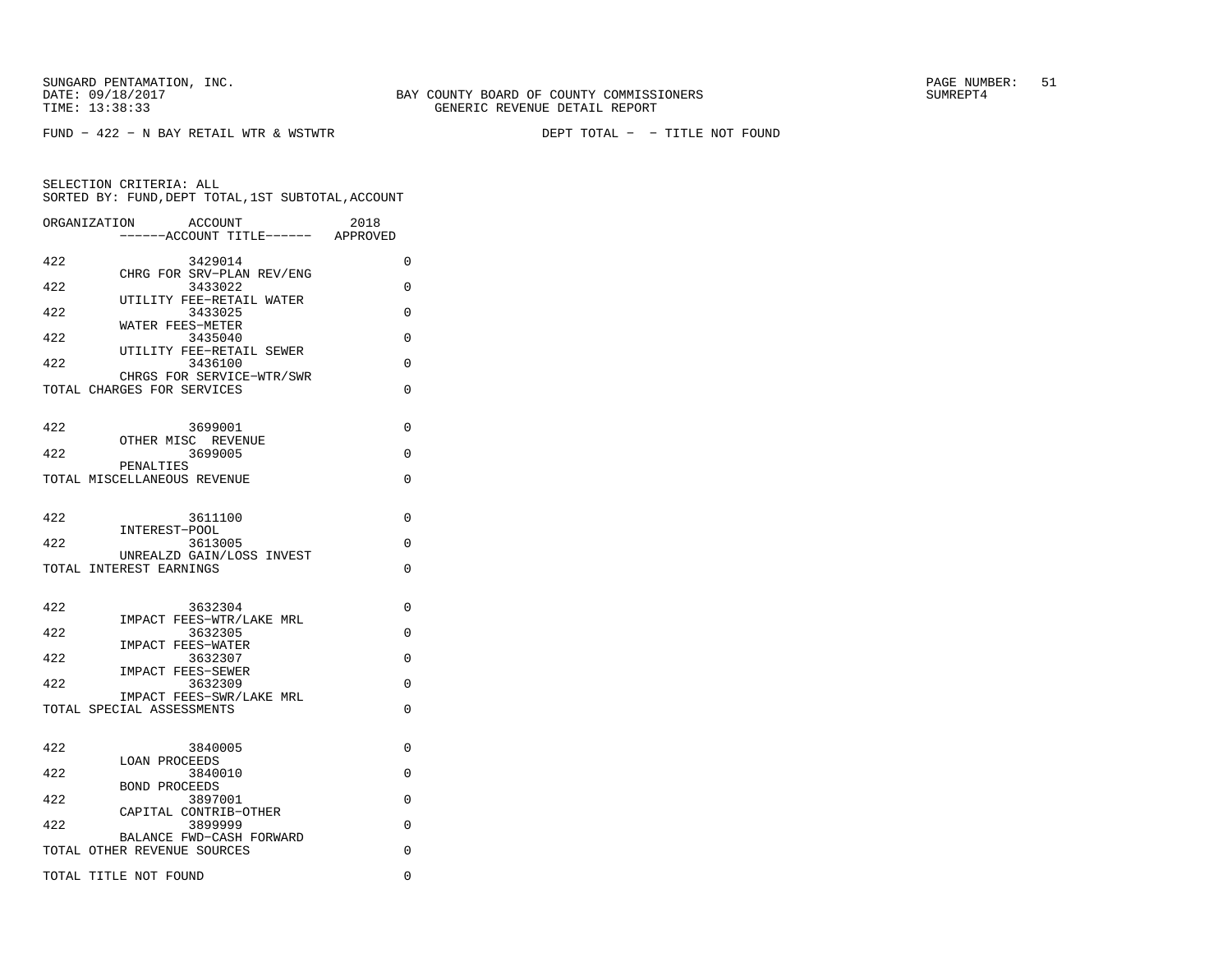FUND − 422 − N BAY RETAIL WTR & WSTWTR DEPT TOTAL − − TITLE NOT FOUND

SELECTION CRITERIA: ALL
SORTED BY: FUND,DEPT TOTAL,1ST SUBTOTAL,ACCOUNT

| ORGANIZATION | ACCOUNT / ------ACCOUNT TITLE------ | 2018 APPROVED |
|---|---|---|
| 422 | 3429014 CHRG FOR SRV−PLAN REV/ENG | 0 |
| 422 | 3433022 UTILITY FEE−RETAIL WATER | 0 |
| 422 | 3433025 WATER FEES−METER | 0 |
| 422 | 3435040 UTILITY FEE−RETAIL SEWER | 0 |
| 422 | 3436100 CHRGS FOR SERVICE−WTR/SWR | 0 |
| TOTAL CHARGES FOR SERVICES | | 0 |
| 422 | 3699001 OTHER MISC REVENUE | 0 |
| 422 | 3699005 PENALTIES | 0 |
| TOTAL MISCELLANEOUS REVENUE | | 0 |
| 422 | 3611100 INTEREST−POOL | 0 |
| 422 | 3613005 UNREALZD GAIN/LOSS INVEST | 0 |
| TOTAL INTEREST EARNINGS | | 0 |
| 422 | 3632304 IMPACT FEES−WTR/LAKE MRL | 0 |
| 422 | 3632305 IMPACT FEES−WATER | 0 |
| 422 | 3632307 IMPACT FEES−SEWER | 0 |
| 422 | 3632309 IMPACT FEES−SWR/LAKE MRL | 0 |
| TOTAL SPECIAL ASSESSMENTS | | 0 |
| 422 | 3840005 LOAN PROCEEDS | 0 |
| 422 | 3840010 BOND PROCEEDS | 0 |
| 422 | 3897001 CAPITAL CONTRIB−OTHER | 0 |
| 422 | 3899999 BALANCE FWD−CASH FORWARD | 0 |
| TOTAL OTHER REVENUE SOURCES | | 0 |
| TOTAL TITLE NOT FOUND | | 0 |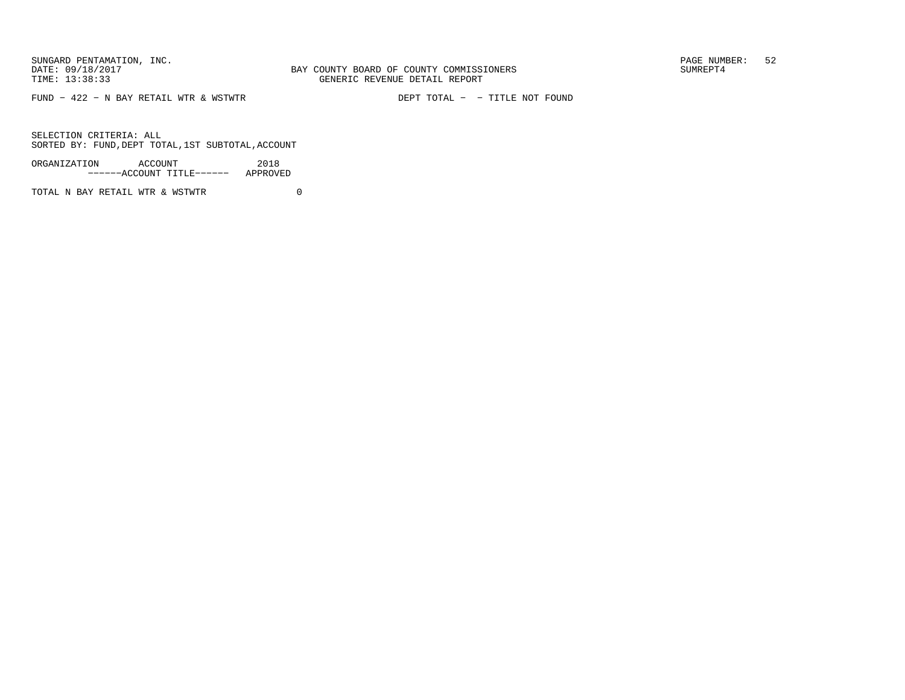SUNGARD PENTAMATION, INC.
DATE: 09/18/2017
TIME: 13:38:33

BAY COUNTY BOARD OF COUNTY COMMISSIONERS
GENERIC REVENUE DETAIL REPORT

SUMREPT4

FUND - 422 - N BAY RETAIL WTR & WSTWTR                DEPT TOTAL -  - TITLE NOT FOUND

SELECTION CRITERIA: ALL
SORTED BY: FUND,DEPT TOTAL,1ST SUBTOTAL,ACCOUNT

| ORGANIZATION | ACCOUNT ------ACCOUNT TITLE------ | 2018 APPROVED |
|---|---|---|
| TOTAL N BAY RETAIL WTR & WSTWTR | | 0 |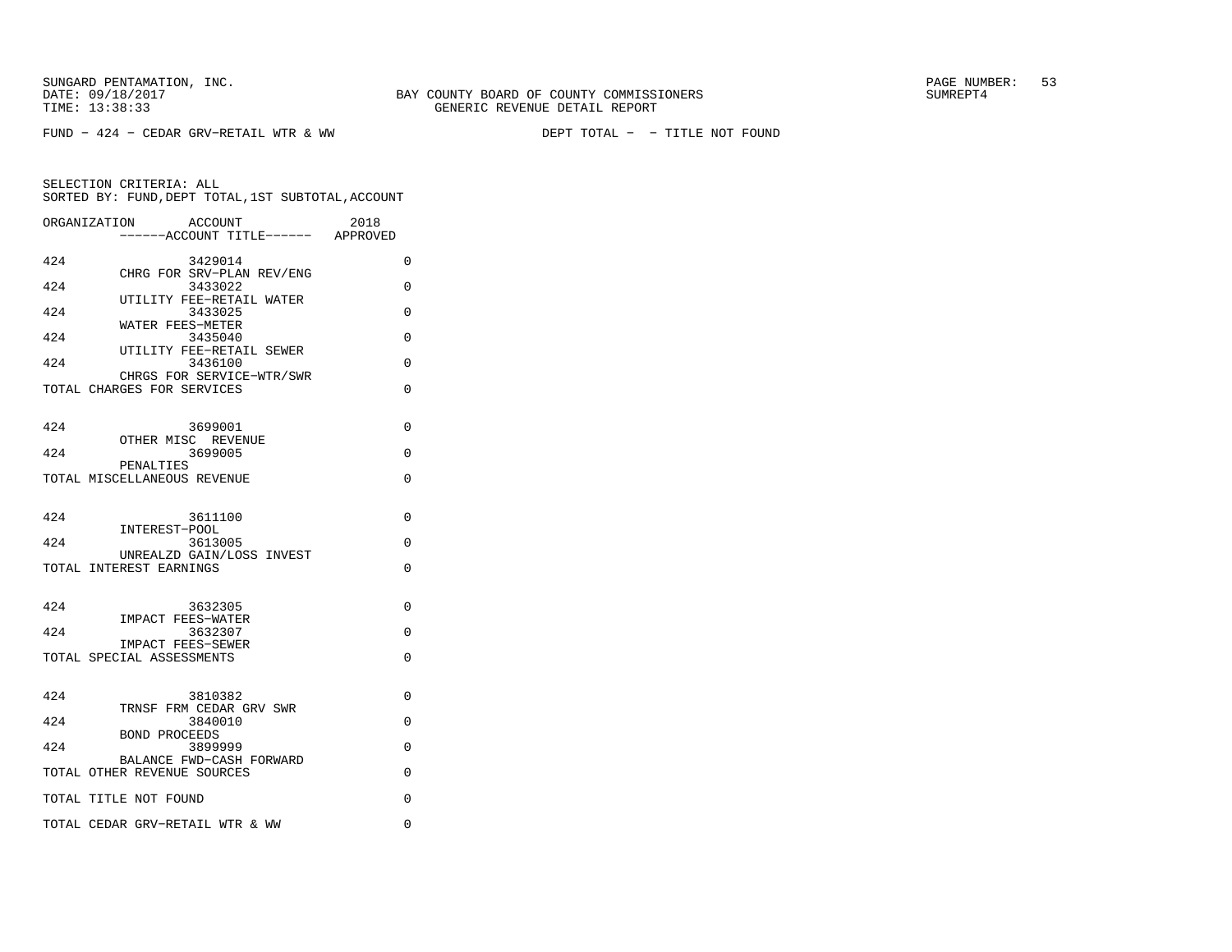BAY COUNTY BOARD OF COUNTY COMMISSIONERS
GENERIC REVENUE DETAIL REPORT

FUND − 424 − CEDAR GRV−RETAIL WTR & WW　　　　DEPT TOTAL − − TITLE NOT FOUND

SELECTION CRITERIA: ALL
SORTED BY: FUND,DEPT TOTAL,1ST SUBTOTAL,ACCOUNT

| ORGANIZATION | ACCOUNT / ACCOUNT TITLE | 2018 APPROVED |
|---|---|---|
| 424 | 3429014 CHRG FOR SRV−PLAN REV/ENG | 0 |
| 424 | 3433022 UTILITY FEE−RETAIL WATER | 0 |
| 424 | 3433025 WATER FEES−METER | 0 |
| 424 | 3435040 UTILITY FEE−RETAIL SEWER | 0 |
| 424 | 3436100 CHRGS FOR SERVICE−WTR/SWR | 0 |
| TOTAL CHARGES FOR SERVICES | | 0 |
| 424 | 3699001 OTHER MISC REVENUE | 0 |
| 424 | 3699005 PENALTIES | 0 |
| TOTAL MISCELLANEOUS REVENUE | | 0 |
| 424 | 3611100 INTEREST−POOL | 0 |
| 424 | 3613005 UNREALZD GAIN/LOSS INVEST | 0 |
| TOTAL INTEREST EARNINGS | | 0 |
| 424 | 3632305 IMPACT FEES−WATER | 0 |
| 424 | 3632307 IMPACT FEES−SEWER | 0 |
| TOTAL SPECIAL ASSESSMENTS | | 0 |
| 424 | 3810382 TRNSF FRM CEDAR GRV SWR | 0 |
| 424 | 3840010 BOND PROCEEDS | 0 |
| 424 | 3899999 BALANCE FWD−CASH FORWARD | 0 |
| TOTAL OTHER REVENUE SOURCES | | 0 |
| TOTAL TITLE NOT FOUND | | 0 |
| TOTAL CEDAR GRV−RETAIL WTR & WW | | 0 |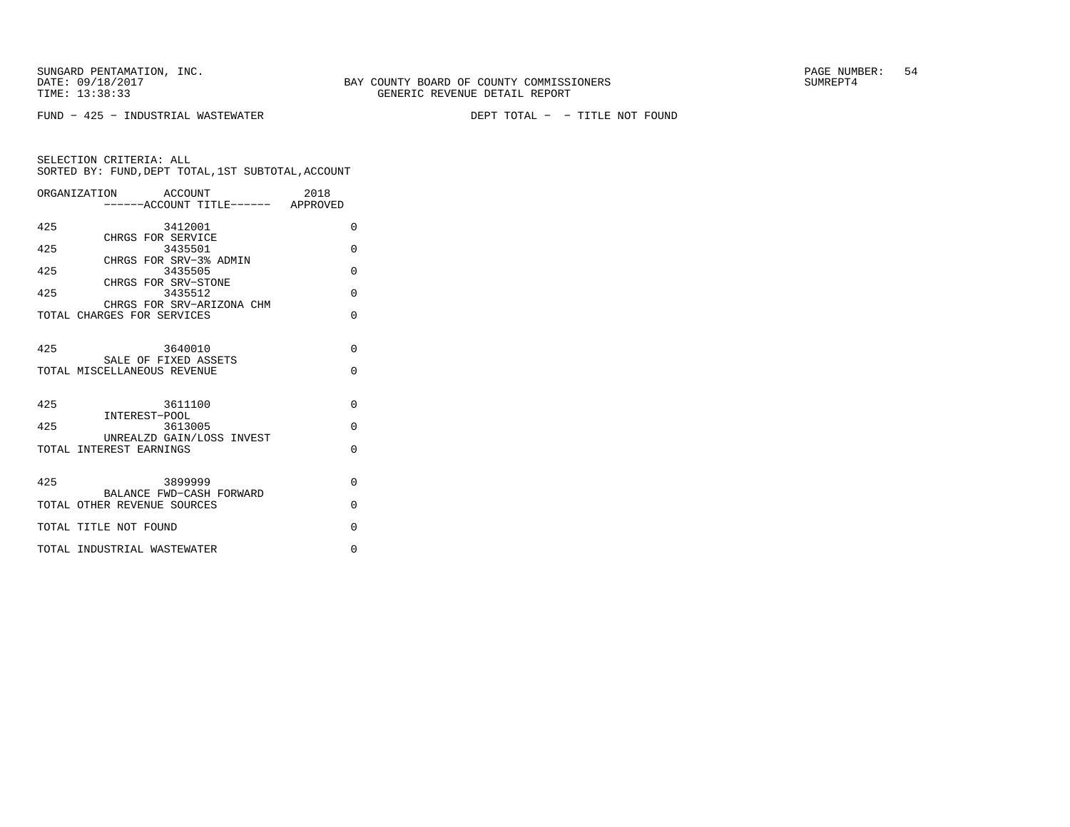SUNGARD PENTAMATION, INC.
DATE: 09/18/2017
TIME: 13:38:33

BAY COUNTY BOARD OF COUNTY COMMISSIONERS
GENERIC REVENUE DETAIL REPORT

PAGE NUMBER: 54
SUMREPT4

FUND - 425 - INDUSTRIAL WASTEWATER

DEPT TOTAL - - TITLE NOT FOUND

SELECTION CRITERIA: ALL
SORTED BY: FUND,DEPT TOTAL,1ST SUBTOTAL,ACCOUNT

| ORGANIZATION | ACCOUNT ------ACCOUNT TITLE------ | 2018 APPROVED |
|---|---|---|
| 425 | 3412001 CHRGS FOR SERVICE | 0 |
| 425 | 3435501 CHRGS FOR SRV-3% ADMIN | 0 |
| 425 | 3435505 CHRGS FOR SRV-STONE | 0 |
| 425 | 3435512 CHRGS FOR SRV-ARIZONA CHM | 0 |
| TOTAL CHARGES FOR SERVICES | | 0 |
| 425 | 3640010 SALE OF FIXED ASSETS | 0 |
| TOTAL MISCELLANEOUS REVENUE | | 0 |
| 425 | 3611100 INTEREST-POOL | 0 |
| 425 | 3613005 UNREALZD GAIN/LOSS INVEST | 0 |
| TOTAL INTEREST EARNINGS | | 0 |
| 425 | 3899999 BALANCE FWD-CASH FORWARD | 0 |
| TOTAL OTHER REVENUE SOURCES | | 0 |
| TOTAL TITLE NOT FOUND | | 0 |
| TOTAL INDUSTRIAL WASTEWATER | | 0 |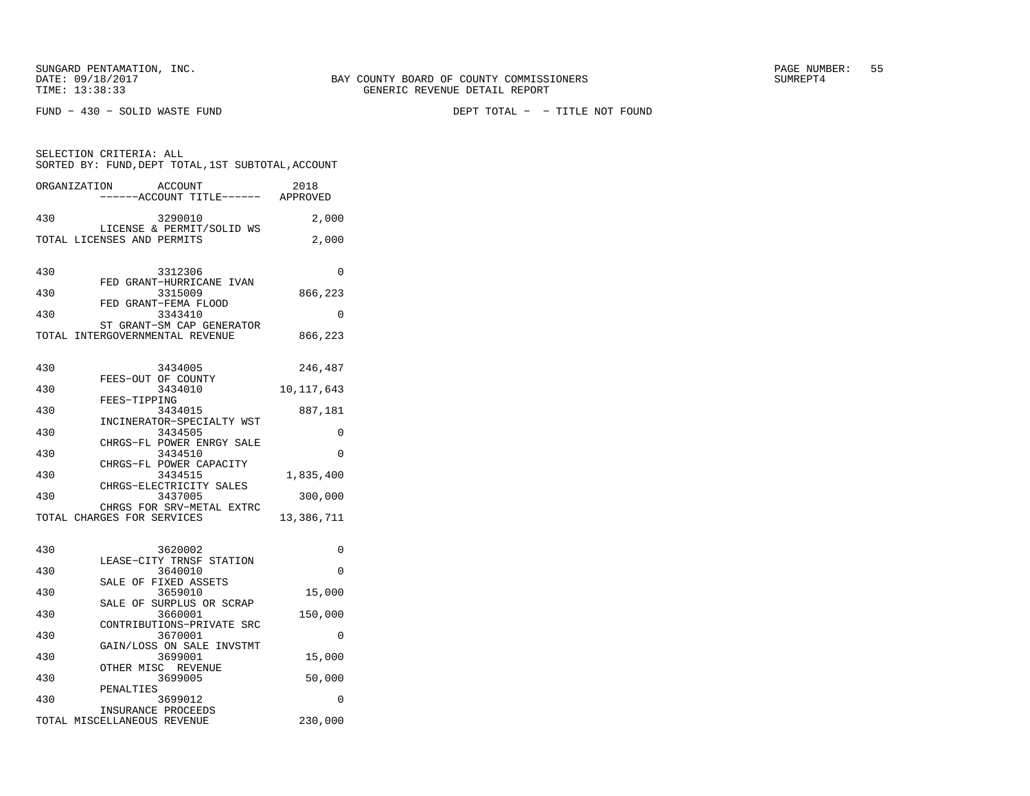BAY COUNTY BOARD OF COUNTY COMMISSIONERS
GENERIC REVENUE DETAIL REPORT

FUND − 430 − SOLID WASTE FUND

DEPT TOTAL − − TITLE NOT FOUND

SELECTION CRITERIA: ALL
SORTED BY: FUND,DEPT TOTAL,1ST SUBTOTAL,ACCOUNT

| ORGANIZATION | ACCOUNT / ACCOUNT TITLE | 2018 APPROVED |
|---|---|---|
| 430 | 3290010 LICENSE & PERMIT/SOLID WS | 2,000 |
| TOTAL LICENSES AND PERMITS | | 2,000 |
| 430 | 3312306 FED GRANT−HURRICANE IVAN | 0 |
| 430 | 3315009 FED GRANT−FEMA FLOOD | 866,223 |
| 430 | 3343410 ST GRANT−SM CAP GENERATOR | 0 |
| TOTAL INTERGOVERNMENTAL REVENUE | | 866,223 |
| 430 | 3434005 FEES−OUT OF COUNTY | 246,487 |
| 430 | 3434010 FEES−TIPPING | 10,117,643 |
| 430 | 3434015 INCINERATOR−SPECIALTY WST | 887,181 |
| 430 | 3434505 CHRGS−FL POWER ENRGY SALE | 0 |
| 430 | 3434510 CHRGS−FL POWER CAPACITY | 0 |
| 430 | 3434515 CHRGS−ELECTRICITY SALES | 1,835,400 |
| 430 | 3437005 CHRGS FOR SRV−METAL EXTRC | 300,000 |
| TOTAL CHARGES FOR SERVICES | | 13,386,711 |
| 430 | 3620002 LEASE−CITY TRNSF STATION | 0 |
| 430 | 3640010 SALE OF FIXED ASSETS | 0 |
| 430 | 3659010 SALE OF SURPLUS OR SCRAP | 15,000 |
| 430 | 3660001 CONTRIBUTIONS−PRIVATE SRC | 150,000 |
| 430 | 3670001 GAIN/LOSS ON SALE INVSTMT | 0 |
| 430 | 3699001 OTHER MISC REVENUE | 15,000 |
| 430 | 3699005 PENALTIES | 50,000 |
| 430 | 3699012 INSURANCE PROCEEDS | 0 |
| TOTAL MISCELLANEOUS REVENUE | | 230,000 |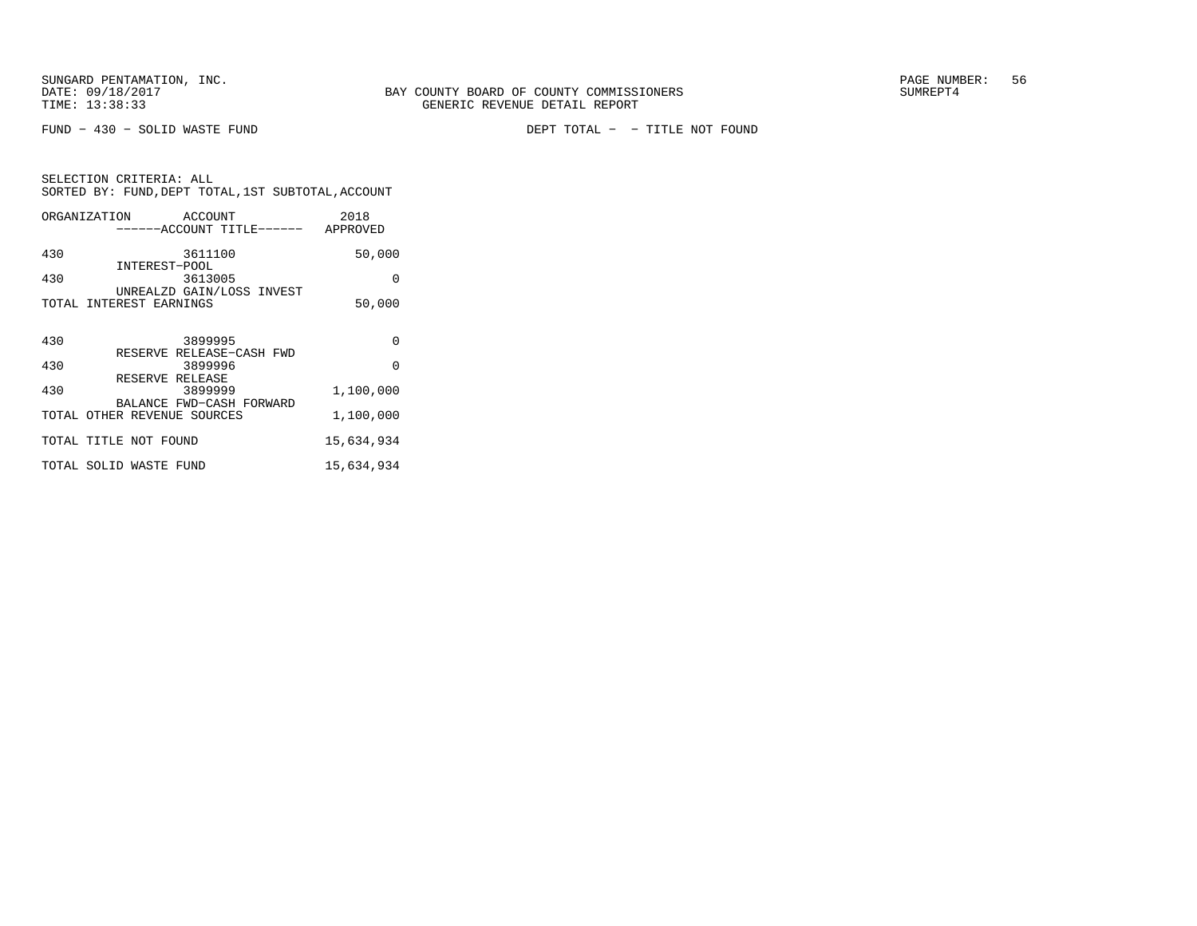SUNGARD PENTAMATION, INC.
DATE: 09/18/2017
TIME: 13:38:33

BAY COUNTY BOARD OF COUNTY COMMISSIONERS
GENERIC REVENUE DETAIL REPORT

SUMREPT4

FUND - 430 - SOLID WASTE FUND

DEPT TOTAL - - TITLE NOT FOUND

SELECTION CRITERIA: ALL
SORTED BY: FUND,DEPT TOTAL,1ST SUBTOTAL,ACCOUNT

| ORGANIZATION | ACCOUNT<br>------ACCOUNT TITLE------ | 2018<br>APPROVED |
|---|---|---|
| 430 | 3611100<br>INTEREST-POOL | 50,000 |
| 430 | 3613005<br>UNREALZD GAIN/LOSS INVEST | 0 |
| TOTAL INTEREST EARNINGS | | 50,000 |
| 430 | 3899995<br>RESERVE RELEASE-CASH FWD | 0 |
| 430 | 3899996<br>RESERVE RELEASE | 0 |
| 430 | 3899999<br>BALANCE FWD-CASH FORWARD | 1,100,000 |
| TOTAL OTHER REVENUE SOURCES | | 1,100,000 |
| TOTAL TITLE NOT FOUND | | 15,634,934 |
| TOTAL SOLID WASTE FUND | | 15,634,934 |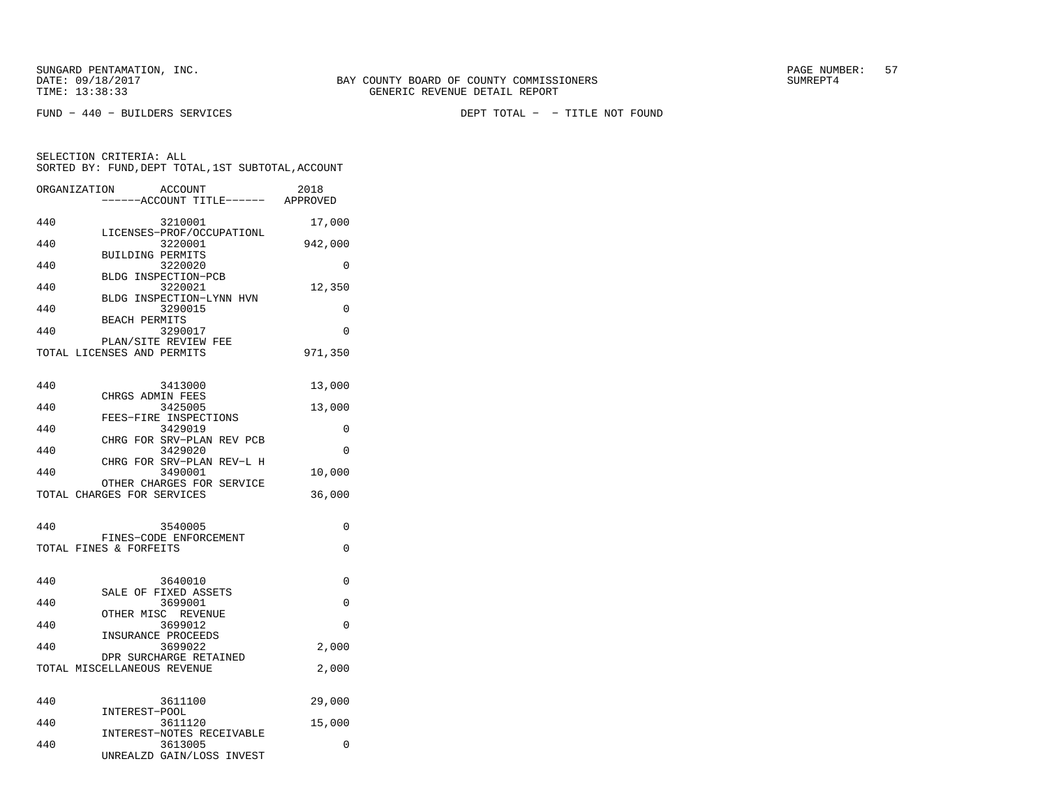FUND - 440 - BUILDERS SERVICES

DEPT TOTAL - - TITLE NOT FOUND

SELECTION CRITERIA: ALL
SORTED BY: FUND,DEPT TOTAL,1ST SUBTOTAL,ACCOUNT

| ORGANIZATION | ACCOUNT / ------ACCOUNT TITLE------ | 2018 APPROVED |
|---|---|---|
| 440 | 3210001 LICENSES-PROF/OCCUPATIONL | 17,000 |
| 440 | 3220001 BUILDING PERMITS | 942,000 |
| 440 | 3220020 BLDG INSPECTION-PCB | 0 |
| 440 | 3220021 BLDG INSPECTION-LYNN HVN | 12,350 |
| 440 | 3290015 BEACH PERMITS | 0 |
| 440 | 3290017 PLAN/SITE REVIEW FEE | 0 |
| TOTAL LICENSES AND PERMITS | | 971,350 |
| 440 | 3413000 CHRGS ADMIN FEES | 13,000 |
| 440 | 3425005 FEES-FIRE INSPECTIONS | 13,000 |
| 440 | 3429019 CHRG FOR SRV-PLAN REV PCB | 0 |
| 440 | 3429020 CHRG FOR SRV-PLAN REV-L H | 0 |
| 440 | 3490001 OTHER CHARGES FOR SERVICE | 10,000 |
| TOTAL CHARGES FOR SERVICES | | 36,000 |
| 440 | 3540005 FINES-CODE ENFORCEMENT | 0 |
| TOTAL FINES & FORFEITS | | 0 |
| 440 | 3640010 SALE OF FIXED ASSETS | 0 |
| 440 | 3699001 OTHER MISC REVENUE | 0 |
| 440 | 3699012 INSURANCE PROCEEDS | 0 |
| 440 | 3699022 DPR SURCHARGE RETAINED | 2,000 |
| TOTAL MISCELLANEOUS REVENUE | | 2,000 |
| 440 | 3611100 INTEREST-POOL | 29,000 |
| 440 | 3611120 INTEREST-NOTES RECEIVABLE | 15,000 |
| 440 | 3613005 UNREALZD GAIN/LOSS INVEST | 0 |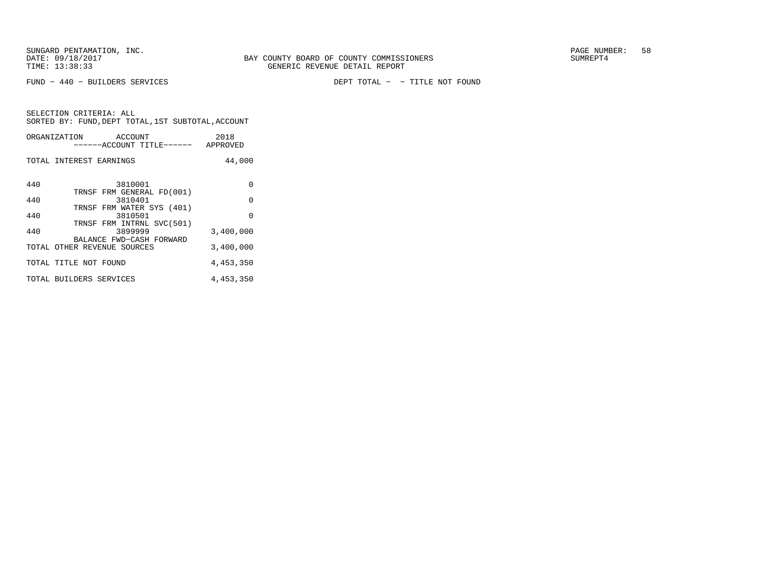SUNGARD PENTAMATION, INC.
DATE: 09/18/2017
TIME: 13:38:33

BAY COUNTY BOARD OF COUNTY COMMISSIONERS
GENERIC REVENUE DETAIL REPORT

PAGE NUMBER: 58
SUMREPT4

FUND - 440 - BUILDERS SERVICES

DEPT TOTAL - - TITLE NOT FOUND

SELECTION CRITERIA: ALL
SORTED BY: FUND,DEPT TOTAL,1ST SUBTOTAL,ACCOUNT

| ORGANIZATION | ACCOUNT<br>------ACCOUNT TITLE------ | 2018<br>APPROVED |
|---|---|---|
| TOTAL INTEREST EARNINGS | | 44,000 |
| 440 | 3810001<br>TRNSF FRM GENERAL FD(001) | 0 |
| 440 | 3810401<br>TRNSF FRM WATER SYS (401) | 0 |
| 440 | 3810501<br>TRNSF FRM INTRNL SVC(501) | 0 |
| 440 | 3899999<br>BALANCE FWD-CASH FORWARD | 3,400,000 |
| TOTAL OTHER REVENUE SOURCES | | 3,400,000 |
| TOTAL TITLE NOT FOUND | | 4,453,350 |
| TOTAL BUILDERS SERVICES | | 4,453,350 |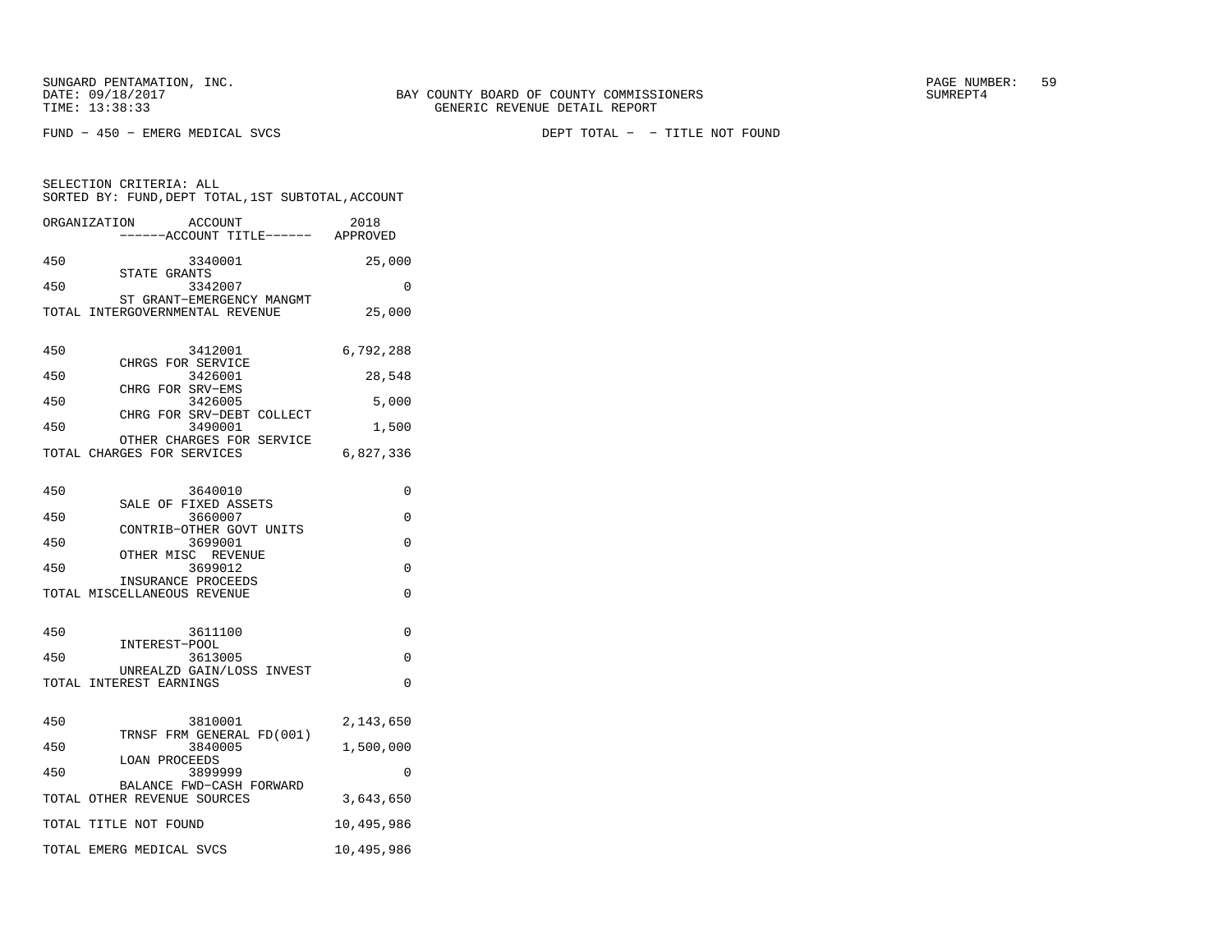SUNGARD PENTAMATION, INC.
DATE: 09/18/2017
TIME: 13:38:33

BAY COUNTY BOARD OF COUNTY COMMISSIONERS
GENERIC REVENUE DETAIL REPORT

SUMREPT4

FUND - 450 - EMERG MEDICAL SVCS

DEPT TOTAL - - TITLE NOT FOUND

SELECTION CRITERIA: ALL
SORTED BY: FUND,DEPT TOTAL,1ST SUBTOTAL,ACCOUNT

| ORGANIZATION | ACCOUNT / ------ACCOUNT TITLE------ | 2018 APPROVED |
|---|---|---|
| 450 | 3340001 STATE GRANTS | 25,000 |
| 450 | 3342007 ST GRANT-EMERGENCY MANGMT | 0 |
| TOTAL INTERGOVERNMENTAL REVENUE | | 25,000 |
| 450 | 3412001 CHRGS FOR SERVICE | 6,792,288 |
| 450 | 3426001 CHRG FOR SRV-EMS | 28,548 |
| 450 | 3426005 CHRG FOR SRV-DEBT COLLECT | 5,000 |
| 450 | 3490001 OTHER CHARGES FOR SERVICE | 1,500 |
| TOTAL CHARGES FOR SERVICES | | 6,827,336 |
| 450 | 3640010 SALE OF FIXED ASSETS | 0 |
| 450 | 3660007 CONTRIB-OTHER GOVT UNITS | 0 |
| 450 | 3699001 OTHER MISC REVENUE | 0 |
| 450 | 3699012 INSURANCE PROCEEDS | 0 |
| TOTAL MISCELLANEOUS REVENUE | | 0 |
| 450 | 3611100 INTEREST-POOL | 0 |
| 450 | 3613005 UNREALZD GAIN/LOSS INVEST | 0 |
| TOTAL INTEREST EARNINGS | | 0 |
| 450 | 3810001 TRNSF FRM GENERAL FD(001) | 2,143,650 |
| 450 | 3840005 LOAN PROCEEDS | 1,500,000 |
| 450 | 3899999 BALANCE FWD-CASH FORWARD | 0 |
| TOTAL OTHER REVENUE SOURCES | | 3,643,650 |
| TOTAL TITLE NOT FOUND | | 10,495,986 |
| TOTAL EMERG MEDICAL SVCS | | 10,495,986 |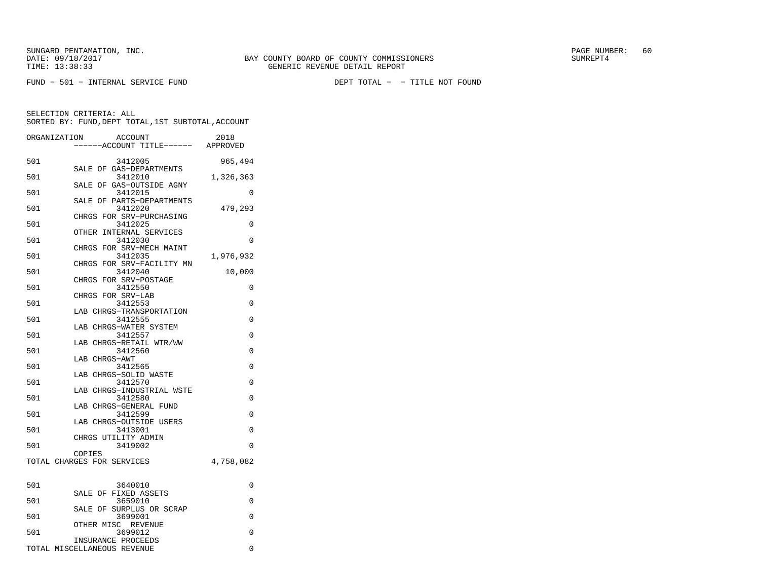SUNGARD PENTAMATION, INC.
DATE: 09/18/2017
TIME: 13:38:33

BAY COUNTY BOARD OF COUNTY COMMISSIONERS
GENERIC REVENUE DETAIL REPORT

PAGE NUMBER: 60
SUMREPT4

FUND - 501 - INTERNAL SERVICE FUND

DEPT TOTAL - - TITLE NOT FOUND

SELECTION CRITERIA: ALL
SORTED BY: FUND,DEPT TOTAL,1ST SUBTOTAL,ACCOUNT

| ORGANIZATION | ACCOUNT / ------ACCOUNT TITLE------ | 2018 APPROVED |
|---|---|---|
| 501 | 3412005 SALE OF GAS-DEPARTMENTS | 965,494 |
| 501 | 3412010 SALE OF GAS-OUTSIDE AGNY | 1,326,363 |
| 501 | 3412015 SALE OF PARTS-DEPARTMENTS | 0 |
| 501 | 3412020 CHRGS FOR SRV-PURCHASING | 479,293 |
| 501 | 3412025 OTHER INTERNAL SERVICES | 0 |
| 501 | 3412030 CHRGS FOR SRV-MECH MAINT | 0 |
| 501 | 3412035 CHRGS FOR SRV-FACILITY MN | 1,976,932 |
| 501 | 3412040 CHRGS FOR SRV-POSTAGE | 10,000 |
| 501 | 3412550 CHRGS FOR SRV-LAB | 0 |
| 501 | 3412553 LAB CHRGS-TRANSPORTATION | 0 |
| 501 | 3412555 LAB CHRGS-WATER SYSTEM | 0 |
| 501 | 3412557 LAB CHRGS-RETAIL WTR/WW | 0 |
| 501 | 3412560 LAB CHRGS-AWT | 0 |
| 501 | 3412565 LAB CHRGS-SOLID WASTE | 0 |
| 501 | 3412570 LAB CHRGS-INDUSTRIAL WSTE | 0 |
| 501 | 3412580 LAB CHRGS-GENERAL FUND | 0 |
| 501 | 3412599 LAB CHRGS-OUTSIDE USERS | 0 |
| 501 | 3413001 CHRGS UTILITY ADMIN | 0 |
| 501 | 3419002 COPIES | 0 |
| TOTAL CHARGES FOR SERVICES | | 4,758,082 |
| 501 | 3640010 SALE OF FIXED ASSETS | 0 |
| 501 | 3659010 SALE OF SURPLUS OR SCRAP | 0 |
| 501 | 3699001 OTHER MISC REVENUE | 0 |
| 501 | 3699012 INSURANCE PROCEEDS | 0 |
| TOTAL MISCELLANEOUS REVENUE | | 0 |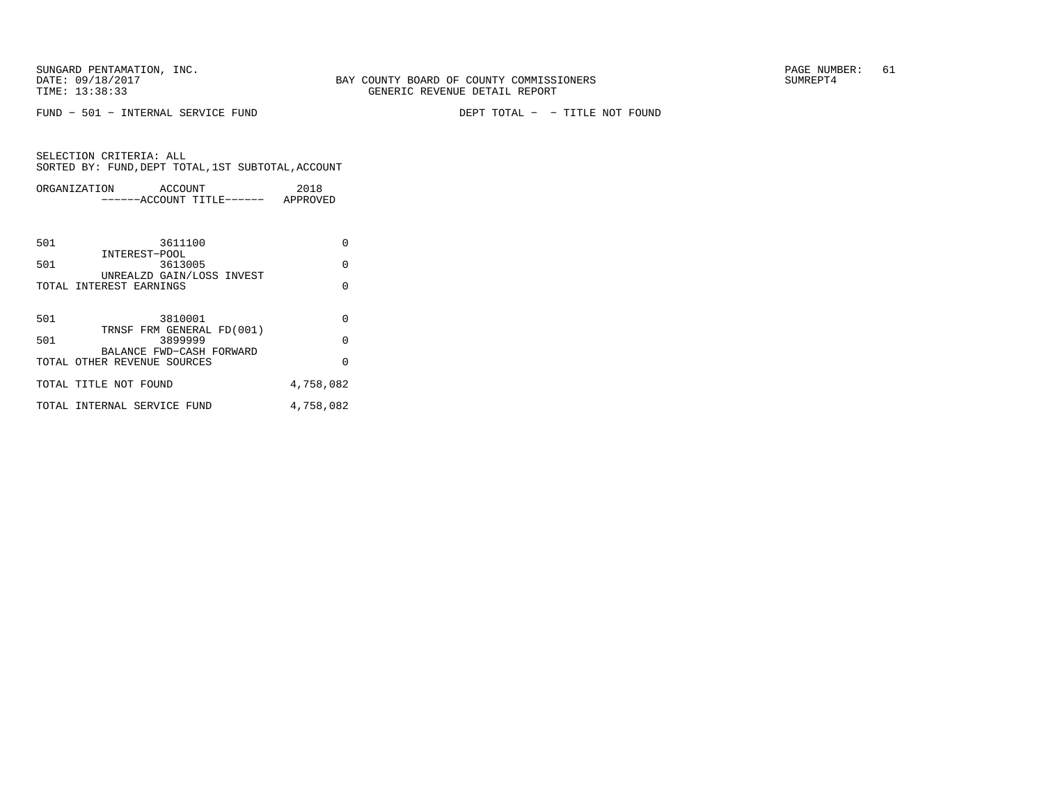SUNGARD PENTAMATION, INC.
DATE: 09/18/2017
TIME: 13:38:33

BAY COUNTY BOARD OF COUNTY COMMISSIONERS
GENERIC REVENUE DETAIL REPORT

SUMREPT4

FUND − 501 − INTERNAL SERVICE FUND

DEPT TOTAL − − TITLE NOT FOUND

SELECTION CRITERIA: ALL
SORTED BY: FUND,DEPT TOTAL,1ST SUBTOTAL,ACCOUNT

| ORGANIZATION | ACCOUNT / ------ACCOUNT TITLE------ | 2018 APPROVED |
|---|---|---|
| 501 | 3611100 INTEREST−POOL | 0 |
| 501 | 3613005 UNREALZD GAIN/LOSS INVEST | 0 |
| TOTAL INTEREST EARNINGS | | 0 |
| 501 | 3810001 TRNSF FRM GENERAL FD(001) | 0 |
| 501 | 3899999 BALANCE FWD−CASH FORWARD | 0 |
| TOTAL OTHER REVENUE SOURCES | | 0 |
| TOTAL TITLE NOT FOUND | | 4,758,082 |
| TOTAL INTERNAL SERVICE FUND | | 4,758,082 |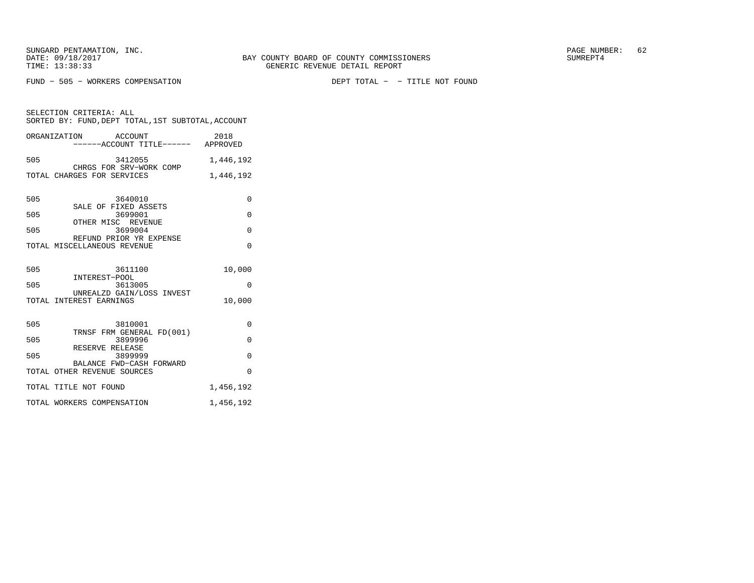SUNGARD PENTAMATION, INC.
DATE: 09/18/2017
TIME: 13:38:33

BAY COUNTY BOARD OF COUNTY COMMISSIONERS
GENERIC REVENUE DETAIL REPORT

SUMREPT4

FUND - 505 - WORKERS COMPENSATION　　　　DEPT TOTAL - - TITLE NOT FOUND

SELECTION CRITERIA: ALL
SORTED BY: FUND,DEPT TOTAL,1ST SUBTOTAL,ACCOUNT

| ORGANIZATION | ACCOUNT ------ACCOUNT TITLE------ | 2018 APPROVED |
|---|---|---|
| 505 | 3412055 CHRGS FOR SRV-WORK COMP | 1,446,192 |
| TOTAL CHARGES FOR SERVICES | | 1,446,192 |
| 505 | 3640010 SALE OF FIXED ASSETS | 0 |
| 505 | 3699001 OTHER MISC REVENUE | 0 |
| 505 | 3699004 REFUND PRIOR YR EXPENSE | 0 |
| TOTAL MISCELLANEOUS REVENUE | | 0 |
| 505 | 3611100 INTEREST-POOL | 10,000 |
| 505 | 3613005 UNREALZD GAIN/LOSS INVEST | 0 |
| TOTAL INTEREST EARNINGS | | 10,000 |
| 505 | 3810001 TRNSF FRM GENERAL FD(001) | 0 |
| 505 | 3899996 RESERVE RELEASE | 0 |
| 505 | 3899999 BALANCE FWD-CASH FORWARD | 0 |
| TOTAL OTHER REVENUE SOURCES | | 0 |
| TOTAL TITLE NOT FOUND | | 1,456,192 |
| TOTAL WORKERS COMPENSATION | | 1,456,192 |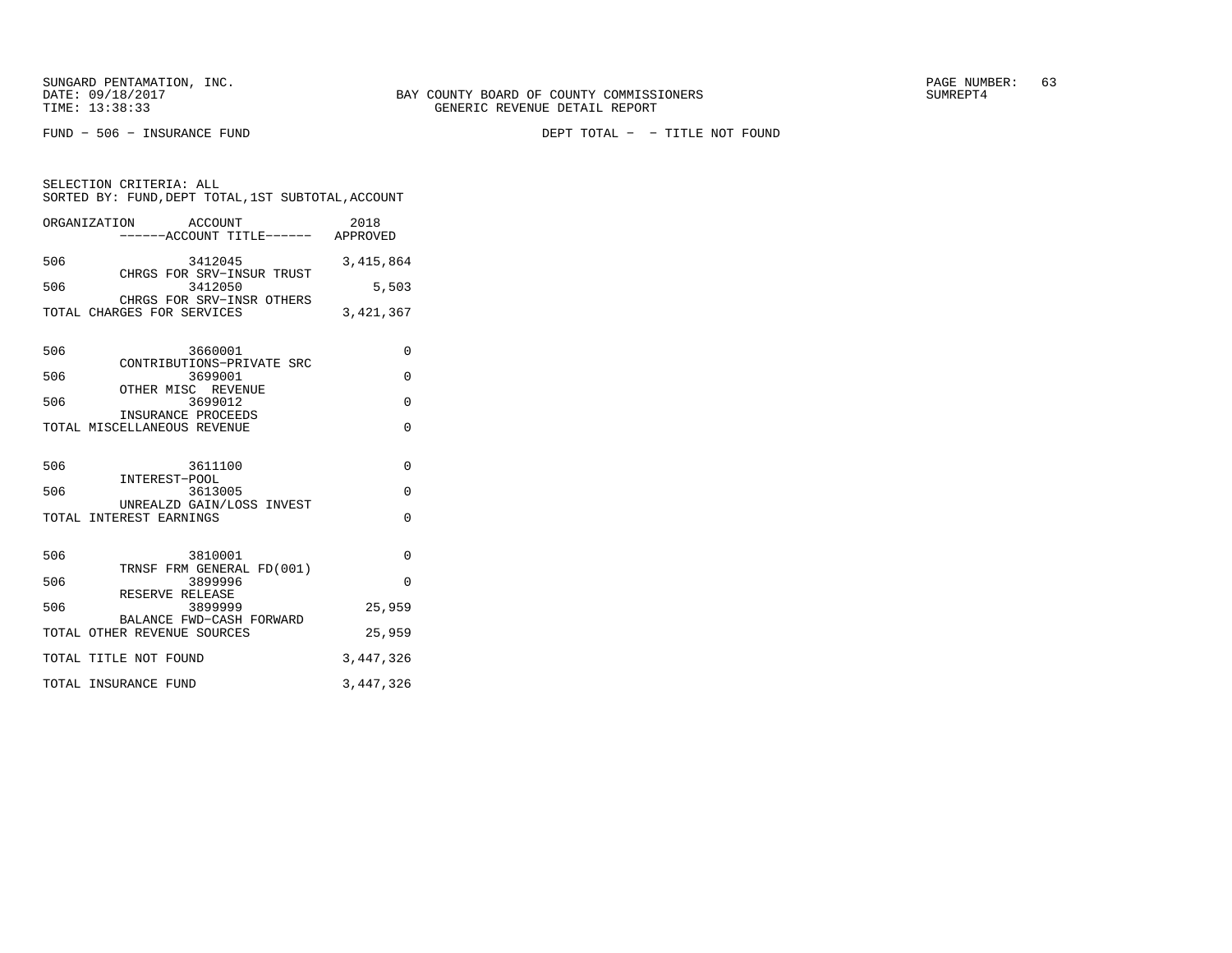FUND − 506 − INSURANCE FUND DEPT TOTAL − − TITLE NOT FOUND

SELECTION CRITERIA: ALL
SORTED BY: FUND,DEPT TOTAL,1ST SUBTOTAL,ACCOUNT

| ORGANIZATION | ACCOUNT ------ACCOUNT TITLE------ | 2018 APPROVED |
|---|---|---|
| 506 | 3412045 CHRGS FOR SRV−INSUR TRUST | 3,415,864 |
| 506 | 3412050 CHRGS FOR SRV−INSR OTHERS | 5,503 |
| TOTAL CHARGES FOR SERVICES | | 3,421,367 |
| 506 | 3660001 CONTRIBUTIONS−PRIVATE SRC | 0 |
| 506 | 3699001 OTHER MISC REVENUE | 0 |
| 506 | 3699012 INSURANCE PROCEEDS | 0 |
| TOTAL MISCELLANEOUS REVENUE | | 0 |
| 506 | 3611100 INTEREST−POOL | 0 |
| 506 | 3613005 UNREALZD GAIN/LOSS INVEST | 0 |
| TOTAL INTEREST EARNINGS | | 0 |
| 506 | 3810001 TRNSF FRM GENERAL FD(001) | 0 |
| 506 | 3899996 RESERVE RELEASE | 0 |
| 506 | 3899999 BALANCE FWD−CASH FORWARD | 25,959 |
| TOTAL OTHER REVENUE SOURCES | | 25,959 |
| TOTAL TITLE NOT FOUND | | 3,447,326 |
| TOTAL INSURANCE FUND | | 3,447,326 |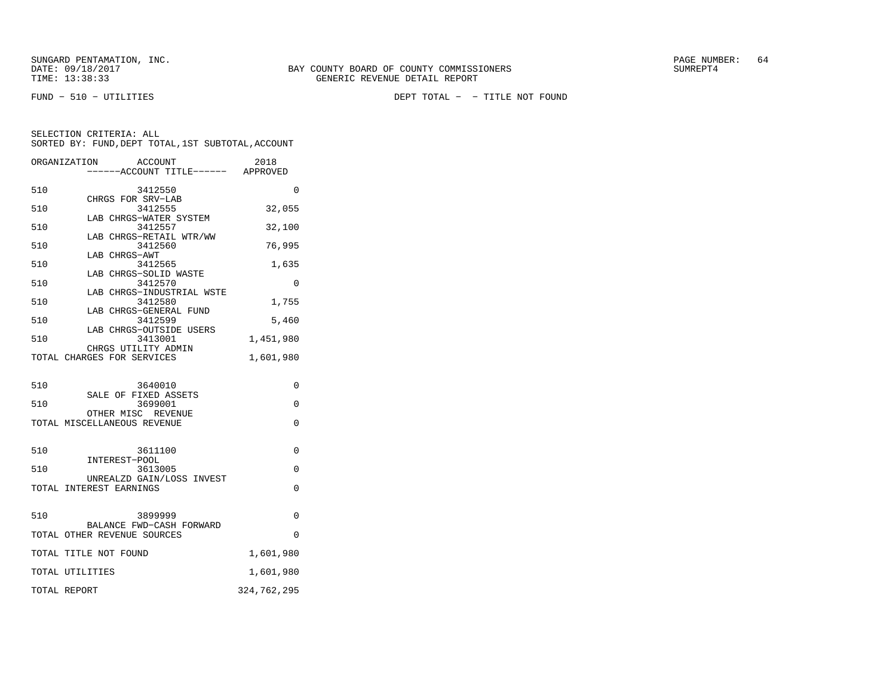SUNGARD PENTAMATION, INC.
DATE: 09/18/2017
TIME: 13:38:33

BAY COUNTY BOARD OF COUNTY COMMISSIONERS
GENERIC REVENUE DETAIL REPORT

SUMREPT4

FUND − 510 − UTILITIES

DEPT TOTAL − − TITLE NOT FOUND

SELECTION CRITERIA: ALL
SORTED BY: FUND,DEPT TOTAL,1ST SUBTOTAL,ACCOUNT

| ORGANIZATION | ACCOUNT / ------ACCOUNT TITLE------ | 2018 APPROVED |
|---|---|---|
| 510 | 3412550 CHRGS FOR SRV−LAB | 0 |
| 510 | 3412555 LAB CHRGS−WATER SYSTEM | 32,055 |
| 510 | 3412557 LAB CHRGS−RETAIL WTR/WW | 32,100 |
| 510 | 3412560 LAB CHRGS−AWT | 76,995 |
| 510 | 3412565 LAB CHRGS−SOLID WASTE | 1,635 |
| 510 | 3412570 LAB CHRGS−INDUSTRIAL WSTE | 0 |
| 510 | 3412580 LAB CHRGS−GENERAL FUND | 1,755 |
| 510 | 3412599 LAB CHRGS−OUTSIDE USERS | 5,460 |
| 510 | 3413001 CHRGS UTILITY ADMIN | 1,451,980 |
| TOTAL CHARGES FOR SERVICES | | 1,601,980 |
| 510 | 3640010 SALE OF FIXED ASSETS | 0 |
| 510 | 3699001 OTHER MISC REVENUE | 0 |
| TOTAL MISCELLANEOUS REVENUE | | 0 |
| 510 | 3611100 INTEREST−POOL | 0 |
| 510 | 3613005 UNREALZD GAIN/LOSS INVEST | 0 |
| TOTAL INTEREST EARNINGS | | 0 |
| 510 | 3899999 BALANCE FWD−CASH FORWARD | 0 |
| TOTAL OTHER REVENUE SOURCES | | 0 |
| TOTAL TITLE NOT FOUND | | 1,601,980 |
| TOTAL UTILITIES | | 1,601,980 |
| TOTAL REPORT | | 324,762,295 |